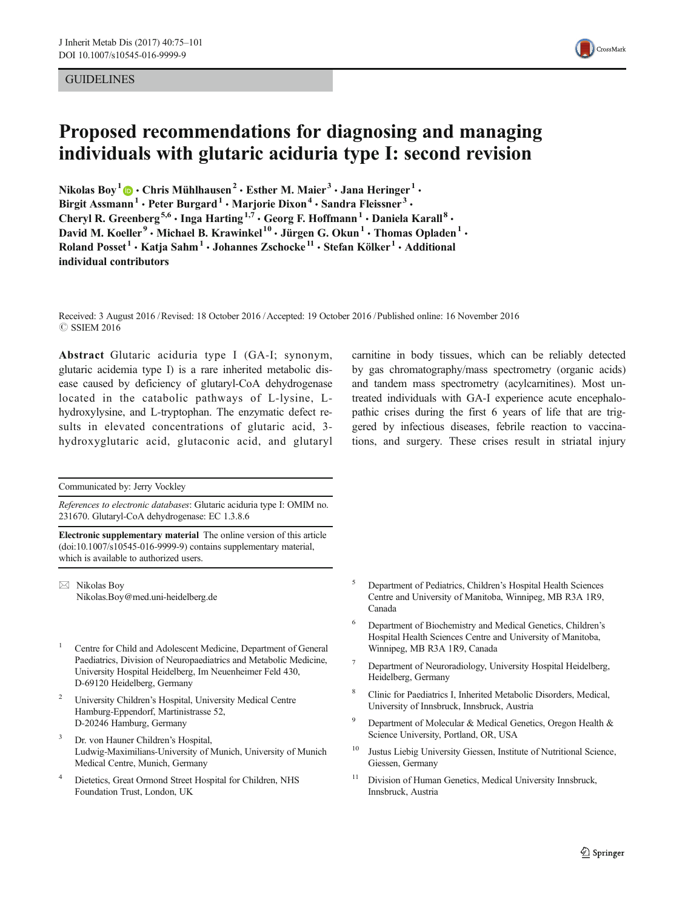GUIDELINES

# Proposed recommendations for diagnosing and managing individuals with glutaric aciduria type I: second revision

**Nikolas Boy[1] · Chris Mühlhausen[2] · Esther M. Maier[3] · Jana Heringer[1] · Birgit Assmann[1] · Peter Burgard[1] · Marjorie Dixon[4] · Sandra Fleissner[3] · Cheryl R. Greenberg[5,6] · Inga Harting[1,7] · Georg F. Hoffmann[1] · Daniela Karall[8] · David M. Koeller[9] · Michael B. Krawinkel[10] · Jürgen G. Okun[1] · Thomas Opladen[1] · Roland Posset[1] · Katja Sahm[1] · Johannes Zschocke[11] · Stefan Kölker[1] · Additional individual contributors**

Received: 3 August 2016 / Revised: 18 October 2016 / Accepted: 19 October 2016 / Published online: 16 November 2016
© SSIEM 2016

**Abstract** Glutaric aciduria type I (GA-I; synonym, glutaric acidemia type I) is a rare inherited metabolic disease caused by deficiency of glutaryl-CoA dehydrogenase located in the catabolic pathways of L-lysine, L-hydroxylysine, and L-tryptophan. The enzymatic defect results in elevated concentrations of glutaric acid, 3-hydroxyglutaric acid, glutaconic acid, and glutaryl carnitine in body tissues, which can be reliably detected by gas chromatography/mass spectrometry (organic acids) and tandem mass spectrometry (acylcarnitines). Most untreated individuals with GA-I experience acute encephalopathic crises during the first 6 years of life that are triggered by infectious diseases, febrile reaction to vaccinations, and surgery. These crises result in striatal injury

Communicated by: Jerry Vockley

*References to electronic databases*: Glutaric aciduria type I: OMIM no. 231670. Glutaryl-CoA dehydrogenase: EC 1.3.8.6

**Electronic supplementary material** The online version of this article (doi:10.1007/s10545-016-9999-9) contains supplementary material, which is available to authorized users.

✉ Nikolas Boy
Nikolas.Boy@med.uni-heidelberg.de

1. Centre for Child and Adolescent Medicine, Department of General Paediatrics, Division of Neuropaediatrics and Metabolic Medicine, University Hospital Heidelberg, Im Neuenheimer Feld 430, D-69120 Heidelberg, Germany
2. University Children's Hospital, University Medical Centre Hamburg-Eppendorf, Martinistrasse 52, D-20246 Hamburg, Germany
3. Dr. von Hauner Children's Hospital, Ludwig-Maximilians-University of Munich, University of Munich Medical Centre, Munich, Germany
4. Dietetics, Great Ormond Street Hospital for Children, NHS Foundation Trust, London, UK
5. Department of Pediatrics, Children's Hospital Health Sciences Centre and University of Manitoba, Winnipeg, MB R3A 1R9, Canada
6. Department of Biochemistry and Medical Genetics, Children's Hospital Health Sciences Centre and University of Manitoba, Winnipeg, MB R3A 1R9, Canada
7. Department of Neuroradiology, University Hospital Heidelberg, Heidelberg, Germany
8. Clinic for Paediatrics I, Inherited Metabolic Disorders, Medical, University of Innsbruck, Innsbruck, Austria
9. Department of Molecular & Medical Genetics, Oregon Health & Science University, Portland, OR, USA
10. Justus Liebig University Giessen, Institute of Nutritional Science, Giessen, Germany
11. Division of Human Genetics, Medical University Innsbruck, Innsbruck, Austria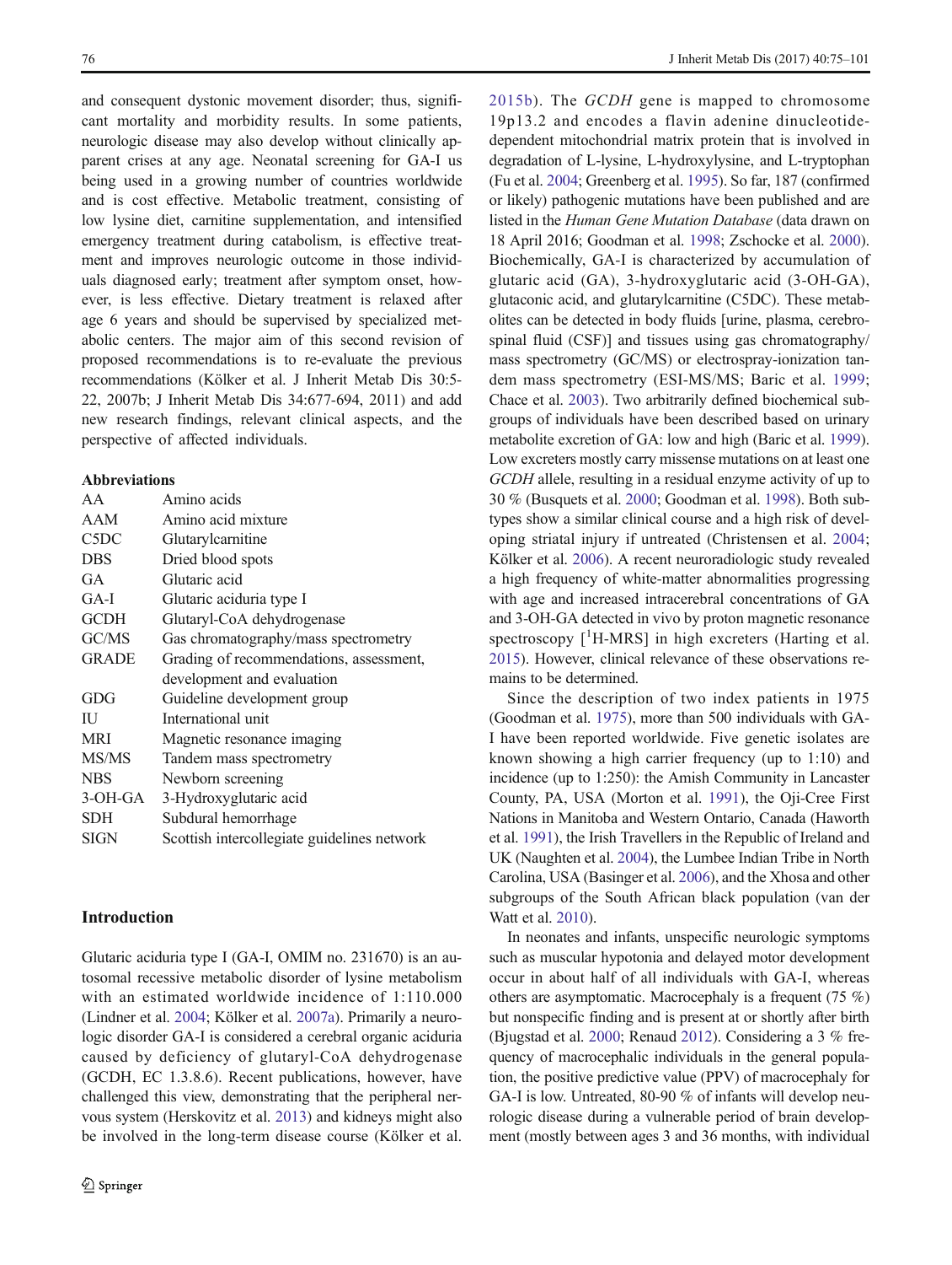and consequent dystonic movement disorder; thus, significant mortality and morbidity results. In some patients, neurologic disease may also develop without clinically apparent crises at any age. Neonatal screening for GA-I us being used in a growing number of countries worldwide and is cost effective. Metabolic treatment, consisting of low lysine diet, carnitine supplementation, and intensified emergency treatment during catabolism, is effective treatment and improves neurologic outcome in those individuals diagnosed early; treatment after symptom onset, however, is less effective. Dietary treatment is relaxed after age 6 years and should be supervised by specialized metabolic centers. The major aim of this second revision of proposed recommendations is to re-evaluate the previous recommendations (Kölker et al. J Inherit Metab Dis 30:5-22, 2007b; J Inherit Metab Dis 34:677-694, 2011) and add new research findings, relevant clinical aspects, and the perspective of affected individuals.

**Abbreviations**

| | |
|---|---|
| AA | Amino acids |
| AAM | Amino acid mixture |
| C5DC | Glutarylcarnitine |
| DBS | Dried blood spots |
| GA | Glutaric acid |
| GA-I | Glutaric aciduria type I |
| GCDH | Glutaryl-CoA dehydrogenase |
| GC/MS | Gas chromatography/mass spectrometry |
| GRADE | Grading of recommendations, assessment, development and evaluation |
| GDG | Guideline development group |
| IU | International unit |
| MRI | Magnetic resonance imaging |
| MS/MS | Tandem mass spectrometry |
| NBS | Newborn screening |
| 3-OH-GA | 3-Hydroxyglutaric acid |
| SDH | Subdural hemorrhage |
| SIGN | Scottish intercollegiate guidelines network |

## Introduction

Glutaric aciduria type I (GA-I, OMIM no. 231670) is an autosomal recessive metabolic disorder of lysine metabolism with an estimated worldwide incidence of 1:110.000 (Lindner et al. 2004; Kölker et al. 2007a). Primarily a neurologic disorder GA-I is considered a cerebral organic aciduria caused by deficiency of glutaryl-CoA dehydrogenase (GCDH, EC 1.3.8.6). Recent publications, however, have challenged this view, demonstrating that the peripheral nervous system (Herskovitz et al. 2013) and kidneys might also be involved in the long-term disease course (Kölker et al. 2015b). The *GCDH* gene is mapped to chromosome 19p13.2 and encodes a flavin adenine dinucleotide-dependent mitochondrial matrix protein that is involved in degradation of L-lysine, L-hydroxylysine, and L-tryptophan (Fu et al. 2004; Greenberg et al. 1995). So far, 187 (confirmed or likely) pathogenic mutations have been published and are listed in the *Human Gene Mutation Database* (data drawn on 18 April 2016; Goodman et al. 1998; Zschocke et al. 2000). Biochemically, GA-I is characterized by accumulation of glutaric acid (GA), 3-hydroxyglutaric acid (3-OH-GA), glutaconic acid, and glutarylcarnitine (C5DC). These metabolites can be detected in body fluids [urine, plasma, cerebrospinal fluid (CSF)] and tissues using gas chromatography/mass spectrometry (GC/MS) or electrospray-ionization tandem mass spectrometry (ESI-MS/MS; Baric et al. 1999; Chace et al. 2003). Two arbitrarily defined biochemical subgroups of individuals have been described based on urinary metabolite excretion of GA: low and high (Baric et al. 1999). Low excreters mostly carry missense mutations on at least one *GCDH* allele, resulting in a residual enzyme activity of up to 30 % (Busquets et al. 2000; Goodman et al. 1998). Both subtypes show a similar clinical course and a high risk of developing striatal injury if untreated (Christensen et al. 2004; Kölker et al. 2006). A recent neuroradiologic study revealed a high frequency of white-matter abnormalities progressing with age and increased intracerebral concentrations of GA and 3-OH-GA detected in vivo by proton magnetic resonance spectroscopy [$^{1}$H-MRS] in high excreters (Harting et al. 2015). However, clinical relevance of these observations remains to be determined.

Since the description of two index patients in 1975 (Goodman et al. 1975), more than 500 individuals with GA-I have been reported worldwide. Five genetic isolates are known showing a high carrier frequency (up to 1:10) and incidence (up to 1:250): the Amish Community in Lancaster County, PA, USA (Morton et al. 1991), the Oji-Cree First Nations in Manitoba and Western Ontario, Canada (Haworth et al. 1991), the Irish Travellers in the Republic of Ireland and UK (Naughten et al. 2004), the Lumbee Indian Tribe in North Carolina, USA (Basinger et al. 2006), and the Xhosa and other subgroups of the South African black population (van der Watt et al. 2010).

In neonates and infants, unspecific neurologic symptoms such as muscular hypotonia and delayed motor development occur in about half of all individuals with GA-I, whereas others are asymptomatic. Macrocephaly is a frequent (75 %) but nonspecific finding and is present at or shortly after birth (Bjugstad et al. 2000; Renaud 2012). Considering a 3 % frequency of macrocephalic individuals in the general population, the positive predictive value (PPV) of macrocephaly for GA-I is low. Untreated, 80-90 % of infants will develop neurologic disease during a vulnerable period of brain development (mostly between ages 3 and 36 months, with individual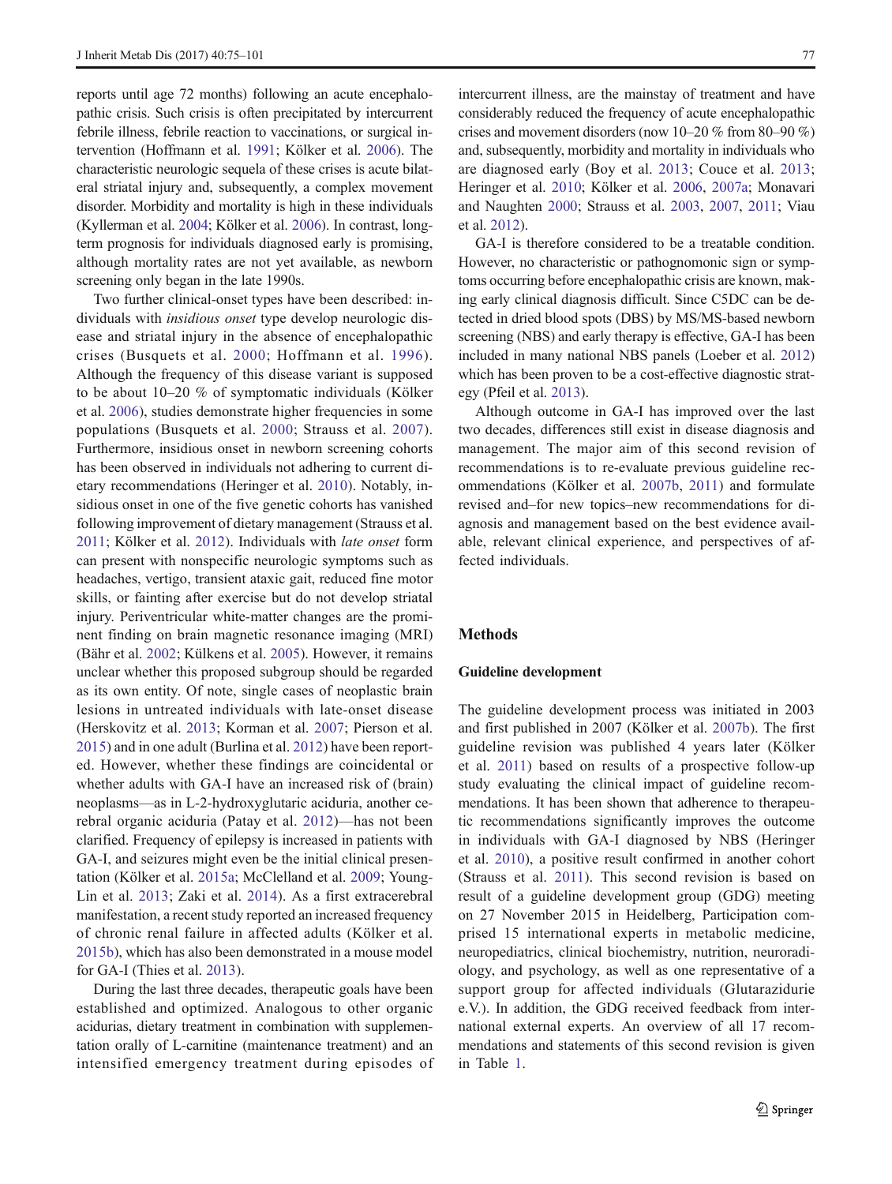reports until age 72 months) following an acute encephalopathic crisis. Such crisis is often precipitated by intercurrent febrile illness, febrile reaction to vaccinations, or surgical intervention (Hoffmann et al. 1991; Kölker et al. 2006). The characteristic neurologic sequela of these crises is acute bilateral striatal injury and, subsequently, a complex movement disorder. Morbidity and mortality is high in these individuals (Kyllerman et al. 2004; Kölker et al. 2006). In contrast, long-term prognosis for individuals diagnosed early is promising, although mortality rates are not yet available, as newborn screening only began in the late 1990s.

Two further clinical-onset types have been described: individuals with *insidious onset* type develop neurologic disease and striatal injury in the absence of encephalopathic crises (Busquets et al. 2000; Hoffmann et al. 1996). Although the frequency of this disease variant is supposed to be about 10–20 % of symptomatic individuals (Kölker et al. 2006), studies demonstrate higher frequencies in some populations (Busquets et al. 2000; Strauss et al. 2007). Furthermore, insidious onset in newborn screening cohorts has been observed in individuals not adhering to current dietary recommendations (Heringer et al. 2010). Notably, insidious onset in one of the five genetic cohorts has vanished following improvement of dietary management (Strauss et al. 2011; Kölker et al. 2012). Individuals with *late onset* form can present with nonspecific neurologic symptoms such as headaches, vertigo, transient ataxic gait, reduced fine motor skills, or fainting after exercise but do not develop striatal injury. Periventricular white-matter changes are the prominent finding on brain magnetic resonance imaging (MRI) (Bähr et al. 2002; Külkens et al. 2005). However, it remains unclear whether this proposed subgroup should be regarded as its own entity. Of note, single cases of neoplastic brain lesions in untreated individuals with late-onset disease (Herskovitz et al. 2013; Korman et al. 2007; Pierson et al. 2015) and in one adult (Burlina et al. 2012) have been reported. However, whether these findings are coincidental or whether adults with GA-I have an increased risk of (brain) neoplasms—as in L-2-hydroxyglutaric aciduria, another cerebral organic aciduria (Patay et al. 2012)—has not been clarified. Frequency of epilepsy is increased in patients with GA-I, and seizures might even be the initial clinical presentation (Kölker et al. 2015a; McClelland et al. 2009; Young-Lin et al. 2013; Zaki et al. 2014). As a first extracerebral manifestation, a recent study reported an increased frequency of chronic renal failure in affected adults (Kölker et al. 2015b), which has also been demonstrated in a mouse model for GA-I (Thies et al. 2013).

During the last three decades, therapeutic goals have been established and optimized. Analogous to other organic acidurias, dietary treatment in combination with supplementation orally of L-carnitine (maintenance treatment) and an intensified emergency treatment during episodes of intercurrent illness, are the mainstay of treatment and have considerably reduced the frequency of acute encephalopathic crises and movement disorders (now 10–20 % from 80–90 %) and, subsequently, morbidity and mortality in individuals who are diagnosed early (Boy et al. 2013; Couce et al. 2013; Heringer et al. 2010; Kölker et al. 2006, 2007a; Monavari and Naughten 2000; Strauss et al. 2003, 2007, 2011; Viau et al. 2012).

GA-I is therefore considered to be a treatable condition. However, no characteristic or pathognomonic sign or symptoms occurring before encephalopathic crisis are known, making early clinical diagnosis difficult. Since C5DC can be detected in dried blood spots (DBS) by MS/MS-based newborn screening (NBS) and early therapy is effective, GA-I has been included in many national NBS panels (Loeber et al. 2012) which has been proven to be a cost-effective diagnostic strategy (Pfeil et al. 2013).

Although outcome in GA-I has improved over the last two decades, differences still exist in disease diagnosis and management. The major aim of this second revision of recommendations is to re-evaluate previous guideline recommendations (Kölker et al. 2007b, 2011) and formulate revised and–for new topics–new recommendations for diagnosis and management based on the best evidence available, relevant clinical experience, and perspectives of affected individuals.

## Methods

### Guideline development

The guideline development process was initiated in 2003 and first published in 2007 (Kölker et al. 2007b). The first guideline revision was published 4 years later (Kölker et al. 2011) based on results of a prospective follow-up study evaluating the clinical impact of guideline recommendations. It has been shown that adherence to therapeutic recommendations significantly improves the outcome in individuals with GA-I diagnosed by NBS (Heringer et al. 2010), a positive result confirmed in another cohort (Strauss et al. 2011). This second revision is based on result of a guideline development group (GDG) meeting on 27 November 2015 in Heidelberg, Participation comprised 15 international experts in metabolic medicine, neuropediatrics, clinical biochemistry, nutrition, neuroradiology, and psychology, as well as one representative of a support group for affected individuals (Glutarazidurie e.V.). In addition, the GDG received feedback from international external experts. An overview of all 17 recommendations and statements of this second revision is given in Table 1.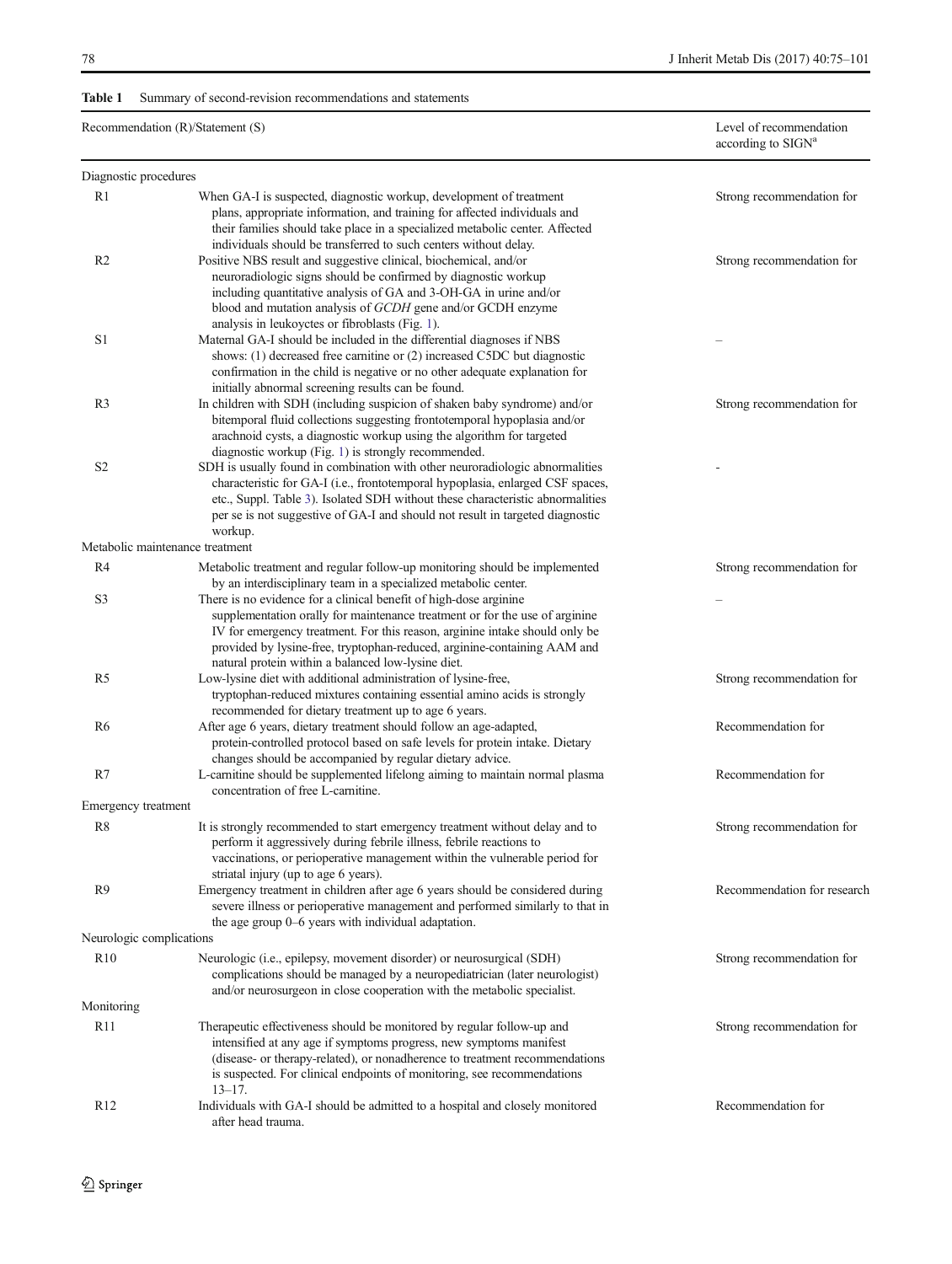**Table 1** Summary of second-revision recommendations and statements

| Recommendation (R)/Statement (S) | | Level of recommendation according to SIGN[a] |
|---|---|---|
| Diagnostic procedures | | |
| R1 | When GA-I is suspected, diagnostic workup, development of treatment plans, appropriate information, and training for affected individuals and their families should take place in a specialized metabolic center. Affected individuals should be transferred to such centers without delay. | Strong recommendation for |
| R2 | Positive NBS result and suggestive clinical, biochemical, and/or neuroradiologic signs should be confirmed by diagnostic workup including quantitative analysis of GA and 3-OH-GA in urine and/or blood and mutation analysis of *GCDH* gene and/or GCDH enzyme analysis in leukoycytes or fibroblasts (Fig. 1). | Strong recommendation for |
| S1 | Maternal GA-I should be included in the differential diagnoses if NBS shows: (1) decreased free carnitine or (2) increased C5DC but diagnostic confirmation in the child is negative or no other adequate explanation for initially abnormal screening results can be found. | – |
| R3 | In children with SDH (including suspicion of shaken baby syndrome) and/or bitemporal fluid collections suggesting frontotemporal hypoplasia and/or arachnoid cysts, a diagnostic workup using the algorithm for targeted diagnostic workup (Fig. 1) is strongly recommended. | Strong recommendation for |
| S2 | SDH is usually found in combination with other neuroradiologic abnormalities characteristic for GA-I (i.e., frontotemporal hypoplasia, enlarged CSF spaces, etc., Suppl. Table 3). Isolated SDH without these characteristic abnormalities per se is not suggestive of GA-I and should not result in targeted diagnostic workup. | - |
| Metabolic maintenance treatment | | |
| R4 | Metabolic treatment and regular follow-up monitoring should be implemented by an interdisciplinary team in a specialized metabolic center. | Strong recommendation for |
| S3 | There is no evidence for a clinical benefit of high-dose arginine supplementation orally for maintenance treatment or for the use of arginine IV for emergency treatment. For this reason, arginine intake should only be provided by lysine-free, tryptophan-reduced, arginine-containing AAM and natural protein within a balanced low-lysine diet. | – |
| R5 | Low-lysine diet with additional administration of lysine-free, tryptophan-reduced mixtures containing essential amino acids is strongly recommended for dietary treatment up to age 6 years. | Strong recommendation for |
| R6 | After age 6 years, dietary treatment should follow an age-adapted, protein-controlled protocol based on safe levels for protein intake. Dietary changes should be accompanied by regular dietary advice. | Recommendation for |
| R7 | L-carnitine should be supplemented lifelong aiming to maintain normal plasma concentration of free L-carnitine. | Recommendation for |
| Emergency treatment | | |
| R8 | It is strongly recommended to start emergency treatment without delay and to perform it aggressively during febrile illness, febrile reactions to vaccinations, or perioperative management within the vulnerable period for striatal injury (up to age 6 years). | Strong recommendation for |
| R9 | Emergency treatment in children after age 6 years should be considered during severe illness or perioperative management and performed similarly to that in the age group 0–6 years with individual adaptation. | Recommendation for research |
| Neurologic complications | | |
| R10 | Neurologic (i.e., epilepsy, movement disorder) or neurosurgical (SDH) complications should be managed by a neuropediatrician (later neurologist) and/or neurosurgeon in close cooperation with the metabolic specialist. | Strong recommendation for |
| Monitoring | | |
| R11 | Therapeutic effectiveness should be monitored by regular follow-up and intensified at any age if symptoms progress, new symptoms manifest (disease- or therapy-related), or nonadherence to treatment recommendations is suspected. For clinical endpoints of monitoring, see recommendations 13–17. | Strong recommendation for |
| R12 | Individuals with GA-I should be admitted to a hospital and closely monitored after head trauma. | Recommendation for |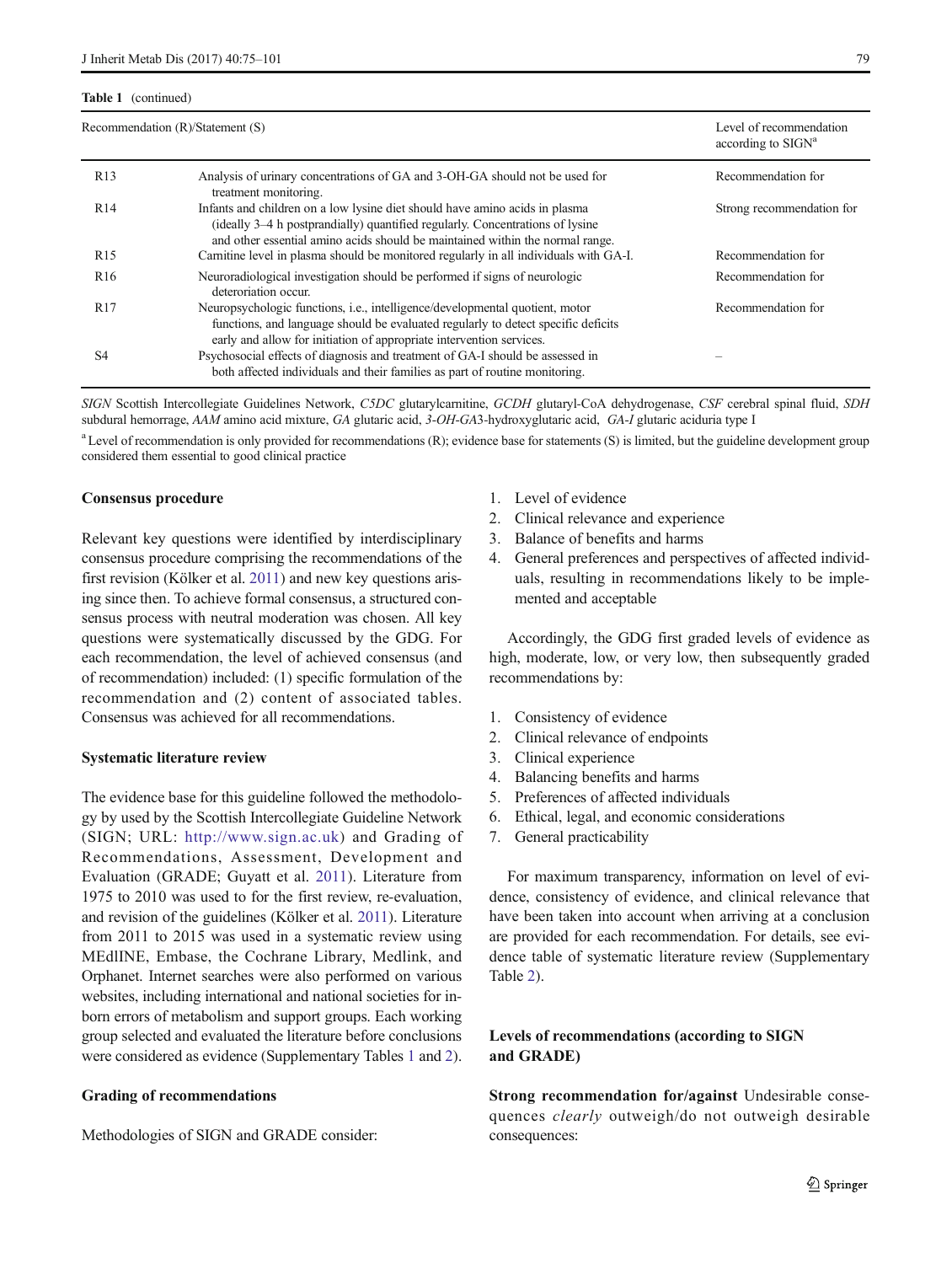**Table 1** (continued)

| Recommendation (R)/Statement (S) | | Level of recommendation according to SIGN[a] |
|---|---|---|
| R13 | Analysis of urinary concentrations of GA and 3-OH-GA should not be used for treatment monitoring. | Recommendation for |
| R14 | Infants and children on a low lysine diet should have amino acids in plasma (ideally 3–4 h postprandially) quantified regularly. Concentrations of lysine and other essential amino acids should be maintained within the normal range. | Strong recommendation for |
| R15 | Carnitine level in plasma should be monitored regularly in all individuals with GA-I. | Recommendation for |
| R16 | Neuroradiological investigation should be performed if signs of neurologic deterioration occur. | Recommendation for |
| R17 | Neuropsychologic functions, i.e., intelligence/developmental quotient, motor functions, and language should be evaluated regularly to detect specific deficits early and allow for initiation of appropriate intervention services. | Recommendation for |
| S4 | Psychosocial effects of diagnosis and treatment of GA-I should be assessed in both affected individuals and their families as part of routine monitoring. | – |

*SIGN* Scottish Intercollegiate Guidelines Network, *C5DC* glutarylcarnitine, *GCDH* glutaryl-CoA dehydrogenase, *CSF* cerebral spinal fluid, *SDH* subdural hemorrage, *AAM* amino acid mixture, *GA* glutaric acid, *3-OH-GA*3-hydroxyglutaric acid, *GA-I* glutaric aciduria type I

[a] Level of recommendation is only provided for recommendations (R); evidence base for statements (S) is limited, but the guideline development group considered them essential to good clinical practice

**Consensus procedure**

Relevant key questions were identified by interdisciplinary consensus procedure comprising the recommendations of the first revision (Kölker et al. 2011) and new key questions arising since then. To achieve formal consensus, a structured consensus process with neutral moderation was chosen. All key questions were systematically discussed by the GDG. For each recommendation, the level of achieved consensus (and of recommendation) included: (1) specific formulation of the recommendation and (2) content of associated tables. Consensus was achieved for all recommendations.

**Systematic literature review**

The evidence base for this guideline followed the methodology by used by the Scottish Intercollegiate Guideline Network (SIGN; URL: http://www.sign.ac.uk) and Grading of Recommendations, Assessment, Development and Evaluation (GRADE; Guyatt et al. 2011). Literature from 1975 to 2010 was used to for the first review, re-evaluation, and revision of the guidelines (Kölker et al. 2011). Literature from 2011 to 2015 was used in a systematic review using MEdlINE, Embase, the Cochrane Library, Medlink, and Orphanet. Internet searches were also performed on various websites, including international and national societies for inborn errors of metabolism and support groups. Each working group selected and evaluated the literature before conclusions were considered as evidence (Supplementary Tables 1 and 2).

**Grading of recommendations**

Methodologies of SIGN and GRADE consider:

1. Level of evidence
2. Clinical relevance and experience
3. Balance of benefits and harms
4. General preferences and perspectives of affected individuals, resulting in recommendations likely to be implemented and acceptable

Accordingly, the GDG first graded levels of evidence as high, moderate, low, or very low, then subsequently graded recommendations by:

1. Consistency of evidence
2. Clinical relevance of endpoints
3. Clinical experience
4. Balancing benefits and harms
5. Preferences of affected individuals
6. Ethical, legal, and economic considerations
7. General practicability

For maximum transparency, information on level of evidence, consistency of evidence, and clinical relevance that have been taken into account when arriving at a conclusion are provided for each recommendation. For details, see evidence table of systematic literature review (Supplementary Table 2).

## Levels of recommendations (according to SIGN and GRADE)

**Strong recommendation for/against** Undesirable consequences *clearly* outweigh/do not outweigh desirable consequences: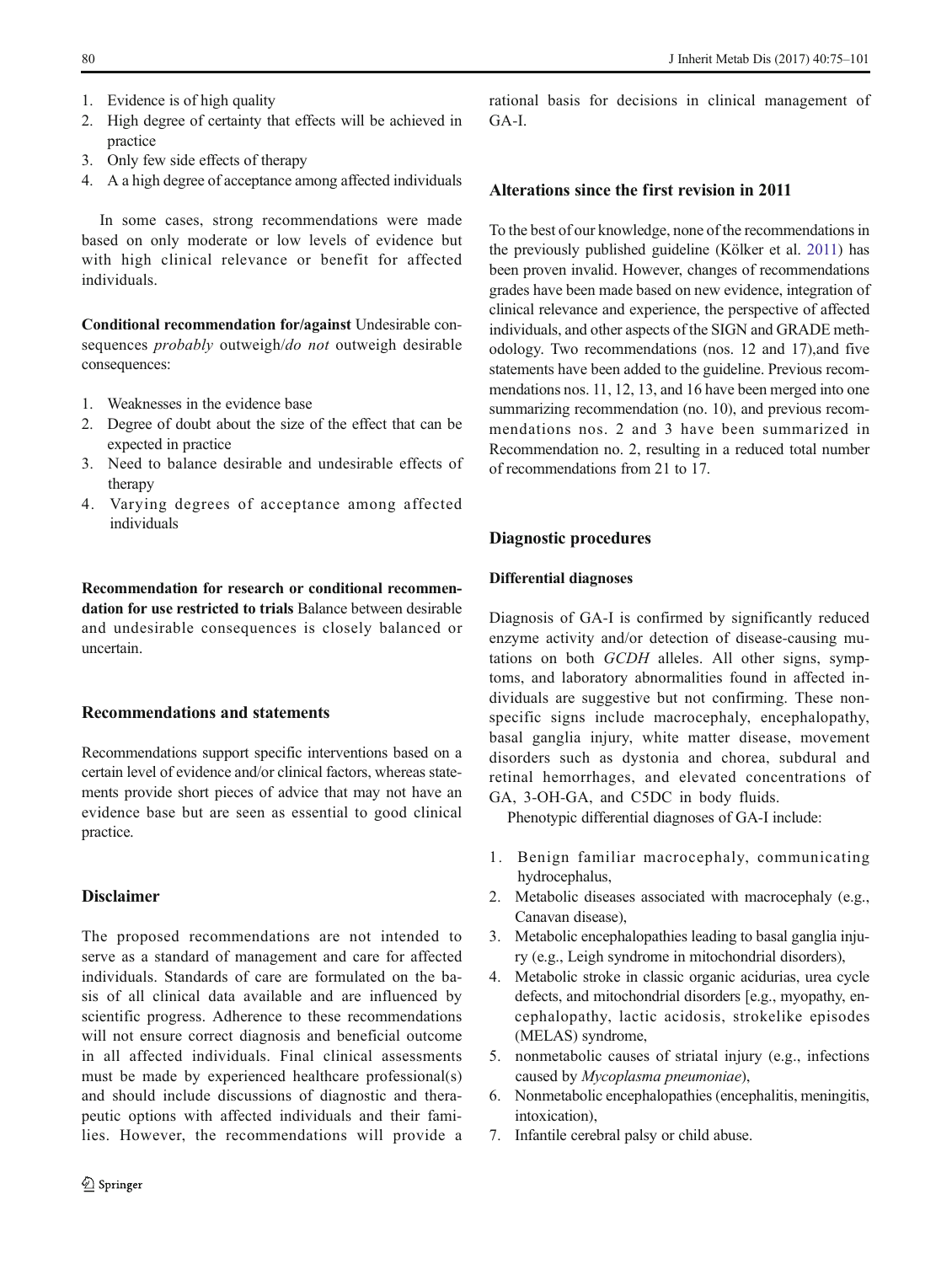1. Evidence is of high quality
2. High degree of certainty that effects will be achieved in practice
3. Only few side effects of therapy
4. A a high degree of acceptance among affected individuals

In some cases, strong recommendations were made based on only moderate or low levels of evidence but with high clinical relevance or benefit for affected individuals.

**Conditional recommendation for/against** Undesirable consequences *probably* outweigh/*do not* outweigh desirable consequences:

1. Weaknesses in the evidence base
2. Degree of doubt about the size of the effect that can be expected in practice
3. Need to balance desirable and undesirable effects of therapy
4. Varying degrees of acceptance among affected individuals

**Recommendation for research or conditional recommendation for use restricted to trials** Balance between desirable and undesirable consequences is closely balanced or uncertain.

## Recommendations and statements

Recommendations support specific interventions based on a certain level of evidence and/or clinical factors, whereas statements provide short pieces of advice that may not have an evidence base but are seen as essential to good clinical practice.

## Disclaimer

The proposed recommendations are not intended to serve as a standard of management and care for affected individuals. Standards of care are formulated on the basis of all clinical data available and are influenced by scientific progress. Adherence to these recommendations will not ensure correct diagnosis and beneficial outcome in all affected individuals. Final clinical assessments must be made by experienced healthcare professional(s) and should include discussions of diagnostic and therapeutic options with affected individuals and their families. However, the recommendations will provide a rational basis for decisions in clinical management of GA-I.

## Alterations since the first revision in 2011

To the best of our knowledge, none of the recommendations in the previously published guideline (Kölker et al. 2011) has been proven invalid. However, changes of recommendations grades have been made based on new evidence, integration of clinical relevance and experience, the perspective of affected individuals, and other aspects of the SIGN and GRADE methodology. Two recommendations (nos. 12 and 17),and five statements have been added to the guideline. Previous recommendations nos. 11, 12, 13, and 16 have been merged into one summarizing recommendation (no. 10), and previous recommendations nos. 2 and 3 have been summarized in Recommendation no. 2, resulting in a reduced total number of recommendations from 21 to 17.

## Diagnostic procedures

### Differential diagnoses

Diagnosis of GA-I is confirmed by significantly reduced enzyme activity and/or detection of disease-causing mutations on both *GCDH* alleles. All other signs, symptoms, and laboratory abnormalities found in affected individuals are suggestive but not confirming. These nonspecific signs include macrocephaly, encephalopathy, basal ganglia injury, white matter disease, movement disorders such as dystonia and chorea, subdural and retinal hemorrhages, and elevated concentrations of GA, 3-OH-GA, and C5DC in body fluids.

Phenotypic differential diagnoses of GA-I include:

1. Benign familiar macrocephaly, communicating hydrocephalus,
2. Metabolic diseases associated with macrocephaly (e.g., Canavan disease),
3. Metabolic encephalopathies leading to basal ganglia injury (e.g., Leigh syndrome in mitochondrial disorders),
4. Metabolic stroke in classic organic acidurias, urea cycle defects, and mitochondrial disorders [e.g., myopathy, encephalopathy, lactic acidosis, strokelike episodes (MELAS) syndrome,
5. nonmetabolic causes of striatal injury (e.g., infections caused by *Mycoplasma pneumoniae*),
6. Nonmetabolic encephalopathies (encephalitis, meningitis, intoxication),
7. Infantile cerebral palsy or child abuse.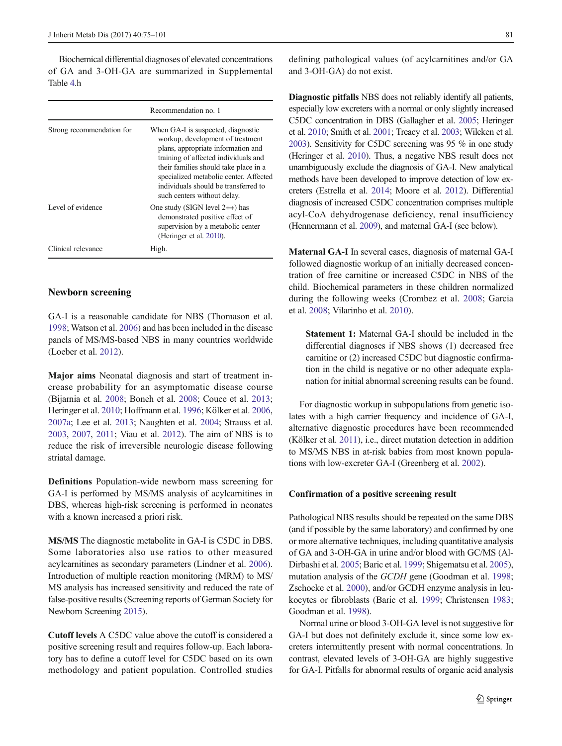Biochemical differential diagnoses of elevated concentrations of GA and 3-OH-GA are summarized in Supplemental Table 4.h

| | Recommendation no. 1 |
|---|---|
| Strong recommendation for | When GA-I is suspected, diagnostic workup, development of treatment plans, appropriate information and training of affected individuals and their families should take place in a specialized metabolic center. Affected individuals should be transferred to such centers without delay. |
| Level of evidence | One study (SIGN level 2++) has demonstrated positive effect of supervision by a metabolic center (Heringer et al. 2010). |
| Clinical relevance | High. |

## Newborn screening

GA-I is a reasonable candidate for NBS (Thomason et al. 1998; Watson et al. 2006) and has been included in the disease panels of MS/MS-based NBS in many countries worldwide (Loeber et al. 2012).

**Major aims** Neonatal diagnosis and start of treatment increase probability for an asymptomatic disease course (Bijarnia et al. 2008; Boneh et al. 2008; Couce et al. 2013; Heringer et al. 2010; Hoffmann et al. 1996; Kölker et al. 2006, 2007a; Lee et al. 2013; Naughten et al. 2004; Strauss et al. 2003, 2007, 2011; Viau et al. 2012). The aim of NBS is to reduce the risk of irreversible neurologic disease following striatal damage.

**Definitions** Population-wide newborn mass screening for GA-I is performed by MS/MS analysis of acylcarnitines in DBS, whereas high-risk screening is performed in neonates with a known increased a priori risk.

**MS/MS** The diagnostic metabolite in GA-I is C5DC in DBS. Some laboratories also use ratios to other measured acylcarnitines as secondary parameters (Lindner et al. 2006). Introduction of multiple reaction monitoring (MRM) to MS/MS analysis has increased sensitivity and reduced the rate of false-positive results (Screening reports of German Society for Newborn Screening 2015).

**Cutoff levels** A C5DC value above the cutoff is considered a positive screening result and requires follow-up. Each laboratory has to define a cutoff level for C5DC based on its own methodology and patient population. Controlled studies defining pathological values (of acylcarnitines and/or GA and 3-OH-GA) do not exist.

**Diagnostic pitfalls** NBS does not reliably identify all patients, especially low excreters with a normal or only slightly increased C5DC concentration in DBS (Gallagher et al. 2005; Heringer et al. 2010; Smith et al. 2001; Treacy et al. 2003; Wilcken et al. 2003). Sensitivity for C5DC screening was 95 % in one study (Heringer et al. 2010). Thus, a negative NBS result does not unambiguously exclude the diagnosis of GA-I. New analytical methods have been developed to improve detection of low excreters (Estrella et al. 2014; Moore et al. 2012). Differential diagnosis of increased C5DC concentration comprises multiple acyl-CoA dehydrogenase deficiency, renal insufficiency (Hennermann et al. 2009), and maternal GA-I (see below).

**Maternal GA-I** In several cases, diagnosis of maternal GA-I followed diagnostic workup of an initially decreased concentration of free carnitine or increased C5DC in NBS of the child. Biochemical parameters in these children normalized during the following weeks (Crombez et al. 2008; Garcia et al. 2008; Vilarinho et al. 2010).

> **Statement 1:** Maternal GA-I should be included in the differential diagnoses if NBS shows (1) decreased free carnitine or (2) increased C5DC but diagnostic confirmation in the child is negative or no other adequate explanation for initial abnormal screening results can be found.

For diagnostic workup in subpopulations from genetic isolates with a high carrier frequency and incidence of GA-I, alternative diagnostic procedures have been recommended (Kölker et al. 2011), i.e., direct mutation detection in addition to MS/MS NBS in at-risk babies from most known populations with low-excreter GA-I (Greenberg et al. 2002).

### Confirmation of a positive screening result

Pathological NBS results should be repeated on the same DBS (and if possible by the same laboratory) and confirmed by one or more alternative techniques, including quantitative analysis of GA and 3-OH-GA in urine and/or blood with GC/MS (Al-Dirbashi et al. 2005; Baric et al. 1999; Shigematsu et al. 2005), mutation analysis of the *GCDH* gene (Goodman et al. 1998; Zschocke et al. 2000), and/or GCDH enzyme analysis in leukocytes or fibroblasts (Baric et al. 1999; Christensen 1983; Goodman et al. 1998).

Normal urine or blood 3-OH-GA level is not suggestive for GA-I but does not definitely exclude it, since some low excreters intermittently present with normal concentrations. In contrast, elevated levels of 3-OH-GA are highly suggestive for GA-I. Pitfalls for abnormal results of organic acid analysis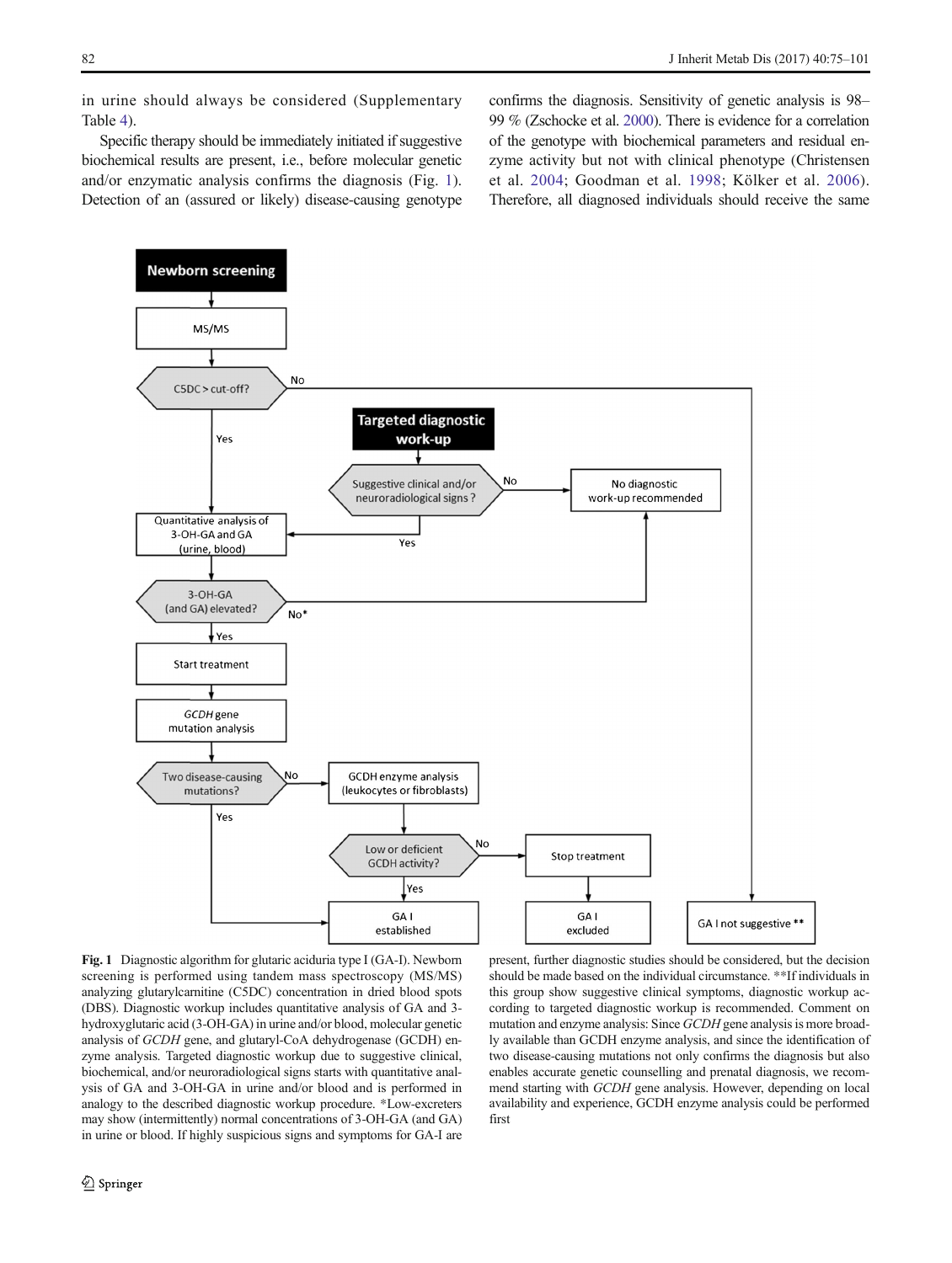in urine should always be considered (Supplementary Table 4).

Specific therapy should be immediately initiated if suggestive biochemical results are present, i.e., before molecular genetic and/or enzymatic analysis confirms the diagnosis (Fig. 1). Detection of an (assured or likely) disease-causing genotype confirms the diagnosis. Sensitivity of genetic analysis is 98–99 % (Zschocke et al. 2000). There is evidence for a correlation of the genotype with biochemical parameters and residual enzyme activity but not with clinical phenotype (Christensen et al. 2004; Goodman et al. 1998; Kölker et al. 2006). Therefore, all diagnosed individuals should receive the same

**Newborn screening** → MS/MS → C5DC > cut-off?
- No → GA I not suggestive **
- Yes → Quantitative analysis of 3-OH-GA and GA (urine, blood)

**Targeted diagnostic work-up** → Suggestive clinical and/or neuroradiological signs ?
- No → No diagnostic work-up recommended
- Yes → Quantitative analysis of 3-OH-GA and GA (urine, blood)

Quantitative analysis of 3-OH-GA and GA (urine, blood) → 3-OH-GA (and GA) elevated?
- No* → No diagnostic work-up recommended
- Yes → Start treatment → *GCDH* gene mutation analysis → Two disease-causing mutations?
  - Yes → GA I established
  - No → GCDH enzyme analysis (leukocytes or fibroblasts) → Low or deficient GCDH activity?
    - Yes → GA I established
    - No → Stop treatment → GA I excluded

**Fig. 1** Diagnostic algorithm for glutaric aciduria type I (GA-I). Newborn screening is performed using tandem mass spectroscopy (MS/MS) analyzing glutarylcarnitine (C5DC) concentration in dried blood spots (DBS). Diagnostic workup includes quantitative analysis of GA and 3-hydroxyglutaric acid (3-OH-GA) in urine and/or blood, molecular genetic analysis of *GCDH* gene, and glutaryl-CoA dehydrogenase (GCDH) enzyme analysis. Targeted diagnostic workup due to suggestive clinical, biochemical, and/or neuroradiological signs starts with quantitative analysis of GA and 3-OH-GA in urine and/or blood and is performed in analogy to the described diagnostic workup procedure. *Low-excreters may show (intermittently) normal concentrations of 3-OH-GA (and GA) in urine or blood. If highly suspicious signs and symptoms for GA-I are present, further diagnostic studies should be considered, but the decision should be made based on the individual circumstance. **If individuals in this group show suggestive clinical symptoms, diagnostic workup according to targeted diagnostic workup is recommended. Comment on mutation and enzyme analysis: Since *GCDH* gene analysis is more broadly available than GCDH enzyme analysis, and since the identification of two disease-causing mutations not only confirms the diagnosis but also enables accurate genetic counselling and prenatal diagnosis, we recommend starting with *GCDH* gene analysis. However, depending on local availability and experience, GCDH enzyme analysis could be performed first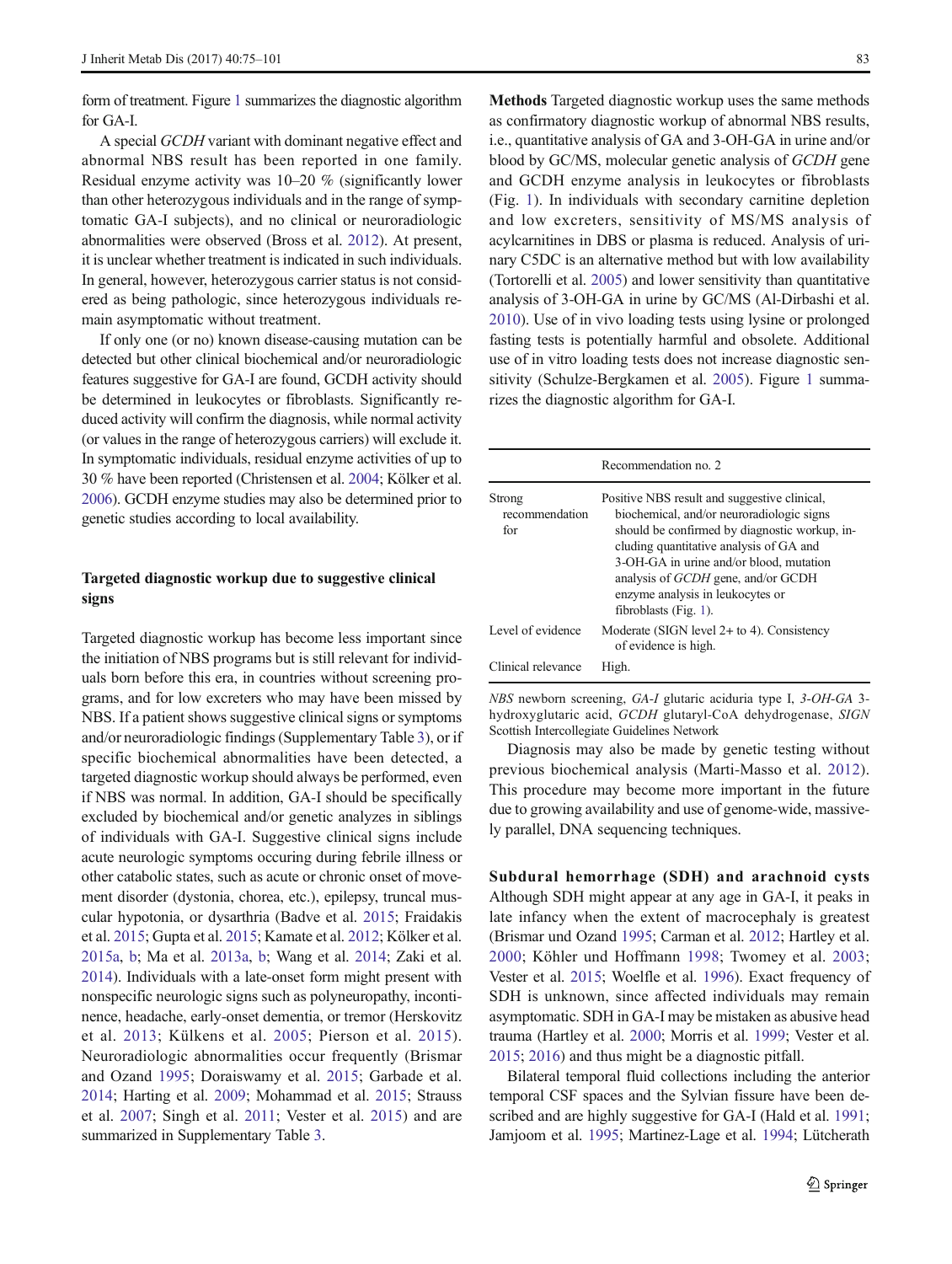form of treatment. Figure 1 summarizes the diagnostic algorithm for GA-I.

A special *GCDH* variant with dominant negative effect and abnormal NBS result has been reported in one family. Residual enzyme activity was 10–20 % (significantly lower than other heterozygous individuals and in the range of symptomatic GA-I subjects), and no clinical or neuroradiologic abnormalities were observed (Bross et al. 2012). At present, it is unclear whether treatment is indicated in such individuals. In general, however, heterozygous carrier status is not considered as being pathologic, since heterozygous individuals remain asymptomatic without treatment.

If only one (or no) known disease-causing mutation can be detected but other clinical biochemical and/or neuroradiologic features suggestive for GA-I are found, GCDH activity should be determined in leukocytes or fibroblasts. Significantly reduced activity will confirm the diagnosis, while normal activity (or values in the range of heterozygous carriers) will exclude it. In symptomatic individuals, residual enzyme activities of up to 30 % have been reported (Christensen et al. 2004; Kölker et al. 2006). GCDH enzyme studies may also be determined prior to genetic studies according to local availability.

### Targeted diagnostic workup due to suggestive clinical signs

Targeted diagnostic workup has become less important since the initiation of NBS programs but is still relevant for individuals born before this era, in countries without screening programs, and for low excreters who may have been missed by NBS. If a patient shows suggestive clinical signs or symptoms and/or neuroradiologic findings (Supplementary Table 3), or if specific biochemical abnormalities have been detected, a targeted diagnostic workup should always be performed, even if NBS was normal. In addition, GA-I should be specifically excluded by biochemical and/or genetic analyzes in siblings of individuals with GA-I. Suggestive clinical signs include acute neurologic symptoms occuring during febrile illness or other catabolic states, such as acute or chronic onset of movement disorder (dystonia, chorea, etc.), epilepsy, truncal muscular hypotonia, or dysarthria (Badve et al. 2015; Fraidakis et al. 2015; Gupta et al. 2015; Kamate et al. 2012; Kölker et al. 2015a, b; Ma et al. 2013a, b; Wang et al. 2014; Zaki et al. 2014). Individuals with a late-onset form might present with nonspecific neurologic signs such as polyneuropathy, incontinence, headache, early-onset dementia, or tremor (Herskovitz et al. 2013; Külkens et al. 2005; Pierson et al. 2015). Neuroradiologic abnormalities occur frequently (Brismar and Ozand 1995; Doraiswamy et al. 2015; Garbade et al. 2014; Harting et al. 2009; Mohammad et al. 2015; Strauss et al. 2007; Singh et al. 2011; Vester et al. 2015) and are summarized in Supplementary Table 3.

**Methods** Targeted diagnostic workup uses the same methods as confirmatory diagnostic workup of abnormal NBS results, i.e., quantitative analysis of GA and 3-OH-GA in urine and/or blood by GC/MS, molecular genetic analysis of *GCDH* gene and GCDH enzyme analysis in leukocytes or fibroblasts (Fig. 1). In individuals with secondary carnitine depletion and low excreters, sensitivity of MS/MS analysis of acylcarnitines in DBS or plasma is reduced. Analysis of urinary C5DC is an alternative method but with low availability (Tortorelli et al. 2005) and lower sensitivity than quantitative analysis of 3-OH-GA in urine by GC/MS (Al-Dirbashi et al. 2010). Use of in vivo loading tests using lysine or prolonged fasting tests is potentially harmful and obsolete. Additional use of in vitro loading tests does not increase diagnostic sensitivity (Schulze-Bergkamen et al. 2005). Figure 1 summarizes the diagnostic algorithm for GA-I.

| | Recommendation no. 2 |
|---|---|
| Strong recommendation for | Positive NBS result and suggestive clinical, biochemical, and/or neuroradiologic signs should be confirmed by diagnostic workup, including quantitative analysis of GA and 3-OH-GA in urine and/or blood, mutation analysis of *GCDH* gene, and/or GCDH enzyme analysis in leukocytes or fibroblasts (Fig. 1). |
| Level of evidence | Moderate (SIGN level 2+ to 4). Consistency of evidence is high. |
| Clinical relevance | High. |

*NBS* newborn screening, *GA-I* glutaric aciduria type I, *3-OH-GA* 3-hydroxyglutaric acid, *GCDH* glutaryl-CoA dehydrogenase, *SIGN* Scottish Intercollegiate Guidelines Network

Diagnosis may also be made by genetic testing without previous biochemical analysis (Marti-Masso et al. 2012). This procedure may become more important in the future due to growing availability and use of genome-wide, massively parallel, DNA sequencing techniques.

**Subdural hemorrhage (SDH) and arachnoid cysts** Although SDH might appear at any age in GA-I, it peaks in late infancy when the extent of macrocephaly is greatest (Brismar und Ozand 1995; Carman et al. 2012; Hartley et al. 2000; Köhler und Hoffmann 1998; Twomey et al. 2003; Vester et al. 2015; Woelfle et al. 1996). Exact frequency of SDH is unknown, since affected individuals may remain asymptomatic. SDH in GA-I may be mistaken as abusive head trauma (Hartley et al. 2000; Morris et al. 1999; Vester et al. 2015; 2016) and thus might be a diagnostic pitfall.

Bilateral temporal fluid collections including the anterior temporal CSF spaces and the Sylvian fissure have been described and are highly suggestive for GA-I (Hald et al. 1991; Jamjoom et al. 1995; Martinez-Lage et al. 1994; Lütcherath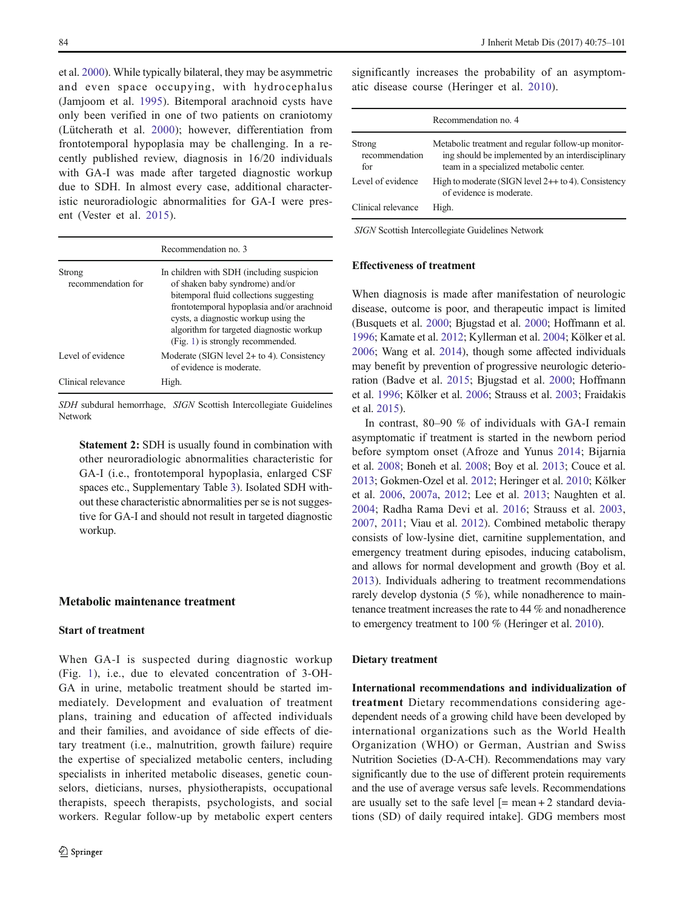et al. 2000). While typically bilateral, they may be asymmetric and even space occupying, with hydrocephalus (Jamjoom et al. 1995). Bitemporal arachnoid cysts have only been verified in one of two patients on craniotomy (Lütcherath et al. 2000); however, differentiation from frontotemporal hypoplasia may be challenging. In a recently published review, diagnosis in 16/20 individuals with GA-I was made after targeted diagnostic workup due to SDH. In almost every case, additional characteristic neuroradiologic abnormalities for GA-I were present (Vester et al. 2015).

| | Recommendation no. 3 |
|---|---|
| Strong recommendation for | In children with SDH (including suspicion of shaken baby syndrome) and/or bitemporal fluid collections suggesting frontotemporal hypoplasia and/or arachnoid cysts, a diagnostic workup using the algorithm for targeted diagnostic workup (Fig. 1) is strongly recommended. |
| Level of evidence | Moderate (SIGN level 2+ to 4). Consistency of evidence is moderate. |
| Clinical relevance | High. |

*SDH* subdural hemorrhage, *SIGN* Scottish Intercollegiate Guidelines Network

> **Statement 2:** SDH is usually found in combination with other neuroradiologic abnormalities characteristic for GA-I (i.e., frontotemporal hypoplasia, enlarged CSF spaces etc., Supplementary Table 3). Isolated SDH without these characteristic abnormalities per se is not suggestive for GA-I and should not result in targeted diagnostic workup.

## Metabolic maintenance treatment

### Start of treatment

When GA-I is suspected during diagnostic workup (Fig. 1), i.e., due to elevated concentration of 3-OH-GA in urine, metabolic treatment should be started immediately. Development and evaluation of treatment plans, training and education of affected individuals and their families, and avoidance of side effects of dietary treatment (i.e., malnutrition, growth failure) require the expertise of specialized metabolic centers, including specialists in inherited metabolic diseases, genetic counselors, dieticians, nurses, physiotherapists, occupational therapists, speech therapists, psychologists, and social workers. Regular follow-up by metabolic expert centers significantly increases the probability of an asymptomatic disease course (Heringer et al. 2010).

| | Recommendation no. 4 |
|---|---|
| Strong recommendation for | Metabolic treatment and regular follow-up monitoring should be implemented by an interdisciplinary team in a specialized metabolic center. |
| Level of evidence | High to moderate (SIGN level 2++ to 4). Consistency of evidence is moderate. |
| Clinical relevance | High. |

*SIGN* Scottish Intercollegiate Guidelines Network

### Effectiveness of treatment

When diagnosis is made after manifestation of neurologic disease, outcome is poor, and therapeutic impact is limited (Busquets et al. 2000; Bjugstad et al. 2000; Hoffmann et al. 1996; Kamate et al. 2012; Kyllerman et al. 2004; Kölker et al. 2006; Wang et al. 2014), though some affected individuals may benefit by prevention of progressive neurologic deterioration (Badve et al. 2015; Bjugstad et al. 2000; Hoffmann et al. 1996; Kölker et al. 2006; Strauss et al. 2003; Fraidakis et al. 2015).

In contrast, 80–90 % of individuals with GA-I remain asymptomatic if treatment is started in the newborn period before symptom onset (Afroze and Yunus 2014; Bijarnia et al. 2008; Boneh et al. 2008; Boy et al. 2013; Couce et al. 2013; Gokmen-Ozel et al. 2012; Heringer et al. 2010; Kölker et al. 2006, 2007a, 2012; Lee et al. 2013; Naughten et al. 2004; Radha Rama Devi et al. 2016; Strauss et al. 2003, 2007, 2011; Viau et al. 2012). Combined metabolic therapy consists of low-lysine diet, carnitine supplementation, and emergency treatment during episodes, inducing catabolism, and allows for normal development and growth (Boy et al. 2013). Individuals adhering to treatment recommendations rarely develop dystonia (5 %), while nonadherence to maintenance treatment increases the rate to 44 % and nonadherence to emergency treatment to 100 % (Heringer et al. 2010).

### Dietary treatment

**International recommendations and individualization of treatment** Dietary recommendations considering age-dependent needs of a growing child have been developed by international organizations such as the World Health Organization (WHO) or German, Austrian and Swiss Nutrition Societies (D-A-CH). Recommendations may vary significantly due to the use of different protein requirements and the use of average versus safe levels. Recommendations are usually set to the safe level [= mean + 2 standard deviations (SD) of daily required intake]. GDG members most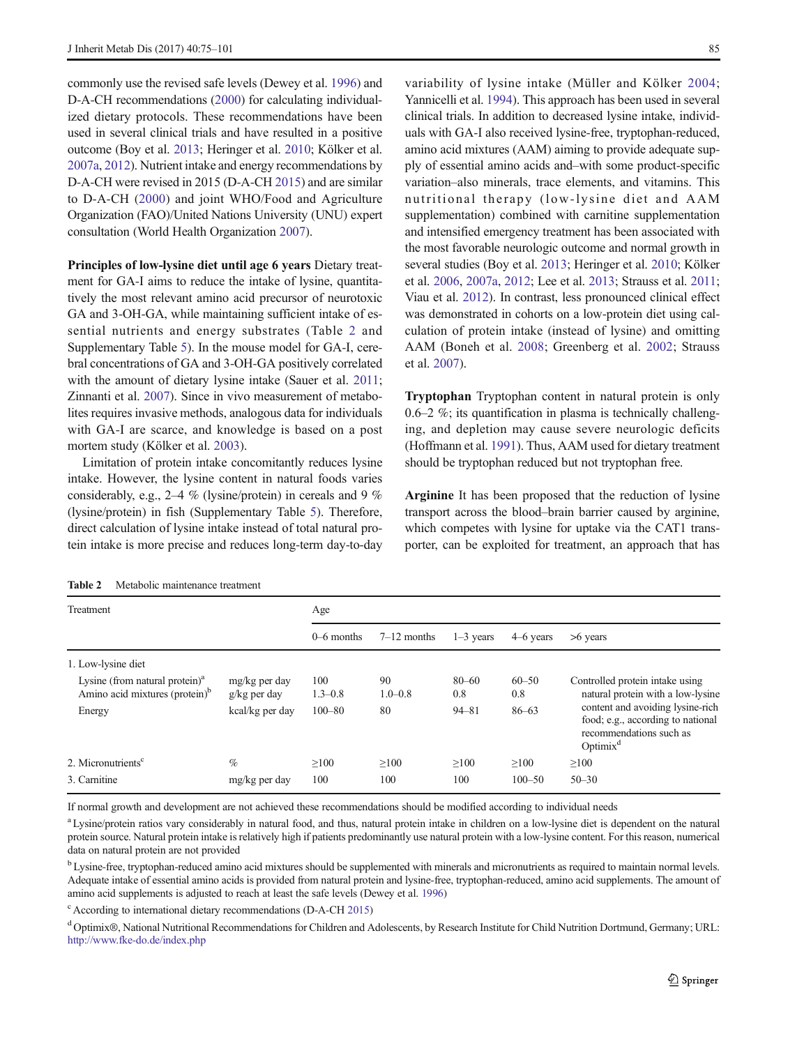commonly use the revised safe levels (Dewey et al. 1996) and D-A-CH recommendations (2000) for calculating individualized dietary protocols. These recommendations have been used in several clinical trials and have resulted in a positive outcome (Boy et al. 2013; Heringer et al. 2010; Kölker et al. 2007a, 2012). Nutrient intake and energy recommendations by D-A-CH were revised in 2015 (D-A-CH 2015) and are similar to D-A-CH (2000) and joint WHO/Food and Agriculture Organization (FAO)/United Nations University (UNU) expert consultation (World Health Organization 2007).

**Principles of low-lysine diet until age 6 years** Dietary treatment for GA-I aims to reduce the intake of lysine, quantitatively the most relevant amino acid precursor of neurotoxic GA and 3-OH-GA, while maintaining sufficient intake of essential nutrients and energy substrates (Table 2 and Supplementary Table 5). In the mouse model for GA-I, cerebral concentrations of GA and 3-OH-GA positively correlated with the amount of dietary lysine intake (Sauer et al. 2011; Zinnanti et al. 2007). Since in vivo measurement of metabolites requires invasive methods, analogous data for individuals with GA-I are scarce, and knowledge is based on a post mortem study (Kölker et al. 2003).

Limitation of protein intake concomitantly reduces lysine intake. However, the lysine content in natural foods varies considerably, e.g., 2–4 % (lysine/protein) in cereals and 9 % (lysine/protein) in fish (Supplementary Table 5). Therefore, direct calculation of lysine intake instead of total natural protein intake is more precise and reduces long-term day-to-day variability of lysine intake (Müller and Kölker 2004; Yannicelli et al. 1994). This approach has been used in several clinical trials. In addition to decreased lysine intake, individuals with GA-I also received lysine-free, tryptophan-reduced, amino acid mixtures (AAM) aiming to provide adequate supply of essential amino acids and–with some product-specific variation–also minerals, trace elements, and vitamins. This nutritional therapy (low-lysine diet and AAM supplementation) combined with carnitine supplementation and intensified emergency treatment has been associated with the most favorable neurologic outcome and normal growth in several studies (Boy et al. 2013; Heringer et al. 2010; Kölker et al. 2006, 2007a, 2012; Lee et al. 2013; Strauss et al. 2011; Viau et al. 2012). In contrast, less pronounced clinical effect was demonstrated in cohorts on a low-protein diet using calculation of protein intake (instead of lysine) and omitting AAM (Boneh et al. 2008; Greenberg et al. 2002; Strauss et al. 2007).

**Tryptophan** Tryptophan content in natural protein is only 0.6–2 %; its quantification in plasma is technically challenging, and depletion may cause severe neurologic deficits (Hoffmann et al. 1991). Thus, AAM used for dietary treatment should be tryptophan reduced but not tryptophan free.

**Arginine** It has been proposed that the reduction of lysine transport across the blood–brain barrier caused by arginine, which competes with lysine for uptake via the CAT1 transporter, can be exploited for treatment, an approach that has

**Table 2** Metabolic maintenance treatment

| Treatment | | Age | | | | |
|---|---|---|---|---|---|---|
| | | 0–6 months | 7–12 months | 1–3 years | 4–6 years | >6 years |
| 1. Low-lysine diet | | | | | | |
| Lysine (from natural protein)[a] | mg/kg per day | 100 | 90 | 80–60 | 60–50 | Controlled protein intake using natural protein with a low-lysine content and avoiding lysine-rich food; e.g., according to national recommendations such as Optimix[d] |
| Amino acid mixtures (protein)[b] | g/kg per day | 1.3–0.8 | 1.0–0.8 | 0.8 | 0.8 | |
| Energy | kcal/kg per day | 100–80 | 80 | 94–81 | 86–63 | |
| 2. Micronutrients[c] | % | ≥100 | ≥100 | ≥100 | ≥100 | ≥100 |
| 3. Carnitine | mg/kg per day | 100 | 100 | 100 | 100–50 | 50–30 |

If normal growth and development are not achieved these recommendations should be modified according to individual needs

[a] Lysine/protein ratios vary considerably in natural food, and thus, natural protein intake in children on a low-lysine diet is dependent on the natural protein source. Natural protein intake is relatively high if patients predominantly use natural protein with a low-lysine content. For this reason, numerical data on natural protein are not provided

[b] Lysine-free, tryptophan-reduced amino acid mixtures should be supplemented with minerals and micronutrients as required to maintain normal levels. Adequate intake of essential amino acids is provided from natural protein and lysine-free, tryptophan-reduced, amino acid supplements. The amount of amino acid supplements is adjusted to reach at least the safe levels (Dewey et al. 1996)

[c] According to international dietary recommendations (D-A-CH 2015)

[d] Optimix®, National Nutritional Recommendations for Children and Adolescents, by Research Institute for Child Nutrition Dortmund, Germany; URL: http://www.fke-do.de/index.php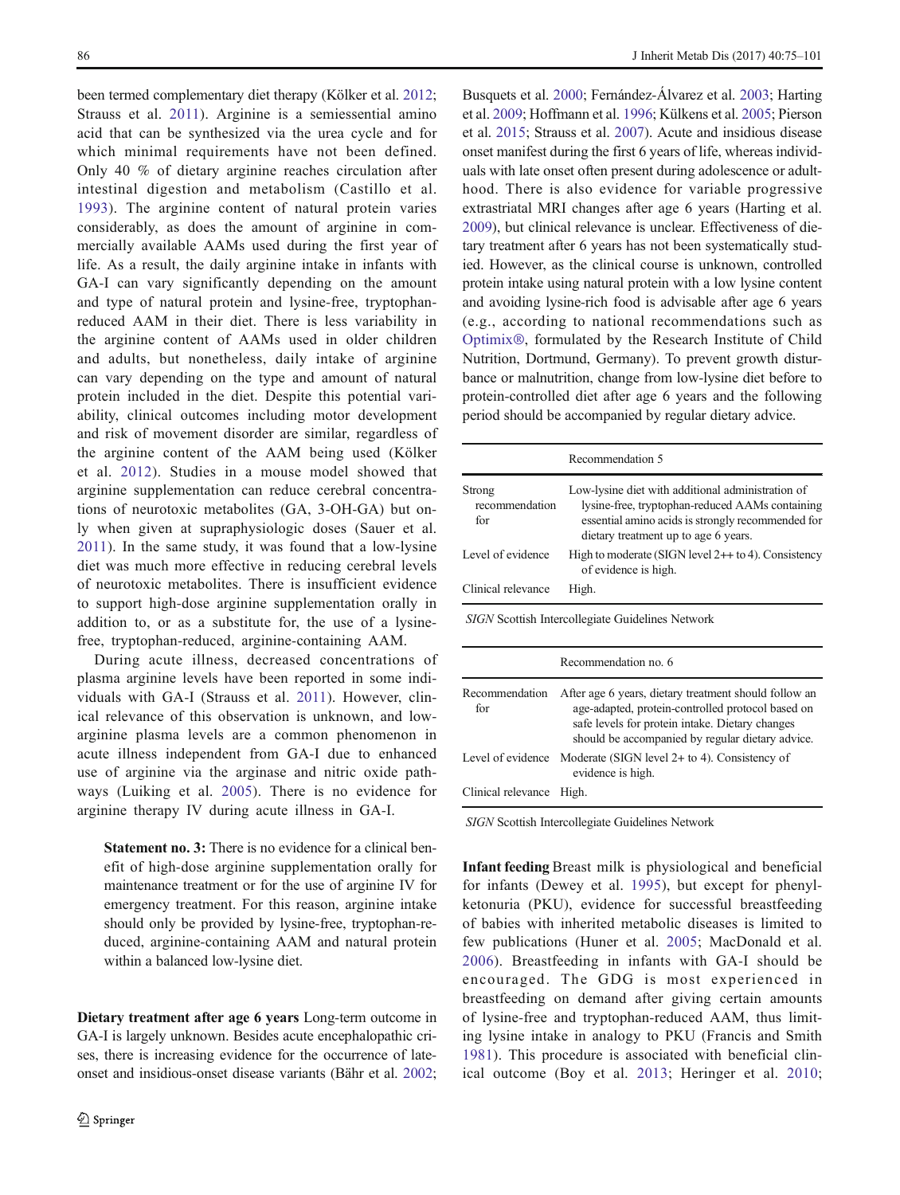been termed complementary diet therapy (Kölker et al. 2012; Strauss et al. 2011). Arginine is a semiessential amino acid that can be synthesized via the urea cycle and for which minimal requirements have not been defined. Only 40 % of dietary arginine reaches circulation after intestinal digestion and metabolism (Castillo et al. 1993). The arginine content of natural protein varies considerably, as does the amount of arginine in commercially available AAMs used during the first year of life. As a result, the daily arginine intake in infants with GA-I can vary significantly depending on the amount and type of natural protein and lysine-free, tryptophan-reduced AAM in their diet. There is less variability in the arginine content of AAMs used in older children and adults, but nonetheless, daily intake of arginine can vary depending on the type and amount of natural protein included in the diet. Despite this potential variability, clinical outcomes including motor development and risk of movement disorder are similar, regardless of the arginine content of the AAM being used (Kölker et al. 2012). Studies in a mouse model showed that arginine supplementation can reduce cerebral concentrations of neurotoxic metabolites (GA, 3-OH-GA) but only when given at supraphysiologic doses (Sauer et al. 2011). In the same study, it was found that a low-lysine diet was much more effective in reducing cerebral levels of neurotoxic metabolites. There is insufficient evidence to support high-dose arginine supplementation orally in addition to, or as a substitute for, the use of a lysine-free, tryptophan-reduced, arginine-containing AAM.

During acute illness, decreased concentrations of plasma arginine levels have been reported in some individuals with GA-I (Strauss et al. 2011). However, clinical relevance of this observation is unknown, and low-arginine plasma levels are a common phenomenon in acute illness independent from GA-I due to enhanced use of arginine via the arginase and nitric oxide pathways (Luiking et al. 2005). There is no evidence for arginine therapy IV during acute illness in GA-I.

> **Statement no. 3:** There is no evidence for a clinical benefit of high-dose arginine supplementation orally for maintenance treatment or for the use of arginine IV for emergency treatment. For this reason, arginine intake should only be provided by lysine-free, tryptophan-reduced, arginine-containing AAM and natural protein within a balanced low-lysine diet.

**Dietary treatment after age 6 years** Long-term outcome in GA-I is largely unknown. Besides acute encephalopathic crises, there is increasing evidence for the occurrence of late-onset and insidious-onset disease variants (Bähr et al. 2002; Busquets et al. 2000; Fernández-Álvarez et al. 2003; Harting et al. 2009; Hoffmann et al. 1996; Külkens et al. 2005; Pierson et al. 2015; Strauss et al. 2007). Acute and insidious disease onset manifest during the first 6 years of life, whereas individuals with late onset often present during adolescence or adulthood. There is also evidence for variable progressive extrastriatal MRI changes after age 6 years (Harting et al. 2009), but clinical relevance is unclear. Effectiveness of dietary treatment after 6 years has not been systematically studied. However, as the clinical course is unknown, controlled protein intake using natural protein with a low lysine content and avoiding lysine-rich food is advisable after age 6 years (e.g., according to national recommendations such as Optimix®, formulated by the Research Institute of Child Nutrition, Dortmund, Germany). To prevent growth disturbance or malnutrition, change from low-lysine diet before to protein-controlled diet after age 6 years and the following period should be accompanied by regular dietary advice.

| | Recommendation 5 |
|---|---|
| Strong recommendation for | Low-lysine diet with additional administration of lysine-free, tryptophan-reduced AAMs containing essential amino acids is strongly recommended for dietary treatment up to age 6 years. |
| Level of evidence | High to moderate (SIGN level 2++ to 4). Consistency of evidence is high. |
| Clinical relevance | High. |

*SIGN* Scottish Intercollegiate Guidelines Network

| | Recommendation no. 6 |
|---|---|
| Recommendation for | After age 6 years, dietary treatment should follow an age-adapted, protein-controlled protocol based on safe levels for protein intake. Dietary changes should be accompanied by regular dietary advice. |
| Level of evidence | Moderate (SIGN level 2+ to 4). Consistency of evidence is high. |
| Clinical relevance | High. |

*SIGN* Scottish Intercollegiate Guidelines Network

**Infant feeding** Breast milk is physiological and beneficial for infants (Dewey et al. 1995), but except for phenylketonuria (PKU), evidence for successful breastfeeding of babies with inherited metabolic diseases is limited to few publications (Huner et al. 2005; MacDonald et al. 2006). Breastfeeding in infants with GA-I should be encouraged. The GDG is most experienced in breastfeeding on demand after giving certain amounts of lysine-free and tryptophan-reduced AAM, thus limiting lysine intake in analogy to PKU (Francis and Smith 1981). This procedure is associated with beneficial clinical outcome (Boy et al. 2013; Heringer et al. 2010;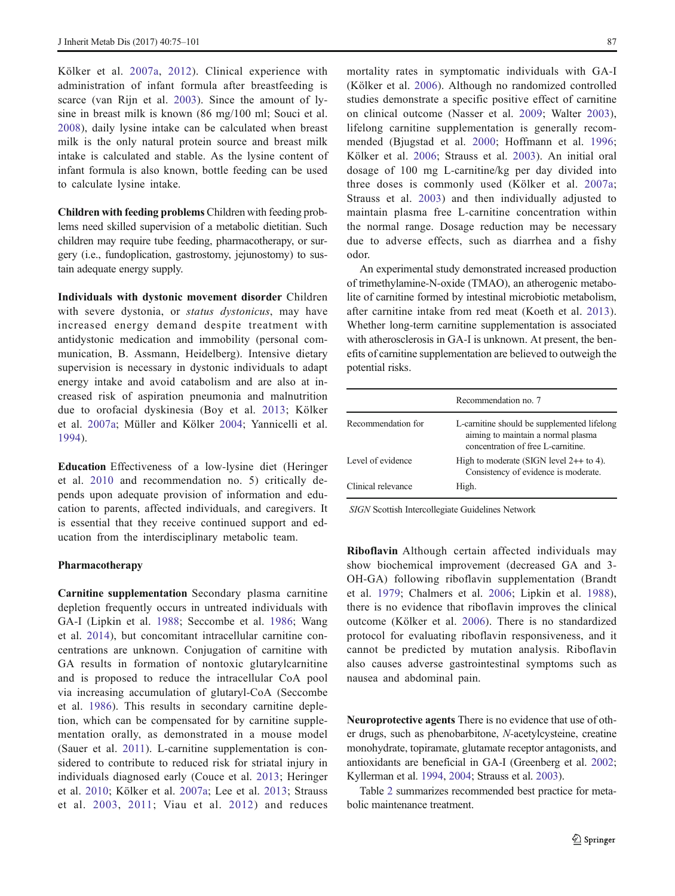Kölker et al. 2007a, 2012). Clinical experience with administration of infant formula after breastfeeding is scarce (van Rijn et al. 2003). Since the amount of lysine in breast milk is known (86 mg/100 ml; Souci et al. 2008), daily lysine intake can be calculated when breast milk is the only natural protein source and breast milk intake is calculated and stable. As the lysine content of infant formula is also known, bottle feeding can be used to calculate lysine intake.

**Children with feeding problems** Children with feeding problems need skilled supervision of a metabolic dietitian. Such children may require tube feeding, pharmacotherapy, or surgery (i.e., fundoplication, gastrostomy, jejunostomy) to sustain adequate energy supply.

**Individuals with dystonic movement disorder** Children with severe dystonia, or *status dystonicus*, may have increased energy demand despite treatment with antidystonic medication and immobility (personal communication, B. Assmann, Heidelberg). Intensive dietary supervision is necessary in dystonic individuals to adapt energy intake and avoid catabolism and are also at increased risk of aspiration pneumonia and malnutrition due to orofacial dyskinesia (Boy et al. 2013; Kölker et al. 2007a; Müller and Kölker 2004; Yannicelli et al. 1994).

**Education** Effectiveness of a low-lysine diet (Heringer et al. 2010 and recommendation no. 5) critically depends upon adequate provision of information and education to parents, affected individuals, and caregivers. It is essential that they receive continued support and education from the interdisciplinary metabolic team.

### Pharmacotherapy

**Carnitine supplementation** Secondary plasma carnitine depletion frequently occurs in untreated individuals with GA-I (Lipkin et al. 1988; Seccombe et al. 1986; Wang et al. 2014), but concomitant intracellular carnitine concentrations are unknown. Conjugation of carnitine with GA results in formation of nontoxic glutarylcarnitine and is proposed to reduce the intracellular CoA pool via increasing accumulation of glutaryl-CoA (Seccombe et al. 1986). This results in secondary carnitine depletion, which can be compensated for by carnitine supplementation orally, as demonstrated in a mouse model (Sauer et al. 2011). L-carnitine supplementation is considered to contribute to reduced risk for striatal injury in individuals diagnosed early (Couce et al. 2013; Heringer et al. 2010; Kölker et al. 2007a; Lee et al. 2013; Strauss et al. 2003, 2011; Viau et al. 2012) and reduces mortality rates in symptomatic individuals with GA-I (Kölker et al. 2006). Although no randomized controlled studies demonstrate a specific positive effect of carnitine on clinical outcome (Nasser et al. 2009; Walter 2003), lifelong carnitine supplementation is generally recommended (Bjugstad et al. 2000; Hoffmann et al. 1996; Kölker et al. 2006; Strauss et al. 2003). An initial oral dosage of 100 mg L-carnitine/kg per day divided into three doses is commonly used (Kölker et al. 2007a; Strauss et al. 2003) and then individually adjusted to maintain plasma free L-carnitine concentration within the normal range. Dosage reduction may be necessary due to adverse effects, such as diarrhea and a fishy odor.

An experimental study demonstrated increased production of trimethylamine-N-oxide (TMAO), an atherogenic metabolite of carnitine formed by intestinal microbiotic metabolism, after carnitine intake from red meat (Koeth et al. 2013). Whether long-term carnitine supplementation is associated with atherosclerosis in GA-I is unknown. At present, the benefits of carnitine supplementation are believed to outweigh the potential risks.

| | Recommendation no. 7 |
|---|---|
| Recommendation for | L-carnitine should be supplemented lifelong aiming to maintain a normal plasma concentration of free L-carnitine. |
| Level of evidence | High to moderate (SIGN level 2++ to 4). Consistency of evidence is moderate. |
| Clinical relevance | High. |

*SIGN* Scottish Intercollegiate Guidelines Network

**Riboflavin** Although certain affected individuals may show biochemical improvement (decreased GA and 3-OH-GA) following riboflavin supplementation (Brandt et al. 1979; Chalmers et al. 2006; Lipkin et al. 1988), there is no evidence that riboflavin improves the clinical outcome (Kölker et al. 2006). There is no standardized protocol for evaluating riboflavin responsiveness, and it cannot be predicted by mutation analysis. Riboflavin also causes adverse gastrointestinal symptoms such as nausea and abdominal pain.

**Neuroprotective agents** There is no evidence that use of other drugs, such as phenobarbitone, *N*-acetylcysteine, creatine monohydrate, topiramate, glutamate receptor antagonists, and antioxidants are beneficial in GA-I (Greenberg et al. 2002; Kyllerman et al. 1994, 2004; Strauss et al. 2003).

Table 2 summarizes recommended best practice for metabolic maintenance treatment.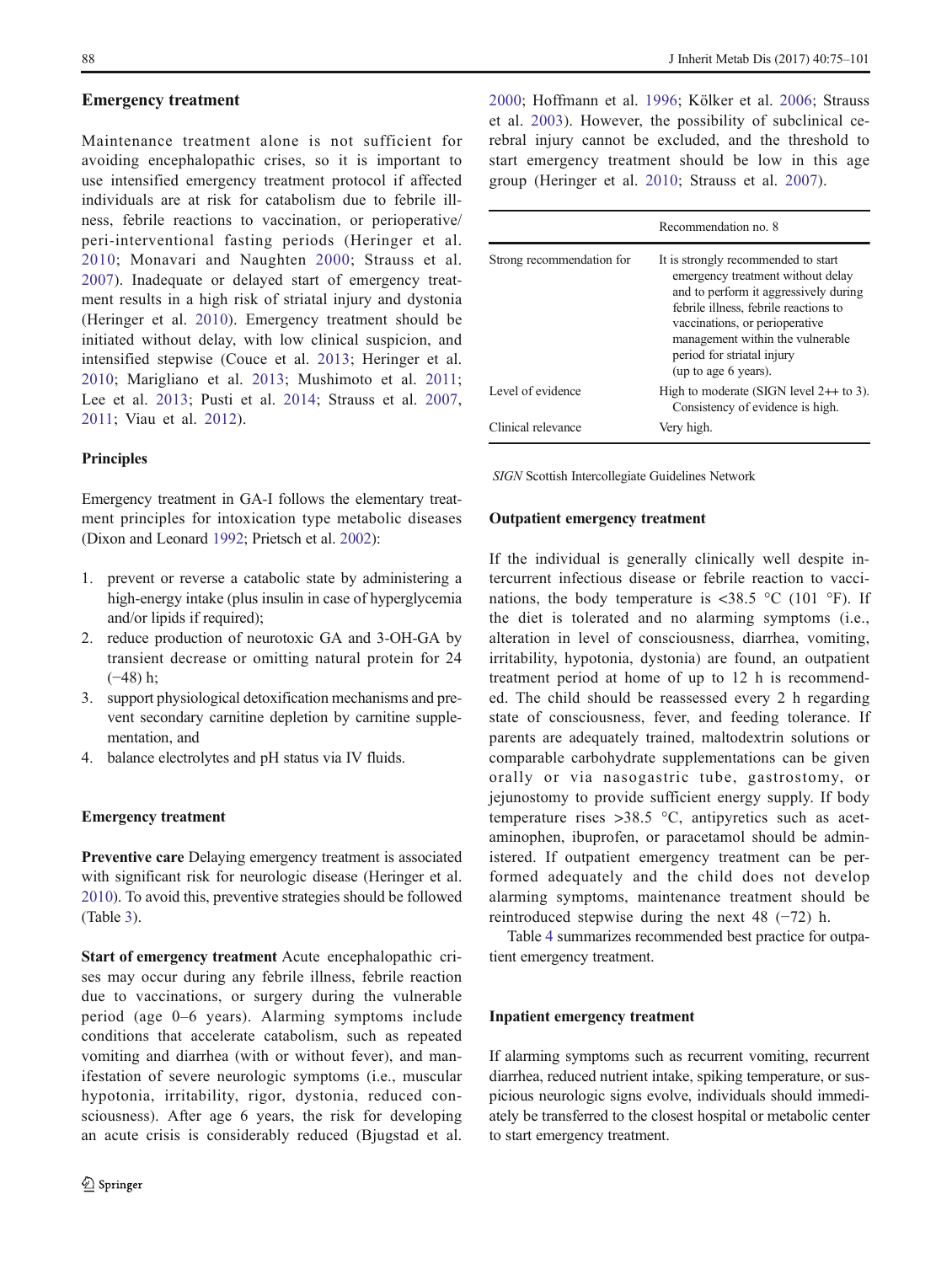## Emergency treatment

Maintenance treatment alone is not sufficient for avoiding encephalopathic crises, so it is important to use intensified emergency treatment protocol if affected individuals are at risk for catabolism due to febrile illness, febrile reactions to vaccination, or perioperative/peri-interventional fasting periods (Heringer et al. 2010; Monavari and Naughten 2000; Strauss et al. 2007). Inadequate or delayed start of emergency treatment results in a high risk of striatal injury and dystonia (Heringer et al. 2010). Emergency treatment should be initiated without delay, with low clinical suspicion, and intensified stepwise (Couce et al. 2013; Heringer et al. 2010; Marigliano et al. 2013; Mushimoto et al. 2011; Lee et al. 2013; Pusti et al. 2014; Strauss et al. 2007, 2011; Viau et al. 2012).

### Principles

Emergency treatment in GA-I follows the elementary treatment principles for intoxication type metabolic diseases (Dixon and Leonard 1992; Prietsch et al. 2002):

1. prevent or reverse a catabolic state by administering a high-energy intake (plus insulin in case of hyperglycemia and/or lipids if required);
2. reduce production of neurotoxic GA and 3-OH-GA by transient decrease or omitting natural protein for 24 (−48) h;
3. support physiological detoxification mechanisms and prevent secondary carnitine depletion by carnitine supplementation, and
4. balance electrolytes and pH status via IV fluids.

### Emergency treatment

**Preventive care** Delaying emergency treatment is associated with significant risk for neurologic disease (Heringer et al. 2010). To avoid this, preventive strategies should be followed (Table 3).

**Start of emergency treatment** Acute encephalopathic crises may occur during any febrile illness, febrile reaction due to vaccinations, or surgery during the vulnerable period (age 0–6 years). Alarming symptoms include conditions that accelerate catabolism, such as repeated vomiting and diarrhea (with or without fever), and manifestation of severe neurologic symptoms (i.e., muscular hypotonia, irritability, rigor, dystonia, reduced consciousness). After age 6 years, the risk for developing an acute crisis is considerably reduced (Bjugstad et al. 2000; Hoffmann et al. 1996; Kölker et al. 2006; Strauss et al. 2003). However, the possibility of subclinical cerebral injury cannot be excluded, and the threshold to start emergency treatment should be low in this age group (Heringer et al. 2010; Strauss et al. 2007).

| | Recommendation no. 8 |
|---|---|
| Strong recommendation for | It is strongly recommended to start emergency treatment without delay and to perform it aggressively during febrile illness, febrile reactions to vaccinations, or perioperative management within the vulnerable period for striatal injury (up to age 6 years). |
| Level of evidence | High to moderate (SIGN level 2++ to 3). Consistency of evidence is high. |
| Clinical relevance | Very high. |

*SIGN* Scottish Intercollegiate Guidelines Network

### Outpatient emergency treatment

If the individual is generally clinically well despite intercurrent infectious disease or febrile reaction to vaccinations, the body temperature is <38.5 °C (101 °F). If the diet is tolerated and no alarming symptoms (i.e., alteration in level of consciousness, diarrhea, vomiting, irritability, hypotonia, dystonia) are found, an outpatient treatment period at home of up to 12 h is recommended. The child should be reassessed every 2 h regarding state of consciousness, fever, and feeding tolerance. If parents are adequately trained, maltodextrin solutions or comparable carbohydrate supplementations can be given orally or via nasogastric tube, gastrostomy, or jejunostomy to provide sufficient energy supply. If body temperature rises >38.5 °C, antipyretics such as acetaminophen, ibuprofen, or paracetamol should be administered. If outpatient emergency treatment can be performed adequately and the child does not develop alarming symptoms, maintenance treatment should be reintroduced stepwise during the next 48 (−72) h.

Table 4 summarizes recommended best practice for outpatient emergency treatment.

### Inpatient emergency treatment

If alarming symptoms such as recurrent vomiting, recurrent diarrhea, reduced nutrient intake, spiking temperature, or suspicious neurologic signs evolve, individuals should immediately be transferred to the closest hospital or metabolic center to start emergency treatment.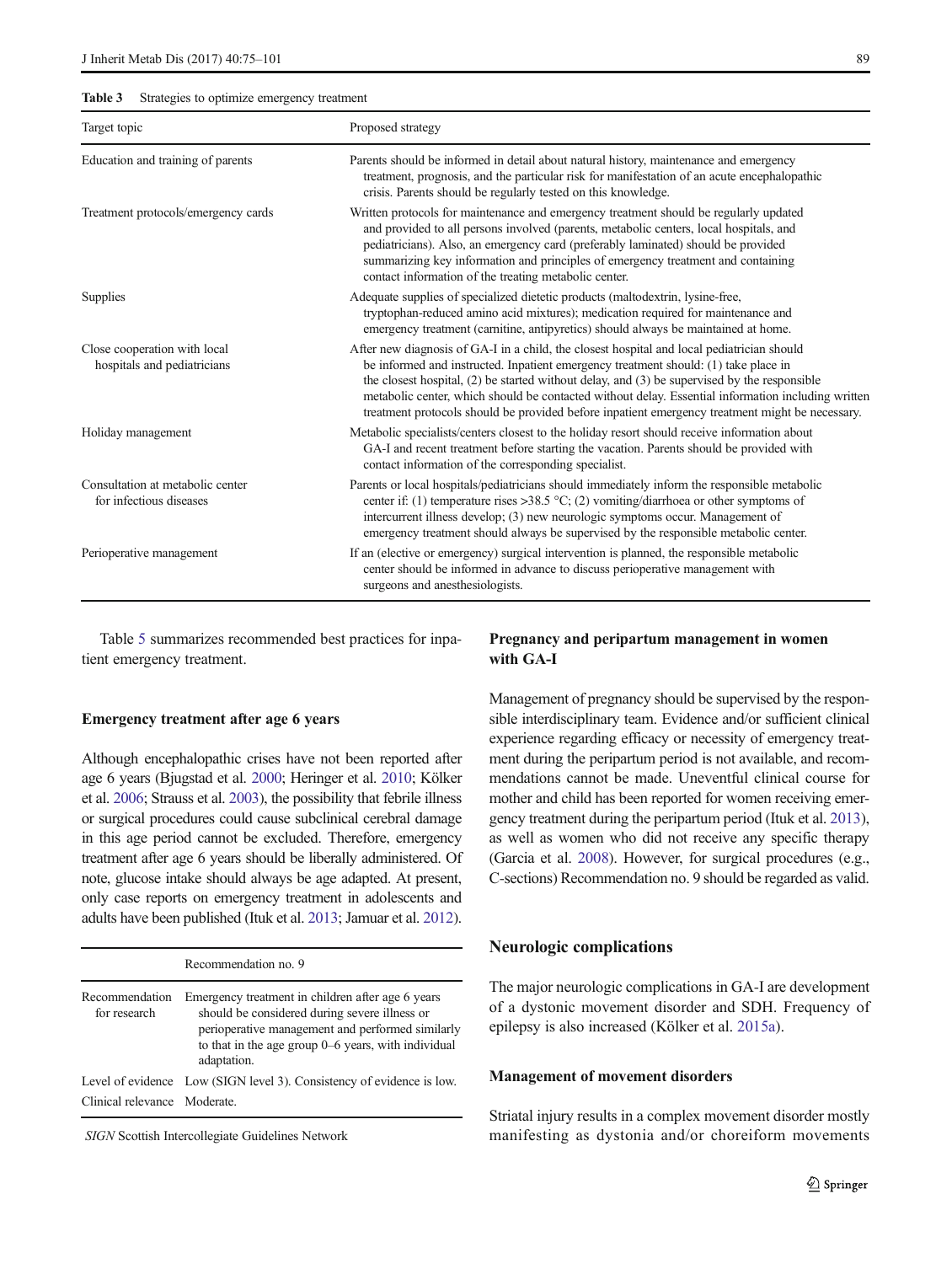**Table 3** Strategies to optimize emergency treatment

| Target topic | Proposed strategy |
|---|---|
| Education and training of parents | Parents should be informed in detail about natural history, maintenance and emergency treatment, prognosis, and the particular risk for manifestation of an acute encephalopathic crisis. Parents should be regularly tested on this knowledge. |
| Treatment protocols/emergency cards | Written protocols for maintenance and emergency treatment should be regularly updated and provided to all persons involved (parents, metabolic centers, local hospitals, and pediatricians). Also, an emergency card (preferably laminated) should be provided summarizing key information and principles of emergency treatment and containing contact information of the treating metabolic center. |
| Supplies | Adequate supplies of specialized dietetic products (maltodextrin, lysine-free, tryptophan-reduced amino acid mixtures); medication required for maintenance and emergency treatment (carnitine, antipyretics) should always be maintained at home. |
| Close cooperation with local hospitals and pediatricians | After new diagnosis of GA-I in a child, the closest hospital and local pediatrician should be informed and instructed. Inpatient emergency treatment should: (1) take place in the closest hospital, (2) be started without delay, and (3) be supervised by the responsible metabolic center, which should be contacted without delay. Essential information including written treatment protocols should be provided before inpatient emergency treatment might be necessary. |
| Holiday management | Metabolic specialists/centers closest to the holiday resort should receive information about GA-I and recent treatment before starting the vacation. Parents should be provided with contact information of the corresponding specialist. |
| Consultation at metabolic center for infectious diseases | Parents or local hospitals/pediatricians should immediately inform the responsible metabolic center if: (1) temperature rises >38.5 °C; (2) vomiting/diarrhoea or other symptoms of intercurrent illness develop; (3) new neurologic symptoms occur. Management of emergency treatment should always be supervised by the responsible metabolic center. |
| Perioperative management | If an (elective or emergency) surgical intervention is planned, the responsible metabolic center should be informed in advance to discuss perioperative management with surgeons and anesthesiologists. |

Table 5 summarizes recommended best practices for inpatient emergency treatment.

### Emergency treatment after age 6 years

Although encephalopathic crises have not been reported after age 6 years (Bjugstad et al. 2000; Heringer et al. 2010; Kölker et al. 2006; Strauss et al. 2003), the possibility that febrile illness or surgical procedures could cause subclinical cerebral damage in this age period cannot be excluded. Therefore, emergency treatment after age 6 years should be liberally administered. Of note, glucose intake should always be age adapted. At present, only case reports on emergency treatment in adolescents and adults have been published (Ituk et al. 2013; Jamuar et al. 2012).

| | Recommendation no. 9 |
|---|---|
| Recommendation for research | Emergency treatment in children after age 6 years should be considered during severe illness or perioperative management and performed similarly to that in the age group 0–6 years, with individual adaptation. |
| Level of evidence | Low (SIGN level 3). Consistency of evidence is low. |
| Clinical relevance | Moderate. |

*SIGN* Scottish Intercollegiate Guidelines Network

### Pregnancy and peripartum management in women with GA-I

Management of pregnancy should be supervised by the responsible interdisciplinary team. Evidence and/or sufficient clinical experience regarding efficacy or necessity of emergency treatment during the peripartum period is not available, and recommendations cannot be made. Uneventful clinical course for mother and child has been reported for women receiving emergency treatment during the peripartum period (Ituk et al. 2013), as well as women who did not receive any specific therapy (Garcia et al. 2008). However, for surgical procedures (e.g., C-sections) Recommendation no. 9 should be regarded as valid.

## Neurologic complications

The major neurologic complications in GA-I are development of a dystonic movement disorder and SDH. Frequency of epilepsy is also increased (Kölker et al. 2015a).

### Management of movement disorders

Striatal injury results in a complex movement disorder mostly manifesting as dystonia and/or choreiform movements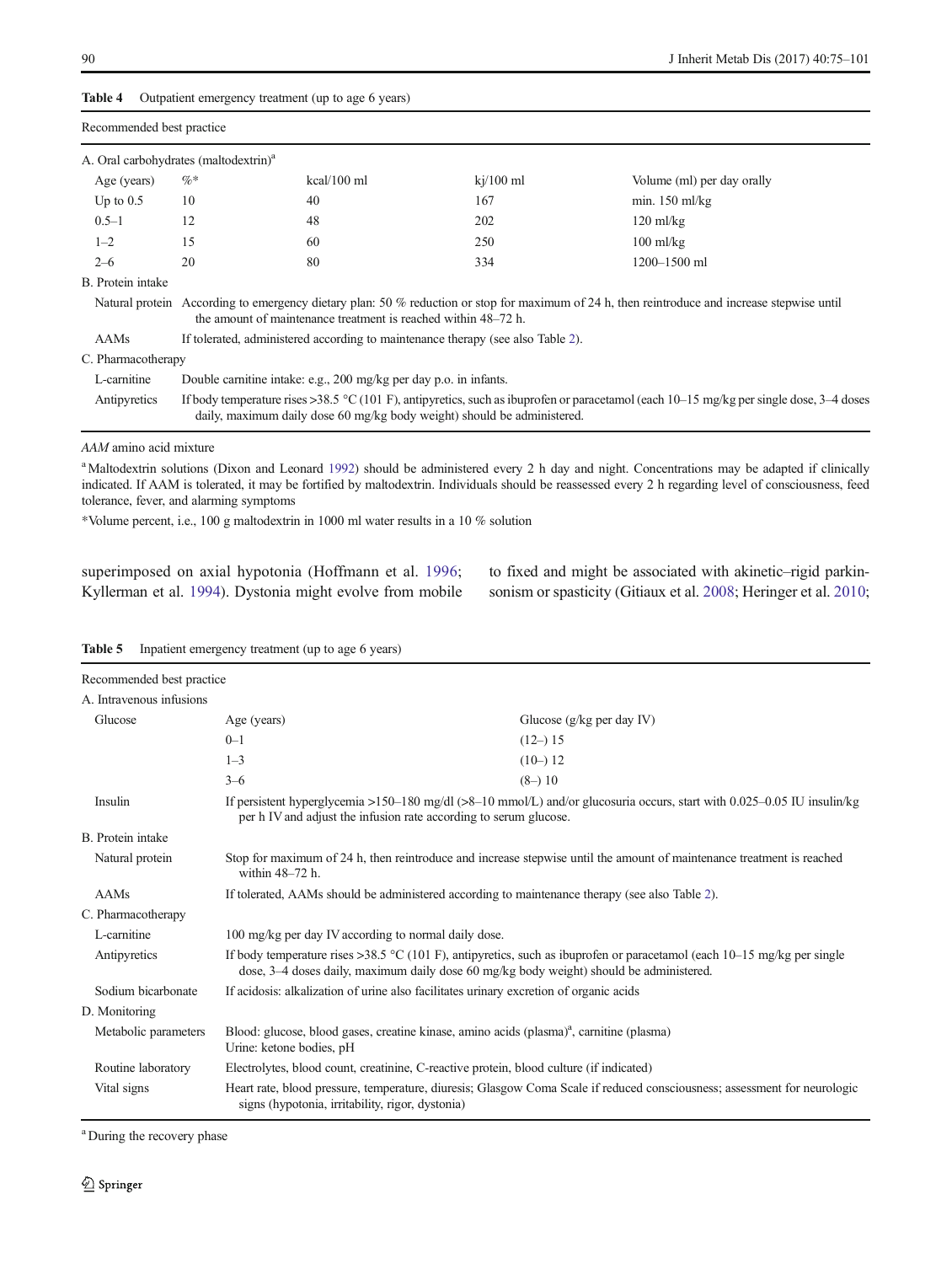**Table 4** Outpatient emergency treatment (up to age 6 years)

| Recommended best practice | | | | |
|---|---|---|---|---|
| A. Oral carbohydrates (maltodextrin)[a] | | | | |
| Age (years) | %* | kcal/100 ml | kj/100 ml | Volume (ml) per day orally |
| Up to 0.5 | 10 | 40 | 167 | min. 150 ml/kg |
| 0.5–1 | 12 | 48 | 202 | 120 ml/kg |
| 1–2 | 15 | 60 | 250 | 100 ml/kg |
| 2–6 | 20 | 80 | 334 | 1200–1500 ml |
| B. Protein intake | | | | |
| Natural protein | According to emergency dietary plan: 50 % reduction or stop for maximum of 24 h, then reintroduce and increase stepwise until the amount of maintenance treatment is reached within 48–72 h. | | | |
| AAMs | If tolerated, administered according to maintenance therapy (see also Table 2). | | | |
| C. Pharmacotherapy | | | | |
| L-carnitine | Double carnitine intake: e.g., 200 mg/kg per day p.o. in infants. | | | |
| Antipyretics | If body temperature rises >38.5 °C (101 F), antipyretics, such as ibuprofen or paracetamol (each 10–15 mg/kg per single dose, 3–4 doses daily, maximum daily dose 60 mg/kg body weight) should be administered. | | | |

*AAM* amino acid mixture

[a] Maltodextrin solutions (Dixon and Leonard 1992) should be administered every 2 h day and night. Concentrations may be adapted if clinically indicated. If AAM is tolerated, it may be fortified by maltodextrin. Individuals should be reassessed every 2 h regarding level of consciousness, feed tolerance, fever, and alarming symptoms

*Volume percent, i.e., 100 g maltodextrin in 1000 ml water results in a 10 % solution

superimposed on axial hypotonia (Hoffmann et al. 1996; Kyllerman et al. 1994). Dystonia might evolve from mobile to fixed and might be associated with akinetic–rigid parkinsonism or spasticity (Gitiaux et al. 2008; Heringer et al. 2010;

**Table 5** Inpatient emergency treatment (up to age 6 years)

| Recommended best practice | | |
|---|---|---|
| A. Intravenous infusions | | |
| Glucose | Age (years) | Glucose (g/kg per day IV) |
| | 0–1 | (12–) 15 |
| | 1–3 | (10–) 12 |
| | 3–6 | (8–) 10 |
| Insulin | If persistent hyperglycemia >150–180 mg/dl (>8–10 mmol/L) and/or glucosuria occurs, start with 0.025–0.05 IU insulin/kg per h IV and adjust the infusion rate according to serum glucose. | |
| B. Protein intake | | |
| Natural protein | Stop for maximum of 24 h, then reintroduce and increase stepwise until the amount of maintenance treatment is reached within 48–72 h. | |
| AAMs | If tolerated, AAMs should be administered according to maintenance therapy (see also Table 2). | |
| C. Pharmacotherapy | | |
| L-carnitine | 100 mg/kg per day IV according to normal daily dose. | |
| Antipyretics | If body temperature rises >38.5 °C (101 F), antipyretics, such as ibuprofen or paracetamol (each 10–15 mg/kg per single dose, 3–4 doses daily, maximum daily dose 60 mg/kg body weight) should be administered. | |
| Sodium bicarbonate | If acidosis: alkalization of urine also facilitates urinary excretion of organic acids | |
| D. Monitoring | | |
| Metabolic parameters | Blood: glucose, blood gases, creatine kinase, amino acids (plasma)[a], carnitine (plasma)<br>Urine: ketone bodies, pH | |
| Routine laboratory | Electrolytes, blood count, creatinine, C-reactive protein, blood culture (if indicated) | |
| Vital signs | Heart rate, blood pressure, temperature, diuresis; Glasgow Coma Scale if reduced consciousness; assessment for neurologic signs (hypotonia, irritability, rigor, dystonia) | |

[a] During the recovery phase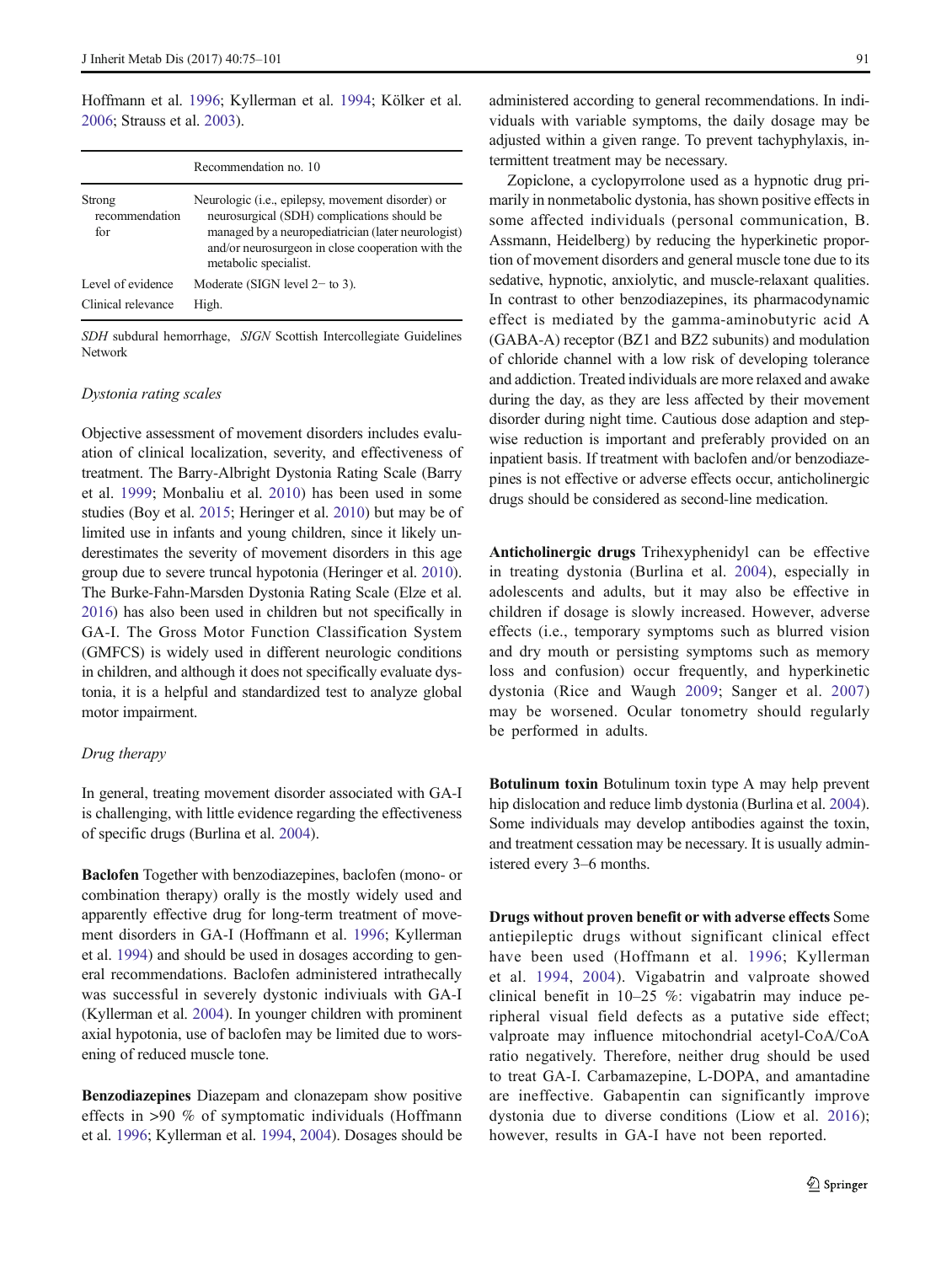Hoffmann et al. 1996; Kyllerman et al. 1994; Kölker et al. 2006; Strauss et al. 2003).

| | Recommendation no. 10 |
|---|---|
| Strong recommendation for | Neurologic (i.e., epilepsy, movement disorder) or neurosurgical (SDH) complications should be managed by a neuropediatrician (later neurologist) and/or neurosurgeon in close cooperation with the metabolic specialist. |
| Level of evidence | Moderate (SIGN level 2− to 3). |
| Clinical relevance | High. |

*SDH* subdural hemorrhage, *SIGN* Scottish Intercollegiate Guidelines Network

*Dystonia rating scales*

Objective assessment of movement disorders includes evaluation of clinical localization, severity, and effectiveness of treatment. The Barry-Albright Dystonia Rating Scale (Barry et al. 1999; Monbaliu et al. 2010) has been used in some studies (Boy et al. 2015; Heringer et al. 2010) but may be of limited use in infants and young children, since it likely underestimates the severity of movement disorders in this age group due to severe truncal hypotonia (Heringer et al. 2010). The Burke-Fahn-Marsden Dystonia Rating Scale (Elze et al. 2016) has also been used in children but not specifically in GA-I. The Gross Motor Function Classification System (GMFCS) is widely used in different neurologic conditions in children, and although it does not specifically evaluate dystonia, it is a helpful and standardized test to analyze global motor impairment.

*Drug therapy*

In general, treating movement disorder associated with GA-I is challenging, with little evidence regarding the effectiveness of specific drugs (Burlina et al. 2004).

**Baclofen** Together with benzodiazepines, baclofen (mono- or combination therapy) orally is the mostly widely used and apparently effective drug for long-term treatment of movement disorders in GA-I (Hoffmann et al. 1996; Kyllerman et al. 1994) and should be used in dosages according to general recommendations. Baclofen administered intrathecally was successful in severely dystonic indiviuals with GA-I (Kyllerman et al. 2004). In younger children with prominent axial hypotonia, use of baclofen may be limited due to worsening of reduced muscle tone.

**Benzodiazepines** Diazepam and clonazepam show positive effects in >90 % of symptomatic individuals (Hoffmann et al. 1996; Kyllerman et al. 1994, 2004). Dosages should be administered according to general recommendations. In individuals with variable symptoms, the daily dosage may be adjusted within a given range. To prevent tachyphylaxis, intermittent treatment may be necessary.

Zopiclone, a cyclopyrrolone used as a hypnotic drug primarily in nonmetabolic dystonia, has shown positive effects in some affected individuals (personal communication, B. Assmann, Heidelberg) by reducing the hyperkinetic proportion of movement disorders and general muscle tone due to its sedative, hypnotic, anxiolytic, and muscle-relaxant qualities. In contrast to other benzodiazepines, its pharmacodynamic effect is mediated by the gamma-aminobutyric acid A (GABA-A) receptor (BZ1 and BZ2 subunits) and modulation of chloride channel with a low risk of developing tolerance and addiction. Treated individuals are more relaxed and awake during the day, as they are less affected by their movement disorder during night time. Cautious dose adaption and stepwise reduction is important and preferably provided on an inpatient basis. If treatment with baclofen and/or benzodiazepines is not effective or adverse effects occur, anticholinergic drugs should be considered as second-line medication.

**Anticholinergic drugs** Trihexyphenidyl can be effective in treating dystonia (Burlina et al. 2004), especially in adolescents and adults, but it may also be effective in children if dosage is slowly increased. However, adverse effects (i.e., temporary symptoms such as blurred vision and dry mouth or persisting symptoms such as memory loss and confusion) occur frequently, and hyperkinetic dystonia (Rice and Waugh 2009; Sanger et al. 2007) may be worsened. Ocular tonometry should regularly be performed in adults.

**Botulinum toxin** Botulinum toxin type A may help prevent hip dislocation and reduce limb dystonia (Burlina et al. 2004). Some individuals may develop antibodies against the toxin, and treatment cessation may be necessary. It is usually administered every 3–6 months.

**Drugs without proven benefit or with adverse effects** Some antiepileptic drugs without significant clinical effect have been used (Hoffmann et al. 1996; Kyllerman et al. 1994, 2004). Vigabatrin and valproate showed clinical benefit in 10–25 %: vigabatrin may induce peripheral visual field defects as a putative side effect; valproate may influence mitochondrial acetyl-CoA/CoA ratio negatively. Therefore, neither drug should be used to treat GA-I. Carbamazepine, L-DOPA, and amantadine are ineffective. Gabapentin can significantly improve dystonia due to diverse conditions (Liow et al. 2016); however, results in GA-I have not been reported.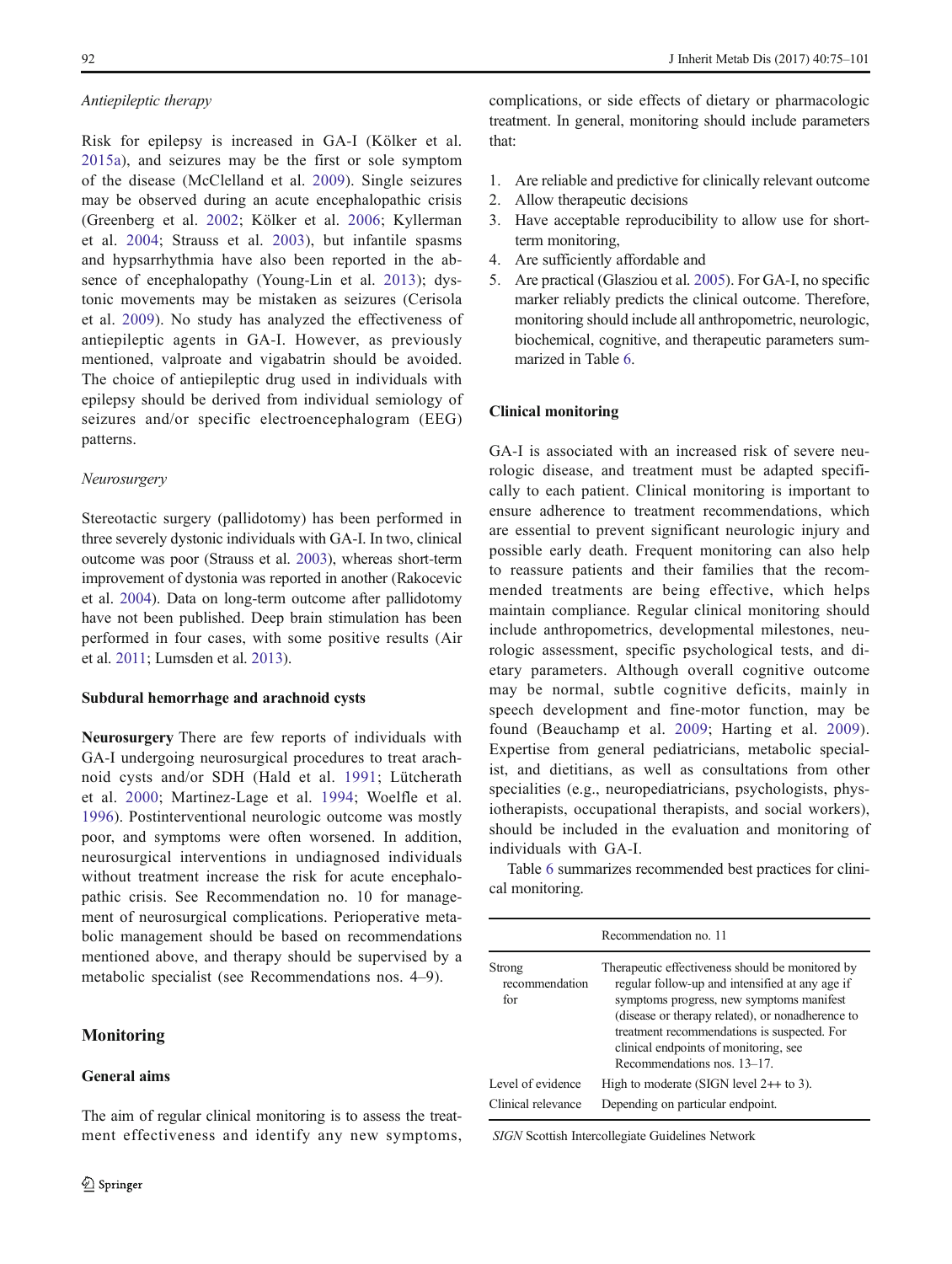*Antiepileptic therapy*

Risk for epilepsy is increased in GA-I (Kölker et al. 2015a), and seizures may be the first or sole symptom of the disease (McClelland et al. 2009). Single seizures may be observed during an acute encephalopathic crisis (Greenberg et al. 2002; Kölker et al. 2006; Kyllerman et al. 2004; Strauss et al. 2003), but infantile spasms and hypsarrhythmia have also been reported in the absence of encephalopathy (Young-Lin et al. 2013); dystonic movements may be mistaken as seizures (Cerisola et al. 2009). No study has analyzed the effectiveness of antiepileptic agents in GA-I. However, as previously mentioned, valproate and vigabatrin should be avoided. The choice of antiepileptic drug used in individuals with epilepsy should be derived from individual semiology of seizures and/or specific electroencephalogram (EEG) patterns.

*Neurosurgery*

Stereotactic surgery (pallidotomy) has been performed in three severely dystonic individuals with GA-I. In two, clinical outcome was poor (Strauss et al. 2003), whereas short-term improvement of dystonia was reported in another (Rakocevic et al. 2004). Data on long-term outcome after pallidotomy have not been published. Deep brain stimulation has been performed in four cases, with some positive results (Air et al. 2011; Lumsden et al. 2013).

### Subdural hemorrhage and arachnoid cysts

**Neurosurgery** There are few reports of individuals with GA-I undergoing neurosurgical procedures to treat arachnoid cysts and/or SDH (Hald et al. 1991; Lütcherath et al. 2000; Martinez-Lage et al. 1994; Woelfle et al. 1996). Postinterventional neurologic outcome was mostly poor, and symptoms were often worsened. In addition, neurosurgical interventions in undiagnosed individuals without treatment increase the risk for acute encephalopathic crisis. See Recommendation no. 10 for management of neurosurgical complications. Perioperative metabolic management should be based on recommendations mentioned above, and therapy should be supervised by a metabolic specialist (see Recommendations nos. 4–9).

## Monitoring

### General aims

The aim of regular clinical monitoring is to assess the treatment effectiveness and identify any new symptoms, complications, or side effects of dietary or pharmacologic treatment. In general, monitoring should include parameters that:

1. Are reliable and predictive for clinically relevant outcome
2. Allow therapeutic decisions
3. Have acceptable reproducibility to allow use for short-term monitoring,
4. Are sufficiently affordable and
5. Are practical (Glasziou et al. 2005). For GA-I, no specific marker reliably predicts the clinical outcome. Therefore, monitoring should include all anthropometric, neurologic, biochemical, cognitive, and therapeutic parameters summarized in Table 6.

### Clinical monitoring

GA-I is associated with an increased risk of severe neurologic disease, and treatment must be adapted specifically to each patient. Clinical monitoring is important to ensure adherence to treatment recommendations, which are essential to prevent significant neurologic injury and possible early death. Frequent monitoring can also help to reassure patients and their families that the recommended treatments are being effective, which helps maintain compliance. Regular clinical monitoring should include anthropometrics, developmental milestones, neurologic assessment, specific psychological tests, and dietary parameters. Although overall cognitive outcome may be normal, subtle cognitive deficits, mainly in speech development and fine-motor function, may be found (Beauchamp et al. 2009; Harting et al. 2009). Expertise from general pediatricians, metabolic specialist, and dietitians, as well as consultations from other specialities (e.g., neuropediatricians, psychologists, physiotherapists, occupational therapists, and social workers), should be included in the evaluation and monitoring of individuals with GA-I.

Table 6 summarizes recommended best practices for clinical monitoring.

| | Recommendation no. 11 |
|---|---|
| Strong recommendation for | Therapeutic effectiveness should be monitored by regular follow-up and intensified at any age if symptoms progress, new symptoms manifest (disease or therapy related), or nonadherence to treatment recommendations is suspected. For clinical endpoints of monitoring, see Recommendations nos. 13–17. |
| Level of evidence | High to moderate (SIGN level 2++ to 3). |
| Clinical relevance | Depending on particular endpoint. |

*SIGN* Scottish Intercollegiate Guidelines Network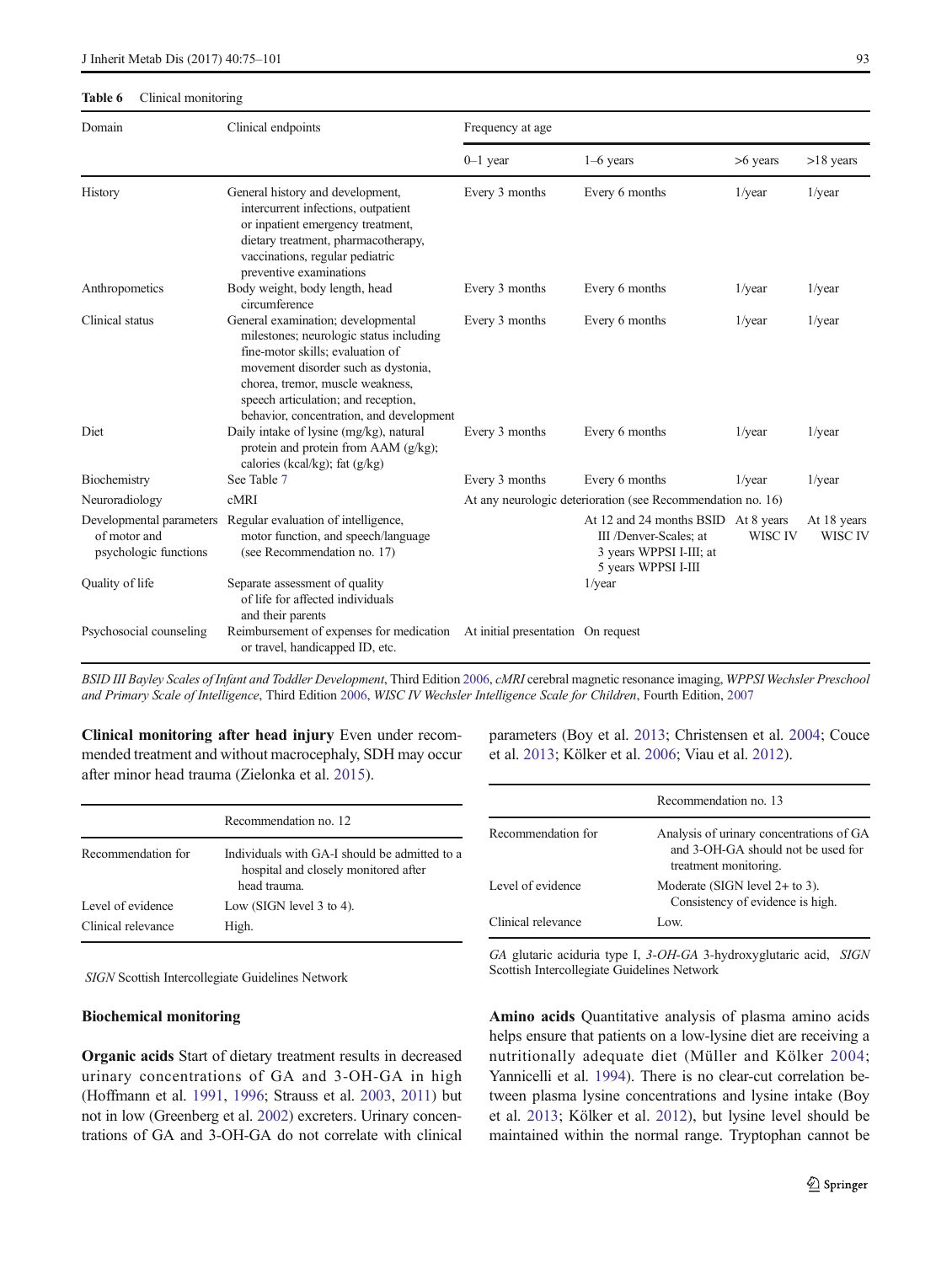**Table 6** Clinical monitoring

| Domain | Clinical endpoints | Frequency at age | | | |
|---|---|---|---|---|---|
| | | 0–1 year | 1–6 years | >6 years | >18 years |
| History | General history and development, intercurrent infections, outpatient or inpatient emergency treatment, dietary treatment, pharmacotherapy, vaccinations, regular pediatric preventive examinations | Every 3 months | Every 6 months | 1/year | 1/year |
| Anthropometics | Body weight, body length, head circumference | Every 3 months | Every 6 months | 1/year | 1/year |
| Clinical status | General examination; developmental milestones; neurologic status including fine-motor skills; evaluation of movement disorder such as dystonia, chorea, tremor, muscle weakness, speech articulation; and reception, behavior, concentration, and development | Every 3 months | Every 6 months | 1/year | 1/year |
| Diet | Daily intake of lysine (mg/kg), natural protein and protein from AAM (g/kg); calories (kcal/kg); fat (g/kg) | Every 3 months | Every 6 months | 1/year | 1/year |
| Biochemistry | See Table 7 | Every 3 months | Every 6 months | 1/year | 1/year |
| Neuroradiology | cMRI | At any neurologic deterioration (see Recommendation no. 16) | | | |
| Developmental parameters of motor and psychologic functions | Regular evaluation of intelligence, motor function, and speech/language (see Recommendation no. 17) | | At 12 and 24 months BSID III /Denver-Scales; at 3 years WPPSI I-III; at 5 years WPPSI I-III | At 8 years WISC IV | At 18 years WISC IV |
| Quality of life | Separate assessment of quality of life for affected individuals and their parents | | 1/year | | |
| Psychosocial counseling | Reimbursement of expenses for medication or travel, handicapped ID, etc. | At initial presentation | On request | | |

*BSID III Bayley Scales of Infant and Toddler Development*, Third Edition 2006, *cMRI* cerebral magnetic resonance imaging, *WPPSI Wechsler Preschool and Primary Scale of Intelligence*, Third Edition 2006, *WISC IV Wechsler Intelligence Scale for Children*, Fourth Edition, 2007

**Clinical monitoring after head injury** Even under recommended treatment and without macrocephaly, SDH may occur after minor head trauma (Zielonka et al. 2015).

| | Recommendation no. 12 |
|---|---|
| Recommendation for | Individuals with GA-I should be admitted to a hospital and closely monitored after head trauma. |
| Level of evidence | Low (SIGN level 3 to 4). |
| Clinical relevance | High. |

*SIGN* Scottish Intercollegiate Guidelines Network

### Biochemical monitoring

**Organic acids** Start of dietary treatment results in decreased urinary concentrations of GA and 3-OH-GA in high (Hoffmann et al. 1991, 1996; Strauss et al. 2003, 2011) but not in low (Greenberg et al. 2002) excreters. Urinary concentrations of GA and 3-OH-GA do not correlate with clinical parameters (Boy et al. 2013; Christensen et al. 2004; Couce et al. 2013; Kölker et al. 2006; Viau et al. 2012).

| | Recommendation no. 13 |
|---|---|
| Recommendation for | Analysis of urinary concentrations of GA and 3-OH-GA should not be used for treatment monitoring. |
| Level of evidence | Moderate (SIGN level 2+ to 3). Consistency of evidence is high. |
| Clinical relevance | Low. |

*GA* glutaric aciduria type I, *3-OH-GA* 3-hydroxyglutaric acid, *SIGN* Scottish Intercollegiate Guidelines Network

**Amino acids** Quantitative analysis of plasma amino acids helps ensure that patients on a low-lysine diet are receiving a nutritionally adequate diet (Müller and Kölker 2004; Yannicelli et al. 1994). There is no clear-cut correlation between plasma lysine concentrations and lysine intake (Boy et al. 2013; Kölker et al. 2012), but lysine level should be maintained within the normal range. Tryptophan cannot be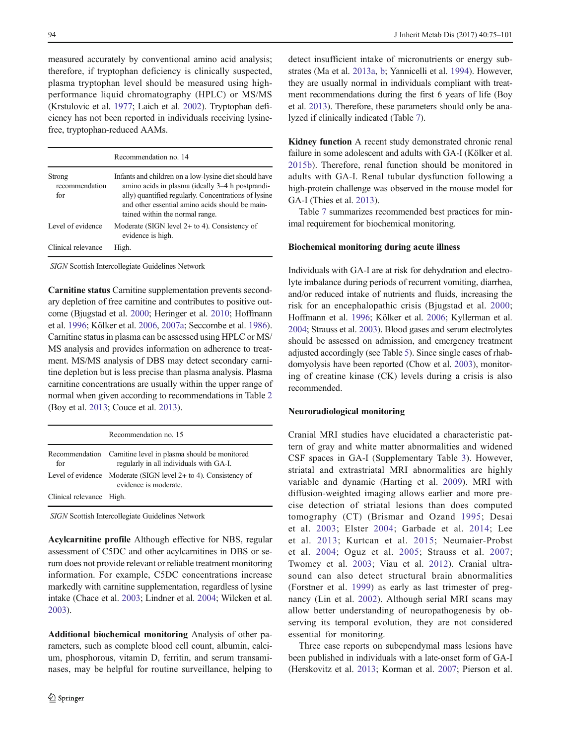measured accurately by conventional amino acid analysis; therefore, if tryptophan deficiency is clinically suspected, plasma tryptophan level should be measured using high-performance liquid chromatography (HPLC) or MS/MS (Krstulovic et al. 1977; Laich et al. 2002). Tryptophan deficiency has not been reported in individuals receiving lysine-free, tryptophan-reduced AAMs.

| | Recommendation no. 14 |
|---|---|
| Strong recommendation for | Infants and children on a low-lysine diet should have amino acids in plasma (ideally 3–4 h postprandially) quantified regularly. Concentrations of lysine and other essential amino acids should be maintained within the normal range. |
| Level of evidence | Moderate (SIGN level 2+ to 4). Consistency of evidence is high. |
| Clinical relevance | High. |

*SIGN* Scottish Intercollegiate Guidelines Network

**Carnitine status** Carnitine supplementation prevents secondary depletion of free carnitine and contributes to positive outcome (Bjugstad et al. 2000; Heringer et al. 2010; Hoffmann et al. 1996; Kölker et al. 2006, 2007a; Seccombe et al. 1986). Carnitine status in plasma can be assessed using HPLC or MS/MS analysis and provides information on adherence to treatment. MS/MS analysis of DBS may detect secondary carnitine depletion but is less precise than plasma analysis. Plasma carnitine concentrations are usually within the upper range of normal when given according to recommendations in Table 2 (Boy et al. 2013; Couce et al. 2013).

| | Recommendation no. 15 |
|---|---|
| Recommendation for | Carnitine level in plasma should be monitored regularly in all individuals with GA-I. |
| Level of evidence | Moderate (SIGN level 2+ to 4). Consistency of evidence is moderate. |
| Clinical relevance | High. |

*SIGN* Scottish Intercollegiate Guidelines Network

**Acylcarnitine profile** Although effective for NBS, regular assessment of C5DC and other acylcarnitines in DBS or serum does not provide relevant or reliable treatment monitoring information. For example, C5DC concentrations increase markedly with carnitine supplementation, regardless of lysine intake (Chace et al. 2003; Lindner et al. 2004; Wilcken et al. 2003).

**Additional biochemical monitoring** Analysis of other parameters, such as complete blood cell count, albumin, calcium, phosphorous, vitamin D, ferritin, and serum transaminases, may be helpful for routine surveillance, helping to detect insufficient intake of micronutrients or energy substrates (Ma et al. 2013a, b; Yannicelli et al. 1994). However, they are usually normal in individuals compliant with treatment recommendations during the first 6 years of life (Boy et al. 2013). Therefore, these parameters should only be analyzed if clinically indicated (Table 7).

**Kidney function** A recent study demonstrated chronic renal failure in some adolescent and adults with GA-I (Kölker et al. 2015b). Therefore, renal function should be monitored in adults with GA-I. Renal tubular dysfunction following a high-protein challenge was observed in the mouse model for GA-I (Thies et al. 2013).

Table 7 summarizes recommended best practices for minimal requirement for biochemical monitoring.

### Biochemical monitoring during acute illness

Individuals with GA-I are at risk for dehydration and electrolyte imbalance during periods of recurrent vomiting, diarrhea, and/or reduced intake of nutrients and fluids, increasing the risk for an encephalopathic crisis (Bjugstad et al. 2000; Hoffmann et al. 1996; Kölker et al. 2006; Kyllerman et al. 2004; Strauss et al. 2003). Blood gases and serum electrolytes should be assessed on admission, and emergency treatment adjusted accordingly (see Table 5). Since single cases of rhabdomyolysis have been reported (Chow et al. 2003), monitoring of creatine kinase (CK) levels during a crisis is also recommended.

### Neuroradiological monitoring

Cranial MRI studies have elucidated a characteristic pattern of gray and white matter abnormalities and widened CSF spaces in GA-I (Supplementary Table 3). However, striatal and extrastriatal MRI abnormalities are highly variable and dynamic (Harting et al. 2009). MRI with diffusion-weighted imaging allows earlier and more precise detection of striatal lesions than does computed tomography (CT) (Brismar and Ozand 1995; Desai et al. 2003; Elster 2004; Garbade et al. 2014; Lee et al. 2013; Kurtcan et al. 2015; Neumaier-Probst et al. 2004; Oguz et al. 2005; Strauss et al. 2007; Twomey et al. 2003; Viau et al. 2012). Cranial ultrasound can also detect structural brain abnormalities (Forstner et al. 1999) as early as last trimester of pregnancy (Lin et al. 2002). Although serial MRI scans may allow better understanding of neuropathogenesis by observing its temporal evolution, they are not considered essential for monitoring.

Three case reports on subependymal mass lesions have been published in individuals with a late-onset form of GA-I (Herskovitz et al. 2013; Korman et al. 2007; Pierson et al.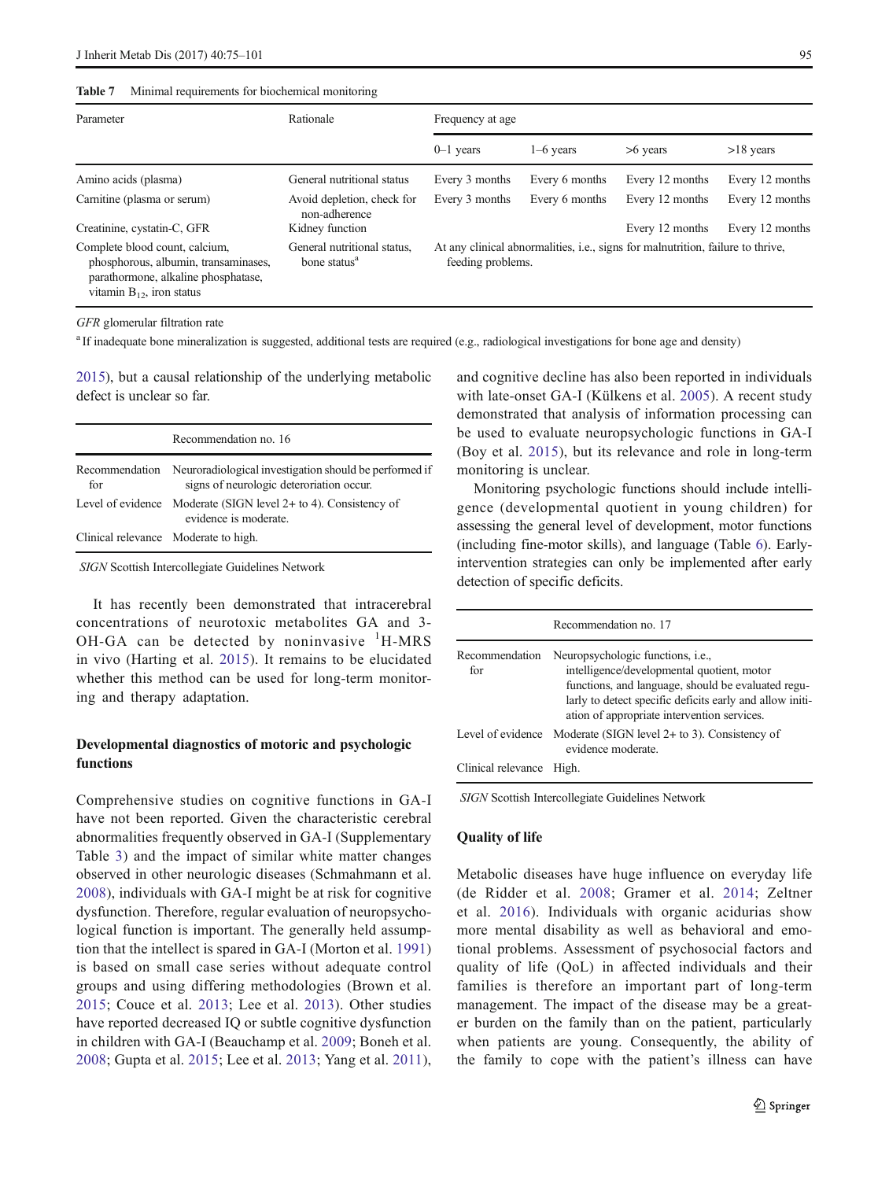Table 7 Minimal requirements for biochemical monitoring

| Parameter | Rationale | Frequency at age | | | |
|---|---|---|---|---|---|
| | | 0–1 years | 1–6 years | >6 years | >18 years |
| Amino acids (plasma) | General nutritional status | Every 3 months | Every 6 months | Every 12 months | Every 12 months |
| Carnitine (plasma or serum) | Avoid depletion, check for non-adherence | Every 3 months | Every 6 months | Every 12 months | Every 12 months |
| Creatinine, cystatin-C, GFR | Kidney function | | | Every 12 months | Every 12 months |
| Complete blood count, calcium, phosphorous, albumin, transaminases, parathormone, alkaline phosphatase, vitamin $B_{12}$, iron status | General nutritional status, bone status[a] | At any clinical abnormalities, i.e., signs for malnutrition, failure to thrive, feeding problems. | | | |

*GFR* glomerular filtration rate

[a] If inadequate bone mineralization is suggested, additional tests are required (e.g., radiological investigations for bone age and density)

2015), but a causal relationship of the underlying metabolic defect is unclear so far.

| Recommendation no. 16 | |
|---|---|
| Recommendation for | Neuroradiological investigation should be performed if signs of neurologic deterioration occur. |
| Level of evidence | Moderate (SIGN level 2+ to 4). Consistency of evidence is moderate. |
| Clinical relevance | Moderate to high. |

*SIGN* Scottish Intercollegiate Guidelines Network

It has recently been demonstrated that intracerebral concentrations of neurotoxic metabolites GA and 3-OH-GA can be detected by noninvasive $^{1}$H-MRS in vivo (Harting et al. 2015). It remains to be elucidated whether this method can be used for long-term monitoring and therapy adaptation.

### Developmental diagnostics of motoric and psychologic functions

Comprehensive studies on cognitive functions in GA-I have not been reported. Given the characteristic cerebral abnormalities frequently observed in GA-I (Supplementary Table 3) and the impact of similar white matter changes observed in other neurologic diseases (Schmahmann et al. 2008), individuals with GA-I might be at risk for cognitive dysfunction. Therefore, regular evaluation of neuropsychological function is important. The generally held assumption that the intellect is spared in GA-I (Morton et al. 1991) is based on small case series without adequate control groups and using differing methodologies (Brown et al. 2015; Couce et al. 2013; Lee et al. 2013). Other studies have reported decreased IQ or subtle cognitive dysfunction in children with GA-I (Beauchamp et al. 2009; Boneh et al. 2008; Gupta et al. 2015; Lee et al. 2013; Yang et al. 2011), and cognitive decline has also been reported in individuals with late-onset GA-I (Külkens et al. 2005). A recent study demonstrated that analysis of information processing can be used to evaluate neuropsychologic functions in GA-I (Boy et al. 2015), but its relevance and role in long-term monitoring is unclear.

Monitoring psychologic functions should include intelligence (developmental quotient in young children) for assessing the general level of development, motor functions (including fine-motor skills), and language (Table 6). Early-intervention strategies can only be implemented after early detection of specific deficits.

| Recommendation no. 17 | |
|---|---|
| Recommendation for | Neuropsychologic functions, i.e., intelligence/developmental quotient, motor functions, and language, should be evaluated regularly to detect specific deficits early and allow initiation of appropriate intervention services. |
| Level of evidence | Moderate (SIGN level 2+ to 3). Consistency of evidence moderate. |
| Clinical relevance | High. |

*SIGN* Scottish Intercollegiate Guidelines Network

### Quality of life

Metabolic diseases have huge influence on everyday life (de Ridder et al. 2008; Gramer et al. 2014; Zeltner et al. 2016). Individuals with organic acidurias show more mental disability as well as behavioral and emotional problems. Assessment of psychosocial factors and quality of life (QoL) in affected individuals and their families is therefore an important part of long-term management. The impact of the disease may be a greater burden on the family than on the patient, particularly when patients are young. Consequently, the ability of the family to cope with the patient's illness can have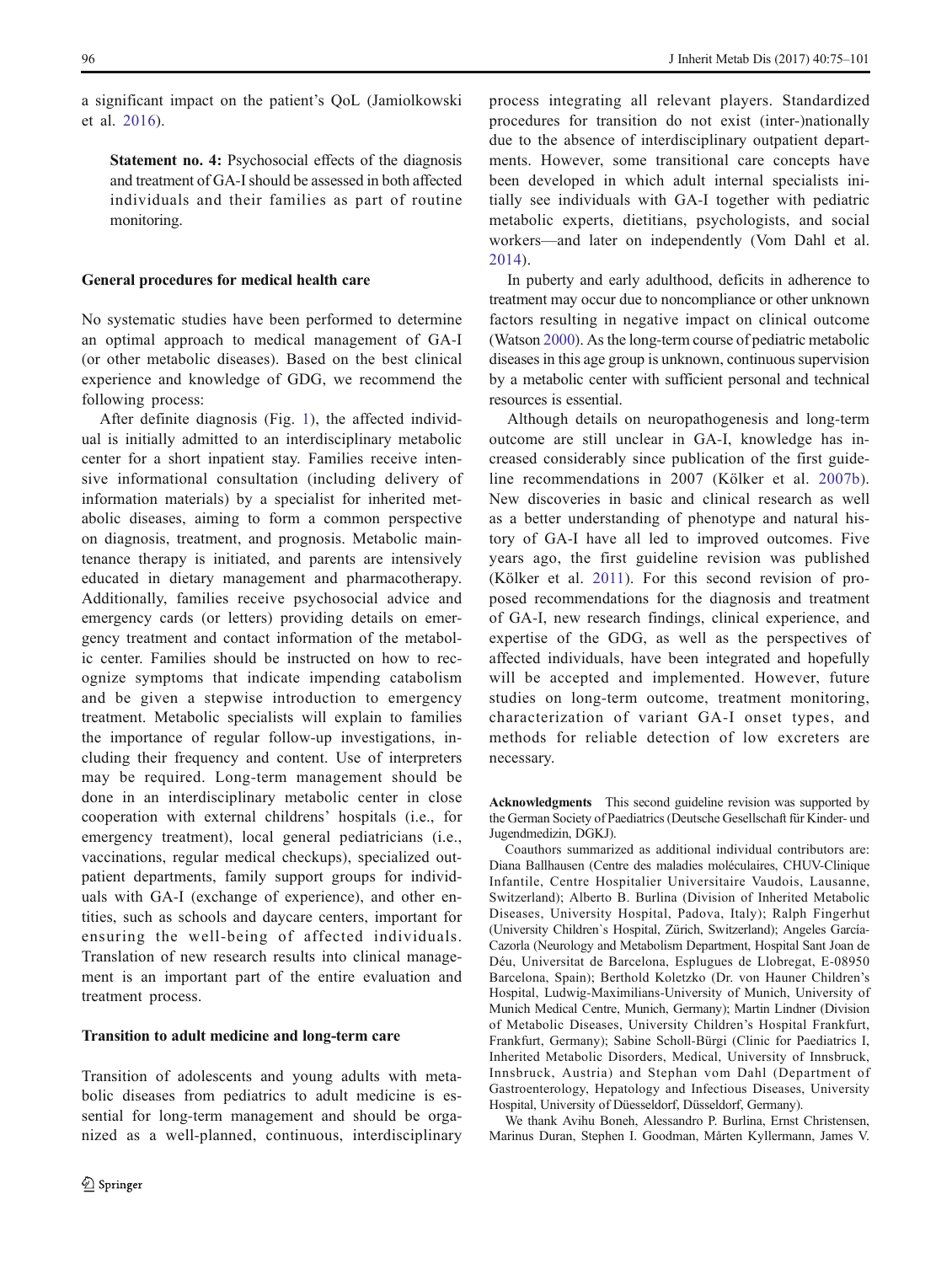a significant impact on the patient's QoL (Jamiolkowski et al. 2016).

> **Statement no. 4:** Psychosocial effects of the diagnosis and treatment of GA-I should be assessed in both affected individuals and their families as part of routine monitoring.

## General procedures for medical health care

No systematic studies have been performed to determine an optimal approach to medical management of GA-I (or other metabolic diseases). Based on the best clinical experience and knowledge of GDG, we recommend the following process:

After definite diagnosis (Fig. 1), the affected individual is initially admitted to an interdisciplinary metabolic center for a short inpatient stay. Families receive intensive informational consultation (including delivery of information materials) by a specialist for inherited metabolic diseases, aiming to form a common perspective on diagnosis, treatment, and prognosis. Metabolic maintenance therapy is initiated, and parents are intensively educated in dietary management and pharmacotherapy. Additionally, families receive psychosocial advice and emergency cards (or letters) providing details on emergency treatment and contact information of the metabolic center. Families should be instructed on how to recognize symptoms that indicate impending catabolism and be given a stepwise introduction to emergency treatment. Metabolic specialists will explain to families the importance of regular follow-up investigations, including their frequency and content. Use of interpreters may be required. Long-term management should be done in an interdisciplinary metabolic center in close cooperation with external childrens' hospitals (i.e., for emergency treatment), local general pediatricians (i.e., vaccinations, regular medical checkups), specialized outpatient departments, family support groups for individuals with GA-I (exchange of experience), and other entities, such as schools and daycare centers, important for ensuring the well-being of affected individuals. Translation of new research results into clinical management is an important part of the entire evaluation and treatment process.

## Transition to adult medicine and long-term care

Transition of adolescents and young adults with metabolic diseases from pediatrics to adult medicine is essential for long-term management and should be organized as a well-planned, continuous, interdisciplinary process integrating all relevant players. Standardized procedures for transition do not exist (inter-)nationally due to the absence of interdisciplinary outpatient departments. However, some transitional care concepts have been developed in which adult internal specialists initially see individuals with GA-I together with pediatric metabolic experts, dietitians, psychologists, and social workers—and later on independently (Vom Dahl et al. 2014).

In puberty and early adulthood, deficits in adherence to treatment may occur due to noncompliance or other unknown factors resulting in negative impact on clinical outcome (Watson 2000). As the long-term course of pediatric metabolic diseases in this age group is unknown, continuous supervision by a metabolic center with sufficient personal and technical resources is essential.

Although details on neuropathogenesis and long-term outcome are still unclear in GA-I, knowledge has increased considerably since publication of the first guideline recommendations in 2007 (Kölker et al. 2007b). New discoveries in basic and clinical research as well as a better understanding of phenotype and natural history of GA-I have all led to improved outcomes. Five years ago, the first guideline revision was published (Kölker et al. 2011). For this second revision of proposed recommendations for the diagnosis and treatment of GA-I, new research findings, clinical experience, and expertise of the GDG, as well as the perspectives of affected individuals, have been integrated and hopefully will be accepted and implemented. However, future studies on long-term outcome, treatment monitoring, characterization of variant GA-I onset types, and methods for reliable detection of low excreters are necessary.

**Acknowledgments** This second guideline revision was supported by the German Society of Paediatrics (Deutsche Gesellschaft für Kinder- und Jugendmedizin, DGKJ).

Coauthors summarized as additional individual contributors are: Diana Ballhausen (Centre des maladies moléculaires, CHUV-Clinique Infantile, Centre Hospitalier Universitaire Vaudois, Lausanne, Switzerland); Alberto B. Burlina (Division of Inherited Metabolic Diseases, University Hospital, Padova, Italy); Ralph Fingerhut (University Children`s Hospital, Zürich, Switzerland); Angeles García-Cazorla (Neurology and Metabolism Department, Hospital Sant Joan de Déu, Universitat de Barcelona, Esplugues de Llobregat, E-08950 Barcelona, Spain); Berthold Koletzko (Dr. von Hauner Children's Hospital, Ludwig-Maximilians-University of Munich, University of Munich Medical Centre, Munich, Germany); Martin Lindner (Division of Metabolic Diseases, University Children's Hospital Frankfurt, Frankfurt, Germany); Sabine Scholl-Bürgi (Clinic for Paediatrics I, Inherited Metabolic Disorders, Medical, University of Innsbruck, Innsbruck, Austria) and Stephan vom Dahl (Department of Gastroenterology, Hepatology and Infectious Diseases, University Hospital, University of Düesseldorf, Düsseldorf, Germany).

We thank Avihu Boneh, Alessandro P. Burlina, Ernst Christensen, Marinus Duran, Stephen I. Goodman, Mårten Kyllermann, James V.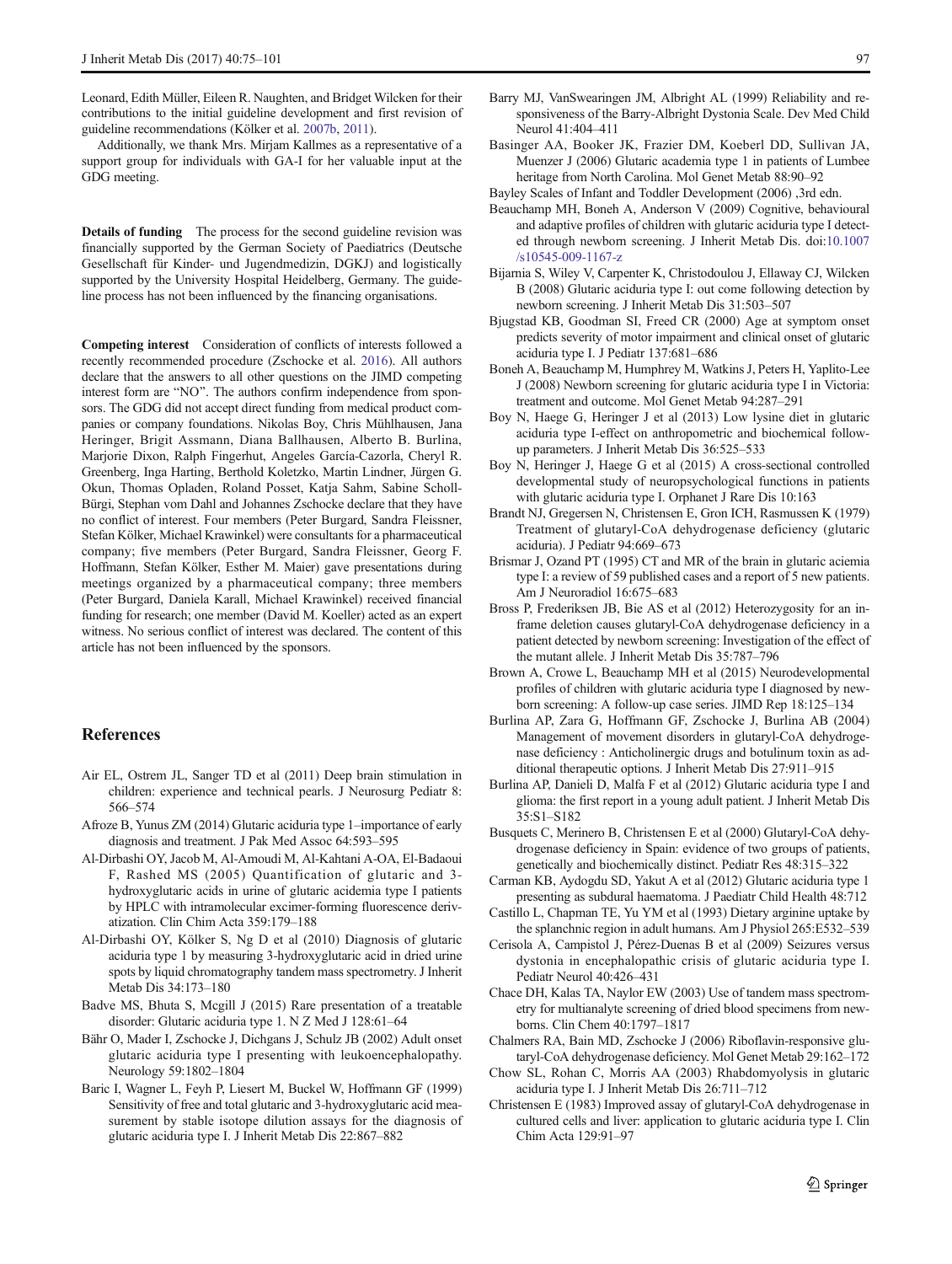Leonard, Edith Müller, Eileen R. Naughten, and Bridget Wilcken for their contributions to the initial guideline development and first revision of guideline recommendations (Kölker et al. 2007b, 2011).

Additionally, we thank Mrs. Mirjam Kallmes as a representative of a support group for individuals with GA-I for her valuable input at the GDG meeting.

**Details of funding** The process for the second guideline revision was financially supported by the German Society of Paediatrics (Deutsche Gesellschaft für Kinder- und Jugendmedizin, DGKJ) and logistically supported by the University Hospital Heidelberg, Germany. The guideline process has not been influenced by the financing organisations.

**Competing interest** Consideration of conflicts of interests followed a recently recommended procedure (Zschocke et al. 2016). All authors declare that the answers to all other questions on the JIMD competing interest form are "NO". The authors confirm independence from sponsors. The GDG did not accept direct funding from medical product companies or company foundations. Nikolas Boy, Chris Mühlhausen, Jana Heringer, Brigit Assmann, Diana Ballhausen, Alberto B. Burlina, Marjorie Dixon, Ralph Fingerhut, Angeles García-Cazorla, Cheryl R. Greenberg, Inga Harting, Berthold Koletzko, Martin Lindner, Jürgen G. Okun, Thomas Opladen, Roland Posset, Katja Sahm, Sabine Scholl-Bürgi, Stephan vom Dahl and Johannes Zschocke declare that they have no conflict of interest. Four members (Peter Burgard, Sandra Fleissner, Stefan Kölker, Michael Krawinkel) were consultants for a pharmaceutical company; five members (Peter Burgard, Sandra Fleissner, Georg F. Hoffmann, Stefan Kölker, Esther M. Maier) gave presentations during meetings organized by a pharmaceutical company; three members (Peter Burgard, Daniela Karall, Michael Krawinkel) received financial funding for research; one member (David M. Koeller) acted as an expert witness. No serious conflict of interest was declared. The content of this article has not been influenced by the sponsors.

## References

Air EL, Ostrem JL, Sanger TD et al (2011) Deep brain stimulation in children: experience and technical pearls. J Neurosurg Pediatr 8: 566–574

Afroze B, Yunus ZM (2014) Glutaric aciduria type 1–importance of early diagnosis and treatment. J Pak Med Assoc 64:593–595

Al-Dirbashi OY, Jacob M, Al-Amoudi M, Al-Kahtani A-OA, El-Badaoui F, Rashed MS (2005) Quantification of glutaric and 3-hydroxyglutaric acids in urine of glutaric acidemia type I patients by HPLC with intramolecular excimer-forming fluorescence derivatization. Clin Chim Acta 359:179–188

Al-Dirbashi OY, Kölker S, Ng D et al (2010) Diagnosis of glutaric aciduria type 1 by measuring 3-hydroxyglutaric acid in dried urine spots by liquid chromatography tandem mass spectrometry. J Inherit Metab Dis 34:173–180

Badve MS, Bhuta S, Mcgill J (2015) Rare presentation of a treatable disorder: Glutaric aciduria type 1. N Z Med J 128:61–64

Bähr O, Mader I, Zschocke J, Dichgans J, Schulz JB (2002) Adult onset glutaric aciduria type I presenting with leukoencephalopathy. Neurology 59:1802–1804

Baric I, Wagner L, Feyh P, Liesert M, Buckel W, Hoffmann GF (1999) Sensitivity of free and total glutaric and 3-hydroxyglutaric acid measurement by stable isotope dilution assays for the diagnosis of glutaric aciduria type I. J Inherit Metab Dis 22:867–882

Barry MJ, VanSwearingen JM, Albright AL (1999) Reliability and responsiveness of the Barry-Albright Dystonia Scale. Dev Med Child Neurol 41:404–411

Basinger AA, Booker JK, Frazier DM, Koeberl DD, Sullivan JA, Muenzer J (2006) Glutaric academia type 1 in patients of Lumbee heritage from North Carolina. Mol Genet Metab 88:90–92

Bayley Scales of Infant and Toddler Development (2006) ,3rd edn.

Beauchamp MH, Boneh A, Anderson V (2009) Cognitive, behavioural and adaptive profiles of children with glutaric aciduria type I detected through newborn screening. J Inherit Metab Dis. doi:10.1007/s10545-009-1167-z

Bijarnia S, Wiley V, Carpenter K, Christodoulou J, Ellaway CJ, Wilcken B (2008) Glutaric aciduria type I: out come following detection by newborn screening. J Inherit Metab Dis 31:503–507

Bjugstad KB, Goodman SI, Freed CR (2000) Age at symptom onset predicts severity of motor impairment and clinical onset of glutaric aciduria type I. J Pediatr 137:681–686

Boneh A, Beauchamp M, Humphrey M, Watkins J, Peters H, Yaplito-Lee J (2008) Newborn screening for glutaric aciduria type I in Victoria: treatment and outcome. Mol Genet Metab 94:287–291

Boy N, Haege G, Heringer J et al (2013) Low lysine diet in glutaric aciduria type I-effect on anthropometric and biochemical follow-up parameters. J Inherit Metab Dis 36:525–533

Boy N, Heringer J, Haege G et al (2015) A cross-sectional controlled developmental study of neuropsychological functions in patients with glutaric aciduria type I. Orphanet J Rare Dis 10:163

Brandt NJ, Gregersen N, Christensen E, Gron ICH, Rasmussen K (1979) Treatment of glutaryl-CoA dehydrogenase deficiency (glutaric aciduria). J Pediatr 94:669–673

Brismar J, Ozand PT (1995) CT and MR of the brain in glutaric aciemia type I: a review of 59 published cases and a report of 5 new patients. Am J Neuroradiol 16:675–683

Bross P, Frederiksen JB, Bie AS et al (2012) Heterozygosity for an in-frame deletion causes glutaryl-CoA dehydrogenase deficiency in a patient detected by newborn screening: Investigation of the effect of the mutant allele. J Inherit Metab Dis 35:787–796

Brown A, Crowe L, Beauchamp MH et al (2015) Neurodevelopmental profiles of children with glutaric aciduria type I diagnosed by newborn screening: A follow-up case series. JIMD Rep 18:125–134

Burlina AP, Zara G, Hoffmann GF, Zschocke J, Burlina AB (2004) Management of movement disorders in glutaryl-CoA dehydrogenase deficiency : Anticholinergic drugs and botulinum toxin as additional therapeutic options. J Inherit Metab Dis 27:911–915

Burlina AP, Danieli D, Malfa F et al (2012) Glutaric aciduria type I and glioma: the first report in a young adult patient. J Inherit Metab Dis 35:S1–S182

Busquets C, Merinero B, Christensen E et al (2000) Glutaryl-CoA dehydrogenase deficiency in Spain: evidence of two groups of patients, genetically and biochemically distinct. Pediatr Res 48:315–322

Carman KB, Aydogdu SD, Yakut A et al (2012) Glutaric aciduria type 1 presenting as subdural haematoma. J Paediatr Child Health 48:712

Castillo L, Chapman TE, Yu YM et al (1993) Dietary arginine uptake by the splanchnic region in adult humans. Am J Physiol 265:E532–539

Cerisola A, Campistol J, Pérez-Duenas B et al (2009) Seizures versus dystonia in encephalopathic crisis of glutaric aciduria type I. Pediatr Neurol 40:426–431

Chace DH, Kalas TA, Naylor EW (2003) Use of tandem mass spectrometry for multianalyte screening of dried blood specimens from newborns. Clin Chem 40:1797–1817

Chalmers RA, Bain MD, Zschocke J (2006) Riboflavin-responsive glutaryl-CoA dehydrogenase deficiency. Mol Genet Metab 29:162–172

Chow SL, Rohan C, Morris AA (2003) Rhabdomyolysis in glutaric aciduria type I. J Inherit Metab Dis 26:711–712

Christensen E (1983) Improved assay of glutaryl-CoA dehydrogenase in cultured cells and liver: application to glutaric aciduria type I. Clin Chim Acta 129:91–97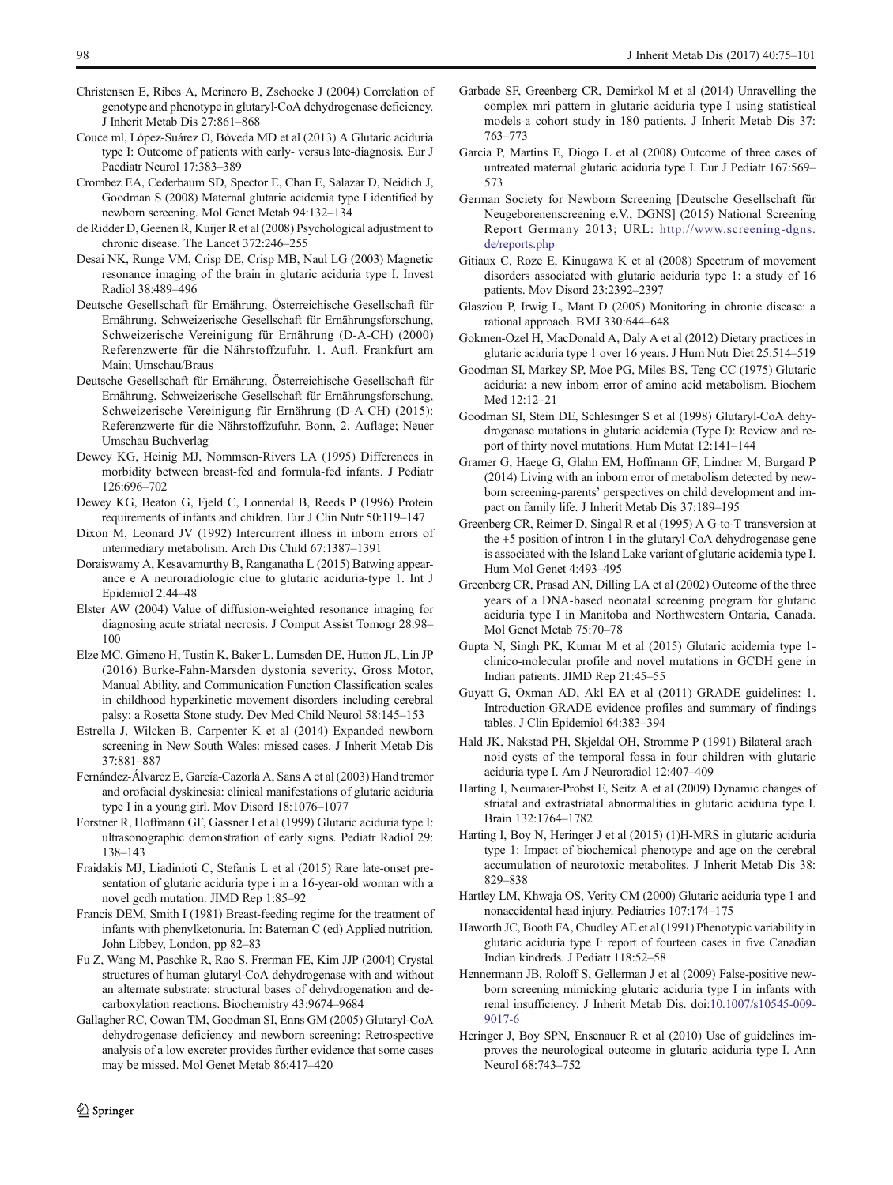Christensen E, Ribes A, Merinero B, Zschocke J (2004) Correlation of genotype and phenotype in glutaryl-CoA dehydrogenase deficiency. J Inherit Metab Dis 27:861–868

Couce ml, López-Suárez O, Bóveda MD et al (2013) A Glutaric aciduria type I: Outcome of patients with early- versus late-diagnosis. Eur J Paediatr Neurol 17:383–389

Crombez EA, Cederbaum SD, Spector E, Chan E, Salazar D, Neidich J, Goodman S (2008) Maternal glutaric acidemia type I identified by newborn screening. Mol Genet Metab 94:132–134

de Ridder D, Geenen R, Kuijer R et al (2008) Psychological adjustment to chronic disease. The Lancet 372:246–255

Desai NK, Runge VM, Crisp DE, Crisp MB, Naul LG (2003) Magnetic resonance imaging of the brain in glutaric aciduria type I. Invest Radiol 38:489–496

Deutsche Gesellschaft für Ernährung, Österreichische Gesellschaft für Ernährung, Schweizerische Gesellschaft für Ernährungsforschung, Schweizerische Vereinigung für Ernährung (D-A-CH) (2000) Referenzwerte für die Nährstoffzufuhr. 1. Aufl. Frankfurt am Main; Umschau/Braus

Deutsche Gesellschaft für Ernährung, Österreichische Gesellschaft für Ernährung, Schweizerische Gesellschaft für Ernährungsforschung, Schweizerische Vereinigung für Ernährung (D-A-CH) (2015): Referenzwerte für die Nährstoffzufuhr. Bonn, 2. Auflage; Neuer Umschau Buchverlag

Dewey KG, Heinig MJ, Nommsen-Rivers LA (1995) Differences in morbidity between breast-fed and formula-fed infants. J Pediatr 126:696–702

Dewey KG, Beaton G, Fjeld C, Lonnerdal B, Reeds P (1996) Protein requirements of infants and children. Eur J Clin Nutr 50:119–147

Dixon M, Leonard JV (1992) Intercurrent illness in inborn errors of intermediary metabolism. Arch Dis Child 67:1387–1391

Doraiswamy A, Kesavamurthy B, Ranganatha L (2015) Batwing appearance e A neuroradiologic clue to glutaric aciduria-type 1. Int J Epidemiol 2:44–48

Elster AW (2004) Value of diffusion-weighted resonance imaging for diagnosing acute striatal necrosis. J Comput Assist Tomogr 28:98–100

Elze MC, Gimeno H, Tustin K, Baker L, Lumsden DE, Hutton JL, Lin JP (2016) Burke-Fahn-Marsden dystonia severity, Gross Motor, Manual Ability, and Communication Function Classification scales in childhood hyperkinetic movement disorders including cerebral palsy: a Rosetta Stone study. Dev Med Child Neurol 58:145–153

Estrella J, Wilcken B, Carpenter K et al (2014) Expanded newborn screening in New South Wales: missed cases. J Inherit Metab Dis 37:881–887

Fernández-Álvarez E, García-Cazorla A, Sans A et al (2003) Hand tremor and orofacial dyskinesia: clinical manifestations of glutaric aciduria type I in a young girl. Mov Disord 18:1076–1077

Forstner R, Hoffmann GF, Gassner I et al (1999) Glutaric aciduria type I: ultrasonographic demonstration of early signs. Pediatr Radiol 29:138–143

Fraidakis MJ, Liadinioti C, Stefanis L et al (2015) Rare late-onset presentation of glutaric aciduria type i in a 16-year-old woman with a novel gcdh mutation. JIMD Rep 1:85–92

Francis DEM, Smith I (1981) Breast-feeding regime for the treatment of infants with phenylketonuria. In: Bateman C (ed) Applied nutrition. John Libbey, London, pp 82–83

Fu Z, Wang M, Paschke R, Rao S, Frerman FE, Kim JJP (2004) Crystal structures of human glutaryl-CoA dehydrogenase with and without an alternate substrate: structural bases of dehydrogenation and decarboxylation reactions. Biochemistry 43:9674–9684

Gallagher RC, Cowan TM, Goodman SI, Enns GM (2005) Glutaryl-CoA dehydrogenase deficiency and newborn screening: Retrospective analysis of a low excreter provides further evidence that some cases may be missed. Mol Genet Metab 86:417–420

Garbade SF, Greenberg CR, Demirkol M et al (2014) Unravelling the complex mri pattern in glutaric aciduria type I using statistical models-a cohort study in 180 patients. J Inherit Metab Dis 37:763–773

Garcia P, Martins E, Diogo L et al (2008) Outcome of three cases of untreated maternal glutaric aciduria type I. Eur J Pediatr 167:569–573

German Society for Newborn Screening [Deutsche Gesellschaft für Neugeborenenscreening e.V., DGNS] (2015) National Screening Report Germany 2013; URL: http://www.screening-dgns.de/reports.php

Gitiaux C, Roze E, Kinugawa K et al (2008) Spectrum of movement disorders associated with glutaric aciduria type 1: a study of 16 patients. Mov Disord 23:2392–2397

Glasziou P, Irwig L, Mant D (2005) Monitoring in chronic disease: a rational approach. BMJ 330:644–648

Gokmen-Ozel H, MacDonald A, Daly A et al (2012) Dietary practices in glutaric aciduria type 1 over 16 years. J Hum Nutr Diet 25:514–519

Goodman SI, Markey SP, Moe PG, Miles BS, Teng CC (1975) Glutaric aciduria: a new inborn error of amino acid metabolism. Biochem Med 12:12–21

Goodman SI, Stein DE, Schlesinger S et al (1998) Glutaryl-CoA dehydrogenase mutations in glutaric acidemia (Type I): Review and report of thirty novel mutations. Hum Mutat 12:141–144

Gramer G, Haege G, Glahn EM, Hoffmann GF, Lindner M, Burgard P (2014) Living with an inborn error of metabolism detected by newborn screening-parents' perspectives on child development and impact on family life. J Inherit Metab Dis 37:189–195

Greenberg CR, Reimer D, Singal R et al (1995) A G-to-T transversion at the +5 position of intron 1 in the glutaryl-CoA dehydrogenase gene is associated with the Island Lake variant of glutaric acidemia type I. Hum Mol Genet 4:493–495

Greenberg CR, Prasad AN, Dilling LA et al (2002) Outcome of the three years of a DNA-based neonatal screening program for glutaric aciduria type I in Manitoba and Northwestern Ontaria, Canada. Mol Genet Metab 75:70–78

Gupta N, Singh PK, Kumar M et al (2015) Glutaric acidemia type 1-clinico-molecular profile and novel mutations in GCDH gene in Indian patients. JIMD Rep 21:45–55

Guyatt G, Oxman AD, Akl EA et al (2011) GRADE guidelines: 1. Introduction-GRADE evidence profiles and summary of findings tables. J Clin Epidemiol 64:383–394

Hald JK, Nakstad PH, Skjeldal OH, Stromme P (1991) Bilateral arachnoid cysts of the temporal fossa in four children with glutaric aciduria type I. Am J Neuroradiol 12:407–409

Harting I, Neumaier-Probst E, Seitz A et al (2009) Dynamic changes of striatal and extrastriatal abnormalities in glutaric aciduria type I. Brain 132:1764–1782

Harting I, Boy N, Heringer J et al (2015) (1)H-MRS in glutaric aciduria type 1: Impact of biochemical phenotype and age on the cerebral accumulation of neurotoxic metabolites. J Inherit Metab Dis 38:829–838

Hartley LM, Khwaja OS, Verity CM (2000) Glutaric aciduria type 1 and nonaccidental head injury. Pediatrics 107:174–175

Haworth JC, Booth FA, Chudley AE et al (1991) Phenotypic variability in glutaric aciduria type I: report of fourteen cases in five Canadian Indian kindreds. J Pediatr 118:52–58

Hennermann JB, Roloff S, Gellerman J et al (2009) False-positive newborn screening mimicking glutaric aciduria type I in infants with renal insufficiency. J Inherit Metab Dis. doi:10.1007/s10545-009-9017-6

Heringer J, Boy SPN, Ensenauer R et al (2010) Use of guidelines improves the neurological outcome in glutaric aciduria type I. Ann Neurol 68:743–752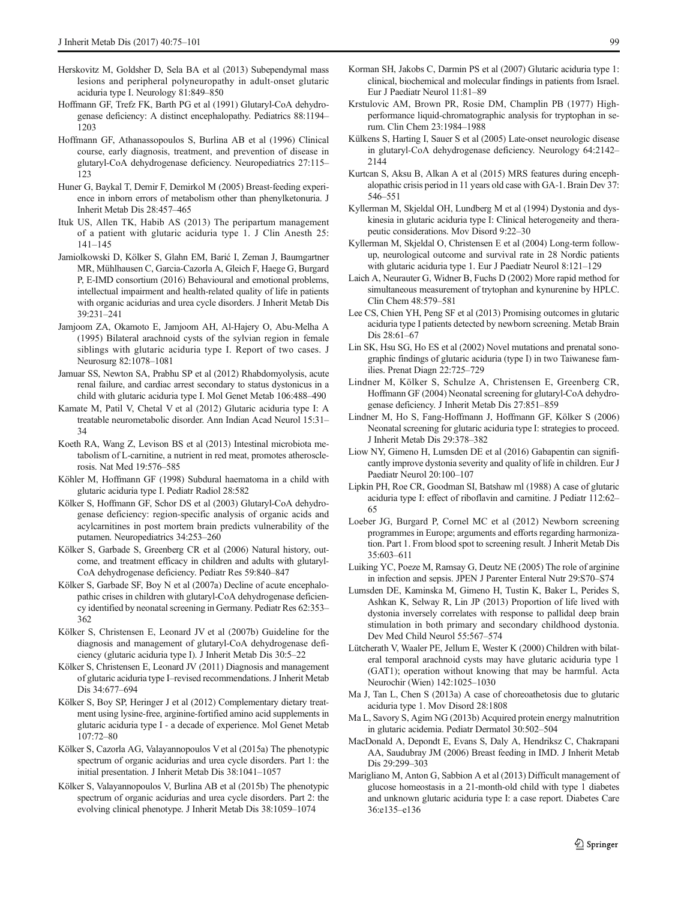Herskovitz M, Goldsher D, Sela BA et al (2013) Subependymal mass lesions and peripheral polyneuropathy in adult-onset glutaric aciduria type I. Neurology 81:849–850

Hoffmann GF, Trefz FK, Barth PG et al (1991) Glutaryl-CoA dehydrogenase deficiency: A distinct encephalopathy. Pediatrics 88:1194–1203

Hoffmann GF, Athanassopoulos S, Burlina AB et al (1996) Clinical course, early diagnosis, treatment, and prevention of disease in glutaryl-CoA dehydrogenase deficiency. Neuropediatrics 27:115–123

Huner G, Baykal T, Demir F, Demirkol M (2005) Breast-feeding experience in inborn errors of metabolism other than phenylketonuria. J Inherit Metab Dis 28:457–465

Ituk US, Allen TK, Habib AS (2013) The peripartum management of a patient with glutaric aciduria type 1. J Clin Anesth 25: 141–145

Jamiolkowski D, Kölker S, Glahn EM, Barić I, Zeman J, Baumgartner MR, Mühlhausen C, Garcia-Cazorla A, Gleich F, Haege G, Burgard P, E-IMD consortium (2016) Behavioural and emotional problems, intellectual impairment and health-related quality of life in patients with organic acidurias and urea cycle disorders. J Inherit Metab Dis 39:231–241

Jamjoom ZA, Okamoto E, Jamjoom AH, Al-Hajery O, Abu-Melha A (1995) Bilateral arachnoid cysts of the sylvian region in female siblings with glutaric aciduria type I. Report of two cases. J Neurosurg 82:1078–1081

Jamuar SS, Newton SA, Prabhu SP et al (2012) Rhabdomyolysis, acute renal failure, and cardiac arrest secondary to status dystonicus in a child with glutaric aciduria type I. Mol Genet Metab 106:488–490

Kamate M, Patil V, Chetal V et al (2012) Glutaric aciduria type I: A treatable neurometabolic disorder. Ann Indian Acad Neurol 15:31–34

Koeth RA, Wang Z, Levison BS et al (2013) Intestinal microbiota metabolism of L-carnitine, a nutrient in red meat, promotes atherosclerosis. Nat Med 19:576–585

Köhler M, Hoffmann GF (1998) Subdural haematoma in a child with glutaric aciduria type I. Pediatr Radiol 28:582

Kölker S, Hoffmann GF, Schor DS et al (2003) Glutaryl-CoA dehydrogenase deficiency: region-specific analysis of organic acids and acylcarnitines in post mortem brain predicts vulnerability of the putamen. Neuropediatrics 34:253–260

Kölker S, Garbade S, Greenberg CR et al (2006) Natural history, outcome, and treatment efficacy in children and adults with glutaryl-CoA dehydrogenase deficiency. Pediatr Res 59:840–847

Kölker S, Garbade SF, Boy N et al (2007a) Decline of acute encephalopathic crises in children with glutaryl-CoA dehydrogenase deficiency identified by neonatal screening in Germany. Pediatr Res 62:353–362

Kölker S, Christensen E, Leonard JV et al (2007b) Guideline for the diagnosis and management of glutaryl-CoA dehydrogenase deficiency (glutaric aciduria type I). J Inherit Metab Dis 30:5–22

Kölker S, Christensen E, Leonard JV (2011) Diagnosis and management of glutaric aciduria type I–revised recommendations. J Inherit Metab Dis 34:677–694

Kölker S, Boy SP, Heringer J et al (2012) Complementary dietary treatment using lysine-free, arginine-fortified amino acid supplements in glutaric aciduria type I - a decade of experience. Mol Genet Metab 107:72–80

Kölker S, Cazorla AG, Valayannopoulos V et al (2015a) The phenotypic spectrum of organic acidurias and urea cycle disorders. Part 1: the initial presentation. J Inherit Metab Dis 38:1041–1057

Kölker S, Valayannopoulos V, Burlina AB et al (2015b) The phenotypic spectrum of organic acidurias and urea cycle disorders. Part 2: the evolving clinical phenotype. J Inherit Metab Dis 38:1059–1074

Korman SH, Jakobs C, Darmin PS et al (2007) Glutaric aciduria type 1: clinical, biochemical and molecular findings in patients from Israel. Eur J Paediatr Neurol 11:81–89

Krstulovic AM, Brown PR, Rosie DM, Champlin PB (1977) High-performance liquid-chromatographic analysis for tryptophan in serum. Clin Chem 23:1984–1988

Külkens S, Harting I, Sauer S et al (2005) Late-onset neurologic disease in glutaryl-CoA dehydrogenase deficiency. Neurology 64:2142–2144

Kurtcan S, Aksu B, Alkan A et al (2015) MRS features during encephalopathic crisis period in 11 years old case with GA-1. Brain Dev 37: 546–551

Kyllerman M, Skjeldal OH, Lundberg M et al (1994) Dystonia and dyskinesia in glutaric aciduria type I: Clinical heterogeneity and therapeutic considerations. Mov Disord 9:22–30

Kyllerman M, Skjeldal O, Christensen E et al (2004) Long-term follow-up, neurological outcome and survival rate in 28 Nordic patients with glutaric aciduria type 1. Eur J Paediatr Neurol 8:121–129

Laich A, Neurauter G, Widner B, Fuchs D (2002) More rapid method for simultaneous measurement of trytophan and kynurenine by HPLC. Clin Chem 48:579–581

Lee CS, Chien YH, Peng SF et al (2013) Promising outcomes in glutaric aciduria type I patients detected by newborn screening. Metab Brain Dis 28:61–67

Lin SK, Hsu SG, Ho ES et al (2002) Novel mutations and prenatal sonographic findings of glutaric aciduria (type I) in two Taiwanese families. Prenat Diagn 22:725–729

Lindner M, Kölker S, Schulze A, Christensen E, Greenberg CR, Hoffmann GF (2004) Neonatal screening for glutaryl-CoA dehydrogenase deficiency. J Inherit Metab Dis 27:851–859

Lindner M, Ho S, Fang-Hoffmann J, Hoffmann GF, Kölker S (2006) Neonatal screening for glutaric aciduria type I: strategies to proceed. J Inherit Metab Dis 29:378–382

Liow NY, Gimeno H, Lumsden DE et al (2016) Gabapentin can significantly improve dystonia severity and quality of life in children. Eur J Paediatr Neurol 20:100–107

Lipkin PH, Roe CR, Goodman SI, Batshaw ml (1988) A case of glutaric aciduria type I: effect of riboflavin and carnitine. J Pediatr 112:62–65

Loeber JG, Burgard P, Cornel MC et al (2012) Newborn screening programmes in Europe; arguments and efforts regarding harmonization. Part 1. From blood spot to screening result. J Inherit Metab Dis 35:603–611

Luiking YC, Poeze M, Ramsay G, Deutz NE (2005) The role of arginine in infection and sepsis. JPEN J Parenter Enteral Nutr 29:S70–S74

Lumsden DE, Kaminska M, Gimeno H, Tustin K, Baker L, Perides S, Ashkan K, Selway R, Lin JP (2013) Proportion of life lived with dystonia inversely correlates with response to pallidal deep brain stimulation in both primary and secondary childhood dystonia. Dev Med Child Neurol 55:567–574

Lütcherath V, Waaler PE, Jellum E, Wester K (2000) Children with bilateral temporal arachnoid cysts may have glutaric aciduria type 1 (GAT1); operation without knowing that may be harmful. Acta Neurochir (Wien) 142:1025–1030

Ma J, Tan L, Chen S (2013a) A case of choreoathetosis due to glutaric aciduria type 1. Mov Disord 28:1808

Ma L, Savory S, Agim NG (2013b) Acquired protein energy malnutrition in glutaric acidemia. Pediatr Dermatol 30:502–504

MacDonald A, Depondt E, Evans S, Daly A, Hendriksz C, Chakrapani AA, Saudubray JM (2006) Breast feeding in IMD. J Inherit Metab Dis 29:299–303

Marigliano M, Anton G, Sabbion A et al (2013) Difficult management of glucose homeostasis in a 21-month-old child with type 1 diabetes and unknown glutaric aciduria type I: a case report. Diabetes Care 36:e135–e136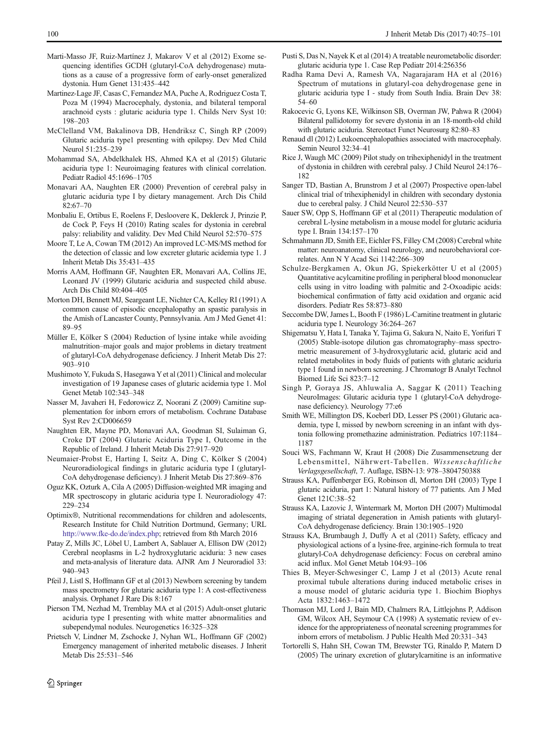Marti-Masso JF, Ruiz-Martínez J, Makarov V et al (2012) Exome sequencing identifies GCDH (glutaryl-CoA dehydrogenase) mutations as a cause of a progressive form of early-onset generalized dystonia. Hum Genet 131:435–442

Martinez-Lage JF, Casas C, Fernandez MA, Puche A, Rodriguez Costa T, Poza M (1994) Macrocephaly, dystonia, and bilateral temporal arachnoid cysts : glutaric aciduria type 1. Childs Nerv Syst 10: 198–203

McClelland VM, Bakalinova DB, Hendriksz C, Singh RP (2009) Glutaric aciduria type1 presenting with epilepsy. Dev Med Child Neurol 51:235–239

Mohammad SA, Abdelkhalek HS, Ahmed KA et al (2015) Glutaric aciduria type 1: Neuroimaging features with clinical correlation. Pediatr Radiol 45:1696–1705

Monavari AA, Naughten ER (2000) Prevention of cerebral palsy in glutaric aciduria type I by dietary management. Arch Dis Child 82:67–70

Monbaliu E, Ortibus E, Roelens F, Desloovere K, Deklerck J, Prinzie P, de Cock P, Feys H (2010) Rating scales for dystonia in cerebral palsy: reliability and validity. Dev Med Child Neurol 52:570–575

Moore T, Le A, Cowan TM (2012) An improved LC-MS/MS method for the detection of classic and low excreter glutaric acidemia type 1. J Inherit Metab Dis 35:431–435

Morris AAM, Hoffmann GF, Naughten ER, Monavari AA, Collins JE, Leonard JV (1999) Glutaric aciduria and suspected child abuse. Arch Dis Child 80:404–405

Morton DH, Bennett MJ, Seargeant LE, Nichter CA, Kelley RI (1991) A common cause of episodic encephalopathy an spastic paralysis in the Amish of Lancaster County, Pennsylvania. Am J Med Genet 41: 89–95

Müller E, Kölker S (2004) Reduction of lysine intake while avoiding malnutrition–major goals and major problems in dietary treatment of glutaryl-CoA dehydrogenase deficiency. J Inherit Metab Dis 27: 903–910

Mushimoto Y, Fukuda S, Hasegawa Y et al (2011) Clinical and molecular investigation of 19 Japanese cases of glutaric acidemia type 1. Mol Genet Metab 102:343–348

Nasser M, Javaheri H, Fedorowicz Z, Noorani Z (2009) Carnitine supplementation for inborn errors of metabolism. Cochrane Database Syst Rev 2:CD006659

Naughten ER, Mayne PD, Monavari AA, Goodman SI, Sulaiman G, Croke DT (2004) Glutaric Aciduria Type I, Outcome in the Republic of Ireland. J Inherit Metab Dis 27:917–920

Neumaier-Probst E, Harting I, Seitz A, Ding C, Kölker S (2004) Neuroradiological findings in glutaric aciduria type I (glutaryl-CoA dehydrogenase deficiency). J Inherit Metab Dis 27:869–876

Oguz KK, Ozturk A, Cila A (2005) Diffusion-weighted MR imaging and MR spectroscopy in glutaric aciduria type I. Neuroradiology 47: 229–234

Optimix®, Nutritional recommendations for children and adolescents, Research Institute for Child Nutrition Dortmund, Germany; URL http://www.fke-do.de/index.php; retrieved from 8th March 2016

Patay Z, Mills JC, Löbel U, Lambert A, Sablauer A, Ellison DW (2012) Cerebral neoplasms in L-2 hydroxyglutaric aciduria: 3 new cases and meta-analysis of literature data. AJNR Am J Neuroradiol 33: 940–943

Pfeil J, Listl S, Hoffmann GF et al (2013) Newborn screening by tandem mass spectrometry for glutaric aciduria type 1: A cost-effectiveness analysis. Orphanet J Rare Dis 8:167

Pierson TM, Nezhad M, Tremblay MA et al (2015) Adult-onset glutaric aciduria type I presenting with white matter abnormalities and subependymal nodules. Neurogenetics 16:325–328

Prietsch V, Lindner M, Zschocke J, Nyhan WL, Hoffmann GF (2002) Emergency management of inherited metabolic diseases. J Inherit Metab Dis 25:531–546

Pusti S, Das N, Nayek K et al (2014) A treatable neurometabolic disorder: glutaric aciduria type 1. Case Rep Pediatr 2014:256356

Radha Rama Devi A, Ramesh VA, Nagarajaram HA et al (2016) Spectrum of mutations in glutaryl-coa dehydrogenase gene in glutaric aciduria type I - study from South India. Brain Dev 38: 54–60

Rakocevic G, Lyons KE, Wilkinson SB, Overman JW, Pahwa R (2004) Bilateral pallidotomy for severe dystonia in an 18-month-old child with glutaric aciduria. Stereotact Funct Neurosurg 82:80–83

Renaud dl (2012) Leukoencephalopathies associated with macrocephaly. Semin Neurol 32:34–41

Rice J, Waugh MC (2009) Pilot study on trihexiphenidyl in the treatment of dystonia in children with cerebral palsy. J Child Neurol 24:176–182

Sanger TD, Bastian A, Brunstrom J et al (2007) Prospective open-label clinical trial of trihexiphenidyl in children with secondary dystonia due to cerebral palsy. J Child Neurol 22:530–537

Sauer SW, Opp S, Hoffmann GF et al (2011) Therapeutic modulation of cerebral L-lysine metabolism in a mouse model for glutaric aciduria type I. Brain 134:157–170

Schmahmann JD, Smith EE, Eichler FS, Filley CM (2008) Cerebral white matter: neuroanatomy, clinical neurology, and neurobehavioral correlates. Ann N Y Acad Sci 1142:266–309

Schulze-Bergkamen A, Okun JG, Spiekerkötter U et al (2005) Quantitative acylcarnitine profiling in peripheral blood mononuclear cells using in vitro loading with palmitic and 2-Oxoadipic acids: biochemical confirmation of fatty acid oxidation and organic acid disorders. Pediatr Res 58:873–880

Seccombe DW, James L, Booth F (1986) L-Carnitine treatment in glutaric aciduria type I. Neurology 36:264–267

Shigematsu Y, Hata I, Tanaka Y, Tajima G, Sakura N, Naito E, Yorifuri T (2005) Stable-isotope dilution gas chromatography–mass spectrometric measurement of 3-hydroxyglutaric acid, glutaric acid and related metabolites in body fluids of patients with glutaric aciduria type 1 found in newborn screening. J Chromatogr B Analyt Technol Biomed Life Sci 823:7–12

Singh P, Goraya JS, Ahluwalia A, Saggar K (2011) Teaching NeuroImages: Glutaric aciduria type 1 (glutaryl-CoA dehydrogenase deficiency). Neurology 77:e6

Smith WE, Millington DS, Koeberl DD, Lesser PS (2001) Glutaric acidemia, type I, missed by newborn screening in an infant with dystonia following promethazine administration. Pediatrics 107:1184–1187

Souci WS, Fachmann W, Kraut H (2008) Die Zusammensetzung der Lebensmittel, Nährwert-Tabellen. *Wissenschaftliche Verlagsgesellschaft*, 7. Auflage, ISBN-13: 978–3804750388

Strauss KA, Puffenberger EG, Robinson dl, Morton DH (2003) Type I glutaric aciduria, part 1: Natural history of 77 patients. Am J Med Genet 121C:38–52

Strauss KA, Lazovic J, Wintermark M, Morton DH (2007) Multimodal imaging of striatal degeneration in Amish patients with glutaryl-CoA dehydrogenase deficiency. Brain 130:1905–1920

Strauss KA, Brumbaugh J, Duffy A et al (2011) Safety, efficacy and physiological actions of a lysine-free, arginine-rich formula to treat glutaryl-CoA dehydrogenase deficiency: Focus on cerebral amino acid influx. Mol Genet Metab 104:93–106

Thies B, Meyer-Schwesinger C, Lamp J et al (2013) Acute renal proximal tubule alterations during induced metabolic crises in a mouse model of glutaric aciduria type 1. Biochim Biophys Acta 1832:1463–1472

Thomason MJ, Lord J, Bain MD, Chalmers RA, Littlejohns P, Addison GM, Wilcox AH, Seymour CA (1998) A systematic review of evidence for the appropriateness of neonatal screening programmes for inborn errors of metabolism. J Public Health Med 20:331–343

Tortorelli S, Hahn SH, Cowan TM, Brewster TG, Rinaldo P, Matern D (2005) The urinary excretion of glutarylcarnitine is an informative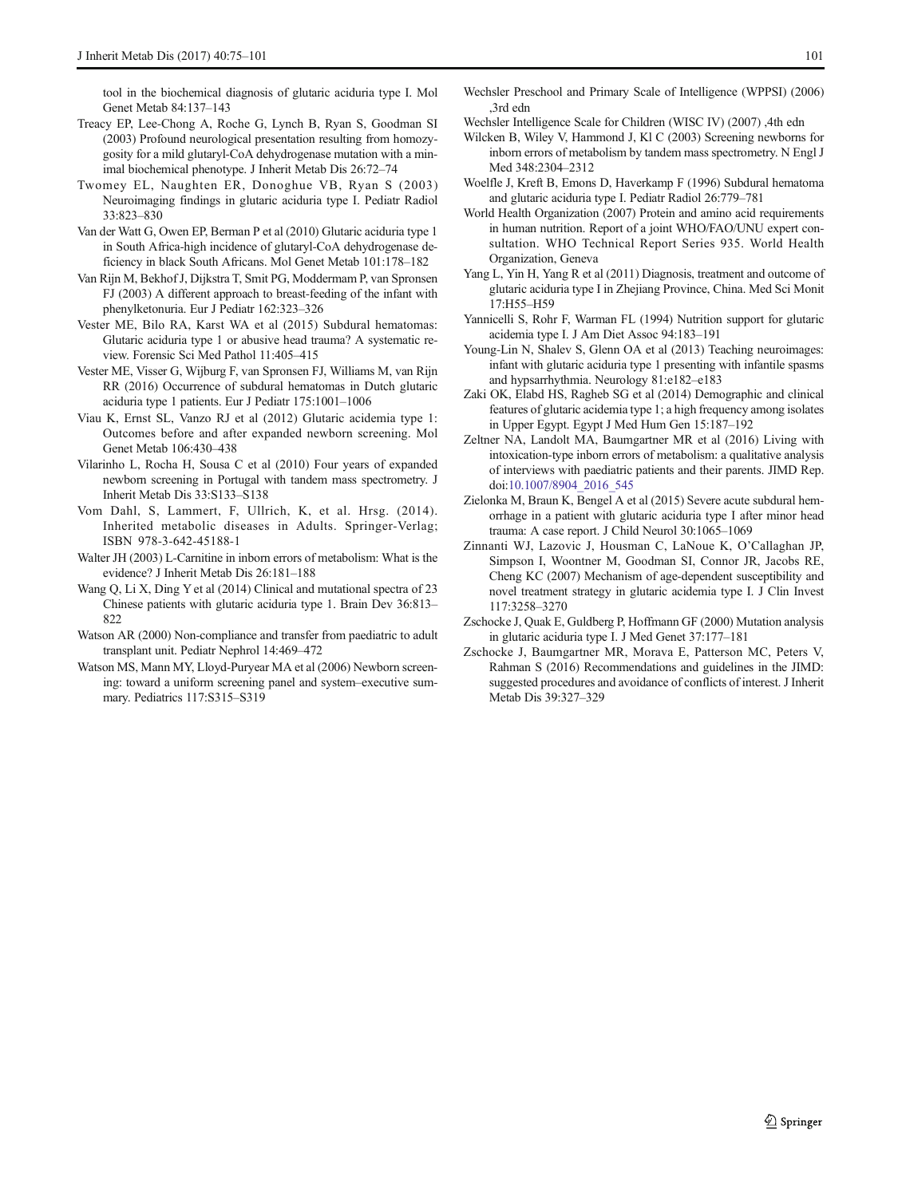tool in the biochemical diagnosis of glutaric aciduria type I. Mol Genet Metab 84:137–143

Treacy EP, Lee-Chong A, Roche G, Lynch B, Ryan S, Goodman SI (2003) Profound neurological presentation resulting from homozygosity for a mild glutaryl-CoA dehydrogenase mutation with a minimal biochemical phenotype. J Inherit Metab Dis 26:72–74

Twomey EL, Naughten ER, Donoghue VB, Ryan S (2003) Neuroimaging findings in glutaric aciduria type I. Pediatr Radiol 33:823–830

Van der Watt G, Owen EP, Berman P et al (2010) Glutaric aciduria type 1 in South Africa-high incidence of glutaryl-CoA dehydrogenase deficiency in black South Africans. Mol Genet Metab 101:178–182

Van Rijn M, Bekhof J, Dijkstra T, Smit PG, Moddermam P, van Spronsen FJ (2003) A different approach to breast-feeding of the infant with phenylketonuria. Eur J Pediatr 162:323–326

Vester ME, Bilo RA, Karst WA et al (2015) Subdural hematomas: Glutaric aciduria type 1 or abusive head trauma? A systematic review. Forensic Sci Med Pathol 11:405–415

Vester ME, Visser G, Wijburg F, van Spronsen FJ, Williams M, van Rijn RR (2016) Occurrence of subdural hematomas in Dutch glutaric aciduria type 1 patients. Eur J Pediatr 175:1001–1006

Viau K, Ernst SL, Vanzo RJ et al (2012) Glutaric acidemia type 1: Outcomes before and after expanded newborn screening. Mol Genet Metab 106:430–438

Vilarinho L, Rocha H, Sousa C et al (2010) Four years of expanded newborn screening in Portugal with tandem mass spectrometry. J Inherit Metab Dis 33:S133–S138

Vom Dahl, S, Lammert, F, Ullrich, K, et al. Hrsg. (2014). Inherited metabolic diseases in Adults. Springer-Verlag; ISBN 978-3-642-45188-1

Walter JH (2003) L-Carnitine in inborn errors of metabolism: What is the evidence? J Inherit Metab Dis 26:181–188

Wang Q, Li X, Ding Y et al (2014) Clinical and mutational spectra of 23 Chinese patients with glutaric aciduria type 1. Brain Dev 36:813–822

Watson AR (2000) Non-compliance and transfer from paediatric to adult transplant unit. Pediatr Nephrol 14:469–472

Watson MS, Mann MY, Lloyd-Puryear MA et al (2006) Newborn screening: toward a uniform screening panel and system–executive summary. Pediatrics 117:S315–S319

Wechsler Preschool and Primary Scale of Intelligence (WPPSI) (2006) ,3rd edn

Wechsler Intelligence Scale for Children (WISC IV) (2007) ,4th edn

Wilcken B, Wiley V, Hammond J, Kl C (2003) Screening newborns for inborn errors of metabolism by tandem mass spectrometry. N Engl J Med 348:2304–2312

Woelfle J, Kreft B, Emons D, Haverkamp F (1996) Subdural hematoma and glutaric aciduria type I. Pediatr Radiol 26:779–781

World Health Organization (2007) Protein and amino acid requirements in human nutrition. Report of a joint WHO/FAO/UNU expert consultation. WHO Technical Report Series 935. World Health Organization, Geneva

Yang L, Yin H, Yang R et al (2011) Diagnosis, treatment and outcome of glutaric aciduria type I in Zhejiang Province, China. Med Sci Monit 17:H55–H59

Yannicelli S, Rohr F, Warman FL (1994) Nutrition support for glutaric acidemia type I. J Am Diet Assoc 94:183–191

Young-Lin N, Shalev S, Glenn OA et al (2013) Teaching neuroimages: infant with glutaric aciduria type 1 presenting with infantile spasms and hypsarrhythmia. Neurology 81:e182–e183

Zaki OK, Elabd HS, Ragheb SG et al (2014) Demographic and clinical features of glutaric acidemia type 1; a high frequency among isolates in Upper Egypt. Egypt J Med Hum Gen 15:187–192

Zeltner NA, Landolt MA, Baumgartner MR et al (2016) Living with intoxication-type inborn errors of metabolism: a qualitative analysis of interviews with paediatric patients and their parents. JIMD Rep. doi:10.1007/8904_2016_545

Zielonka M, Braun K, Bengel A et al (2015) Severe acute subdural hemorrhage in a patient with glutaric aciduria type I after minor head trauma: A case report. J Child Neurol 30:1065–1069

Zinnanti WJ, Lazovic J, Housman C, LaNoue K, O'Callaghan JP, Simpson I, Woontner M, Goodman SI, Connor JR, Jacobs RE, Cheng KC (2007) Mechanism of age-dependent susceptibility and novel treatment strategy in glutaric acidemia type I. J Clin Invest 117:3258–3270

Zschocke J, Quak E, Guldberg P, Hoffmann GF (2000) Mutation analysis in glutaric aciduria type I. J Med Genet 37:177–181

Zschocke J, Baumgartner MR, Morava E, Patterson MC, Peters V, Rahman S (2016) Recommendations and guidelines in the JIMD: suggested procedures and avoidance of conflicts of interest. J Inherit Metab Dis 39:327–329